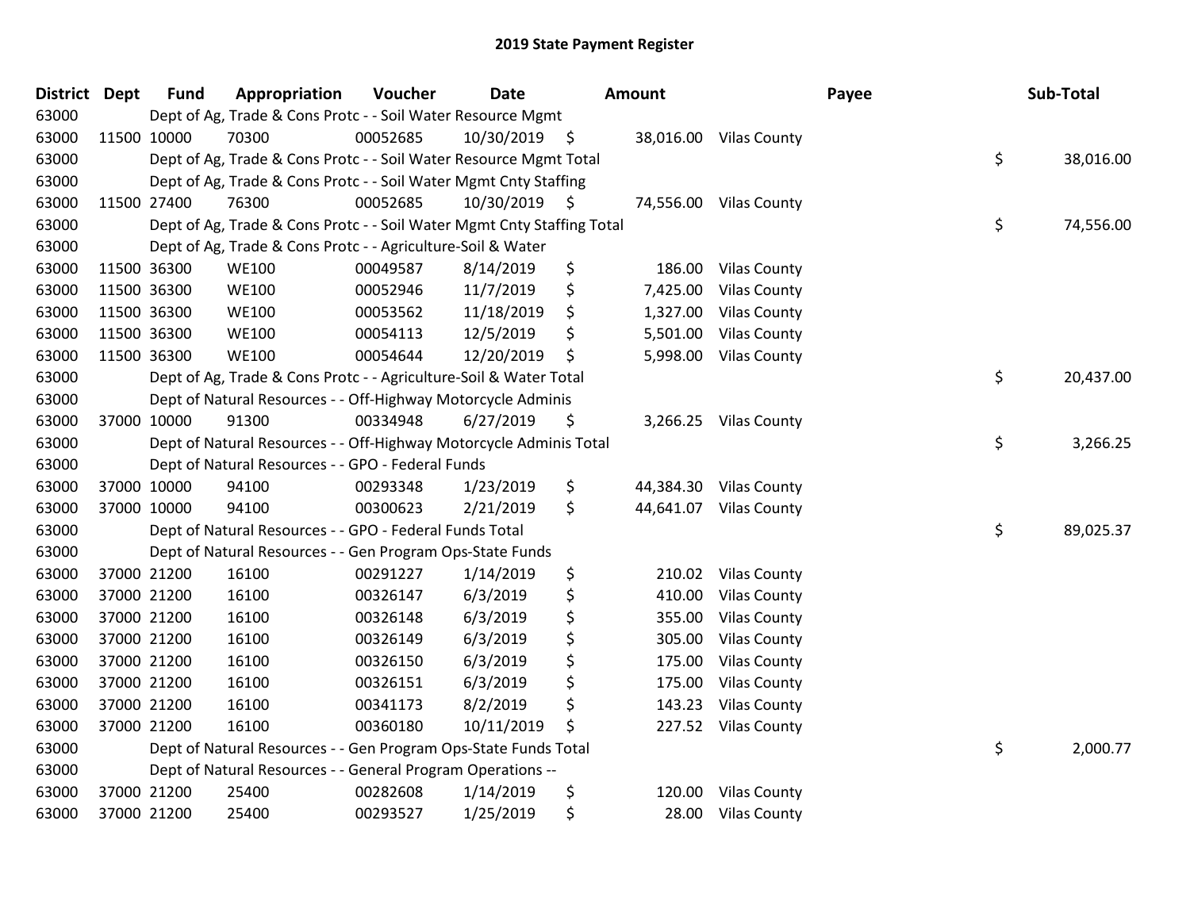# 2019 State Payment Register

| District | Dept | Fund | Appropriation | Voucher | Date | Amount | Payee | Sub-Total |
|---|---|---|---|---|---|---|---|---|
| 63000 | | Dept of Ag, Trade & Cons Protc - - Soil Water Resource Mgmt | | | | | | |
| 63000 | 11500 | 10000 | 70300 | 00052685 | 10/30/2019 | $ 38,016.00 | Vilas County | |
| 63000 | | Dept of Ag, Trade & Cons Protc - - Soil Water Resource Mgmt Total | | | | | | $ 38,016.00 |
| 63000 | | Dept of Ag, Trade & Cons Protc - - Soil Water Mgmt Cnty Staffing | | | | | | |
| 63000 | 11500 | 27400 | 76300 | 00052685 | 10/30/2019 | $ 74,556.00 | Vilas County | |
| 63000 | | Dept of Ag, Trade & Cons Protc - - Soil Water Mgmt Cnty Staffing Total | | | | | | $ 74,556.00 |
| 63000 | | Dept of Ag, Trade & Cons Protc - - Agriculture-Soil & Water | | | | | | |
| 63000 | 11500 | 36300 | WE100 | 00049587 | 8/14/2019 | $ 186.00 | Vilas County | |
| 63000 | 11500 | 36300 | WE100 | 00052946 | 11/7/2019 | $ 7,425.00 | Vilas County | |
| 63000 | 11500 | 36300 | WE100 | 00053562 | 11/18/2019 | $ 1,327.00 | Vilas County | |
| 63000 | 11500 | 36300 | WE100 | 00054113 | 12/5/2019 | $ 5,501.00 | Vilas County | |
| 63000 | 11500 | 36300 | WE100 | 00054644 | 12/20/2019 | $ 5,998.00 | Vilas County | |
| 63000 | | Dept of Ag, Trade & Cons Protc - - Agriculture-Soil & Water Total | | | | | | $ 20,437.00 |
| 63000 | | Dept of Natural Resources - - Off-Highway Motorcycle Adminis | | | | | | |
| 63000 | 37000 | 10000 | 91300 | 00334948 | 6/27/2019 | $ 3,266.25 | Vilas County | |
| 63000 | | Dept of Natural Resources - - Off-Highway Motorcycle Adminis Total | | | | | | $ 3,266.25 |
| 63000 | | Dept of Natural Resources - - GPO - Federal Funds | | | | | | |
| 63000 | 37000 | 10000 | 94100 | 00293348 | 1/23/2019 | $ 44,384.30 | Vilas County | |
| 63000 | 37000 | 10000 | 94100 | 00300623 | 2/21/2019 | $ 44,641.07 | Vilas County | |
| 63000 | | Dept of Natural Resources - - GPO - Federal Funds Total | | | | | | $ 89,025.37 |
| 63000 | | Dept of Natural Resources - - Gen Program Ops-State Funds | | | | | | |
| 63000 | 37000 | 21200 | 16100 | 00291227 | 1/14/2019 | $ 210.02 | Vilas County | |
| 63000 | 37000 | 21200 | 16100 | 00326147 | 6/3/2019 | $ 410.00 | Vilas County | |
| 63000 | 37000 | 21200 | 16100 | 00326148 | 6/3/2019 | $ 355.00 | Vilas County | |
| 63000 | 37000 | 21200 | 16100 | 00326149 | 6/3/2019 | $ 305.00 | Vilas County | |
| 63000 | 37000 | 21200 | 16100 | 00326150 | 6/3/2019 | $ 175.00 | Vilas County | |
| 63000 | 37000 | 21200 | 16100 | 00326151 | 6/3/2019 | $ 175.00 | Vilas County | |
| 63000 | 37000 | 21200 | 16100 | 00341173 | 8/2/2019 | $ 143.23 | Vilas County | |
| 63000 | 37000 | 21200 | 16100 | 00360180 | 10/11/2019 | $ 227.52 | Vilas County | |
| 63000 | | Dept of Natural Resources - - Gen Program Ops-State Funds Total | | | | | | $ 2,000.77 |
| 63000 | | Dept of Natural Resources - - General Program Operations -- | | | | | | |
| 63000 | 37000 | 21200 | 25400 | 00282608 | 1/14/2019 | $ 120.00 | Vilas County | |
| 63000 | 37000 | 21200 | 25400 | 00293527 | 1/25/2019 | $ 28.00 | Vilas County | |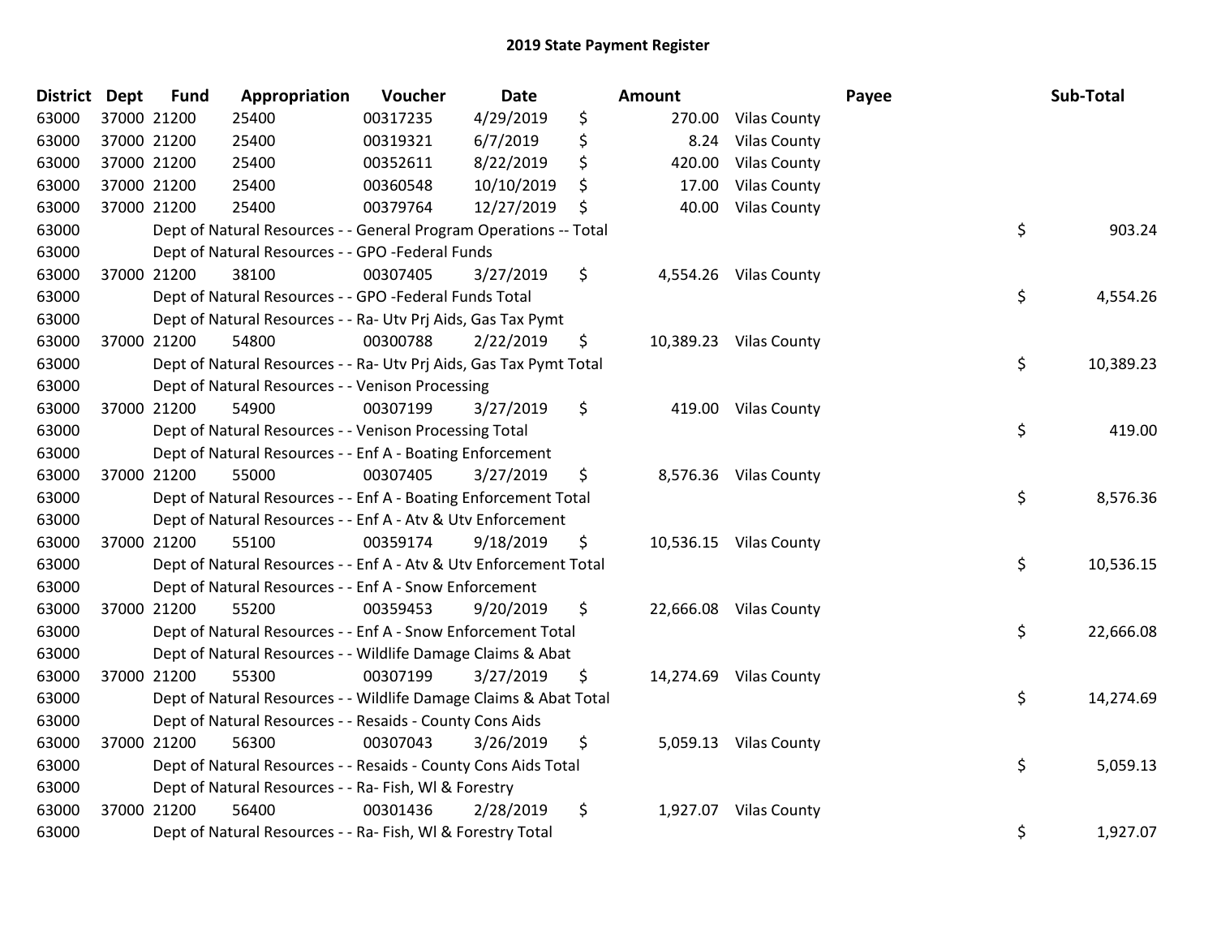# 2019 State Payment Register

| District | Dept | Fund | Appropriation | Voucher | Date | | Amount | Payee | | Sub-Total |
|---|---|---|---|---|---|---|---|---|---|---|
| 63000 | 37000 | 21200 | 25400 | 00317235 | 4/29/2019 | $ | 270.00 | Vilas County | | |
| 63000 | 37000 | 21200 | 25400 | 00319321 | 6/7/2019 | $ | 8.24 | Vilas County | | |
| 63000 | 37000 | 21200 | 25400 | 00352611 | 8/22/2019 | $ | 420.00 | Vilas County | | |
| 63000 | 37000 | 21200 | 25400 | 00360548 | 10/10/2019 | $ | 17.00 | Vilas County | | |
| 63000 | 37000 | 21200 | 25400 | 00379764 | 12/27/2019 | $ | 40.00 | Vilas County | | |
| 63000 | | Dept of Natural Resources - - General Program Operations -- Total | | | | | | | $ | 903.24 |
| 63000 | | Dept of Natural Resources - - GPO -Federal Funds | | | | | | | | |
| 63000 | 37000 | 21200 | 38100 | 00307405 | 3/27/2019 | $ | 4,554.26 | Vilas County | | |
| 63000 | | Dept of Natural Resources - - GPO -Federal Funds Total | | | | | | | $ | 4,554.26 |
| 63000 | | Dept of Natural Resources - - Ra- Utv Prj Aids, Gas Tax Pymt | | | | | | | | |
| 63000 | 37000 | 21200 | 54800 | 00300788 | 2/22/2019 | $ | 10,389.23 | Vilas County | | |
| 63000 | | Dept of Natural Resources - - Ra- Utv Prj Aids, Gas Tax Pymt Total | | | | | | | $ | 10,389.23 |
| 63000 | | Dept of Natural Resources - - Venison Processing | | | | | | | | |
| 63000 | 37000 | 21200 | 54900 | 00307199 | 3/27/2019 | $ | 419.00 | Vilas County | | |
| 63000 | | Dept of Natural Resources - - Venison Processing Total | | | | | | | $ | 419.00 |
| 63000 | | Dept of Natural Resources - - Enf A - Boating Enforcement | | | | | | | | |
| 63000 | 37000 | 21200 | 55000 | 00307405 | 3/27/2019 | $ | 8,576.36 | Vilas County | | |
| 63000 | | Dept of Natural Resources - - Enf A - Boating Enforcement Total | | | | | | | $ | 8,576.36 |
| 63000 | | Dept of Natural Resources - - Enf A - Atv & Utv Enforcement | | | | | | | | |
| 63000 | 37000 | 21200 | 55100 | 00359174 | 9/18/2019 | $ | 10,536.15 | Vilas County | | |
| 63000 | | Dept of Natural Resources - - Enf A - Atv & Utv Enforcement Total | | | | | | | $ | 10,536.15 |
| 63000 | | Dept of Natural Resources - - Enf A - Snow Enforcement | | | | | | | | |
| 63000 | 37000 | 21200 | 55200 | 00359453 | 9/20/2019 | $ | 22,666.08 | Vilas County | | |
| 63000 | | Dept of Natural Resources - - Enf A - Snow Enforcement Total | | | | | | | $ | 22,666.08 |
| 63000 | | Dept of Natural Resources - - Wildlife Damage Claims & Abat | | | | | | | | |
| 63000 | 37000 | 21200 | 55300 | 00307199 | 3/27/2019 | $ | 14,274.69 | Vilas County | | |
| 63000 | | Dept of Natural Resources - - Wildlife Damage Claims & Abat Total | | | | | | | $ | 14,274.69 |
| 63000 | | Dept of Natural Resources - - Resaids - County Cons Aids | | | | | | | | |
| 63000 | 37000 | 21200 | 56300 | 00307043 | 3/26/2019 | $ | 5,059.13 | Vilas County | | |
| 63000 | | Dept of Natural Resources - - Resaids - County Cons Aids Total | | | | | | | $ | 5,059.13 |
| 63000 | | Dept of Natural Resources - - Ra- Fish, Wl & Forestry | | | | | | | | |
| 63000 | 37000 | 21200 | 56400 | 00301436 | 2/28/2019 | $ | 1,927.07 | Vilas County | | |
| 63000 | | Dept of Natural Resources - - Ra- Fish, Wl & Forestry Total | | | | | | | $ | 1,927.07 |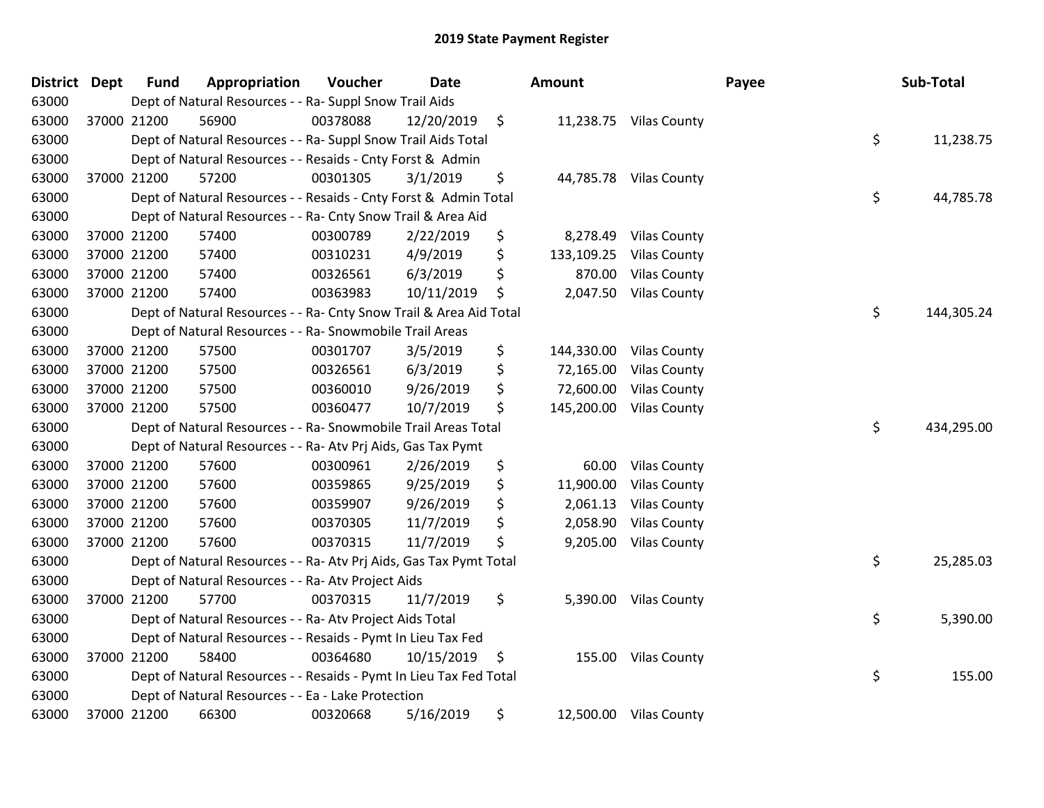# 2019 State Payment Register

| District | Dept | Fund | Appropriation | Voucher | Date | Amount | Payee | Sub-Total |
|---|---|---|---|---|---|---|---|---|
| 63000 | | Dept of Natural Resources - - Ra- Suppl Snow Trail Aids | | | | | | |
| 63000 | 37000 | 21200 | 56900 | 00378088 | 12/20/2019 | $ 11,238.75 | Vilas County | |
| 63000 | | Dept of Natural Resources - - Ra- Suppl Snow Trail Aids Total | | | | | | $ 11,238.75 |
| 63000 | | Dept of Natural Resources - - Resaids - Cnty Forst & Admin | | | | | | |
| 63000 | 37000 | 21200 | 57200 | 00301305 | 3/1/2019 | $ 44,785.78 | Vilas County | |
| 63000 | | Dept of Natural Resources - - Resaids - Cnty Forst & Admin Total | | | | | | $ 44,785.78 |
| 63000 | | Dept of Natural Resources - - Ra- Cnty Snow Trail & Area Aid | | | | | | |
| 63000 | 37000 | 21200 | 57400 | 00300789 | 2/22/2019 | $ 8,278.49 | Vilas County | |
| 63000 | 37000 | 21200 | 57400 | 00310231 | 4/9/2019 | $ 133,109.25 | Vilas County | |
| 63000 | 37000 | 21200 | 57400 | 00326561 | 6/3/2019 | $ 870.00 | Vilas County | |
| 63000 | 37000 | 21200 | 57400 | 00363983 | 10/11/2019 | $ 2,047.50 | Vilas County | |
| 63000 | | Dept of Natural Resources - - Ra- Cnty Snow Trail & Area Aid Total | | | | | | $ 144,305.24 |
| 63000 | | Dept of Natural Resources - - Ra- Snowmobile Trail Areas | | | | | | |
| 63000 | 37000 | 21200 | 57500 | 00301707 | 3/5/2019 | $ 144,330.00 | Vilas County | |
| 63000 | 37000 | 21200 | 57500 | 00326561 | 6/3/2019 | $ 72,165.00 | Vilas County | |
| 63000 | 37000 | 21200 | 57500 | 00360010 | 9/26/2019 | $ 72,600.00 | Vilas County | |
| 63000 | 37000 | 21200 | 57500 | 00360477 | 10/7/2019 | $ 145,200.00 | Vilas County | |
| 63000 | | Dept of Natural Resources - - Ra- Snowmobile Trail Areas Total | | | | | | $ 434,295.00 |
| 63000 | | Dept of Natural Resources - - Ra- Atv Prj Aids, Gas Tax Pymt | | | | | | |
| 63000 | 37000 | 21200 | 57600 | 00300961 | 2/26/2019 | $ 60.00 | Vilas County | |
| 63000 | 37000 | 21200 | 57600 | 00359865 | 9/25/2019 | $ 11,900.00 | Vilas County | |
| 63000 | 37000 | 21200 | 57600 | 00359907 | 9/26/2019 | $ 2,061.13 | Vilas County | |
| 63000 | 37000 | 21200 | 57600 | 00370305 | 11/7/2019 | $ 2,058.90 | Vilas County | |
| 63000 | 37000 | 21200 | 57600 | 00370315 | 11/7/2019 | $ 9,205.00 | Vilas County | |
| 63000 | | Dept of Natural Resources - - Ra- Atv Prj Aids, Gas Tax Pymt Total | | | | | | $ 25,285.03 |
| 63000 | | Dept of Natural Resources - - Ra- Atv Project Aids | | | | | | |
| 63000 | 37000 | 21200 | 57700 | 00370315 | 11/7/2019 | $ 5,390.00 | Vilas County | |
| 63000 | | Dept of Natural Resources - - Ra- Atv Project Aids Total | | | | | | $ 5,390.00 |
| 63000 | | Dept of Natural Resources - - Resaids - Pymt In Lieu Tax Fed | | | | | | |
| 63000 | 37000 | 21200 | 58400 | 00364680 | 10/15/2019 | $ 155.00 | Vilas County | |
| 63000 | | Dept of Natural Resources - - Resaids - Pymt In Lieu Tax Fed Total | | | | | | $ 155.00 |
| 63000 | | Dept of Natural Resources - - Ea - Lake Protection | | | | | | |
| 63000 | 37000 | 21200 | 66300 | 00320668 | 5/16/2019 | $ 12,500.00 | Vilas County | |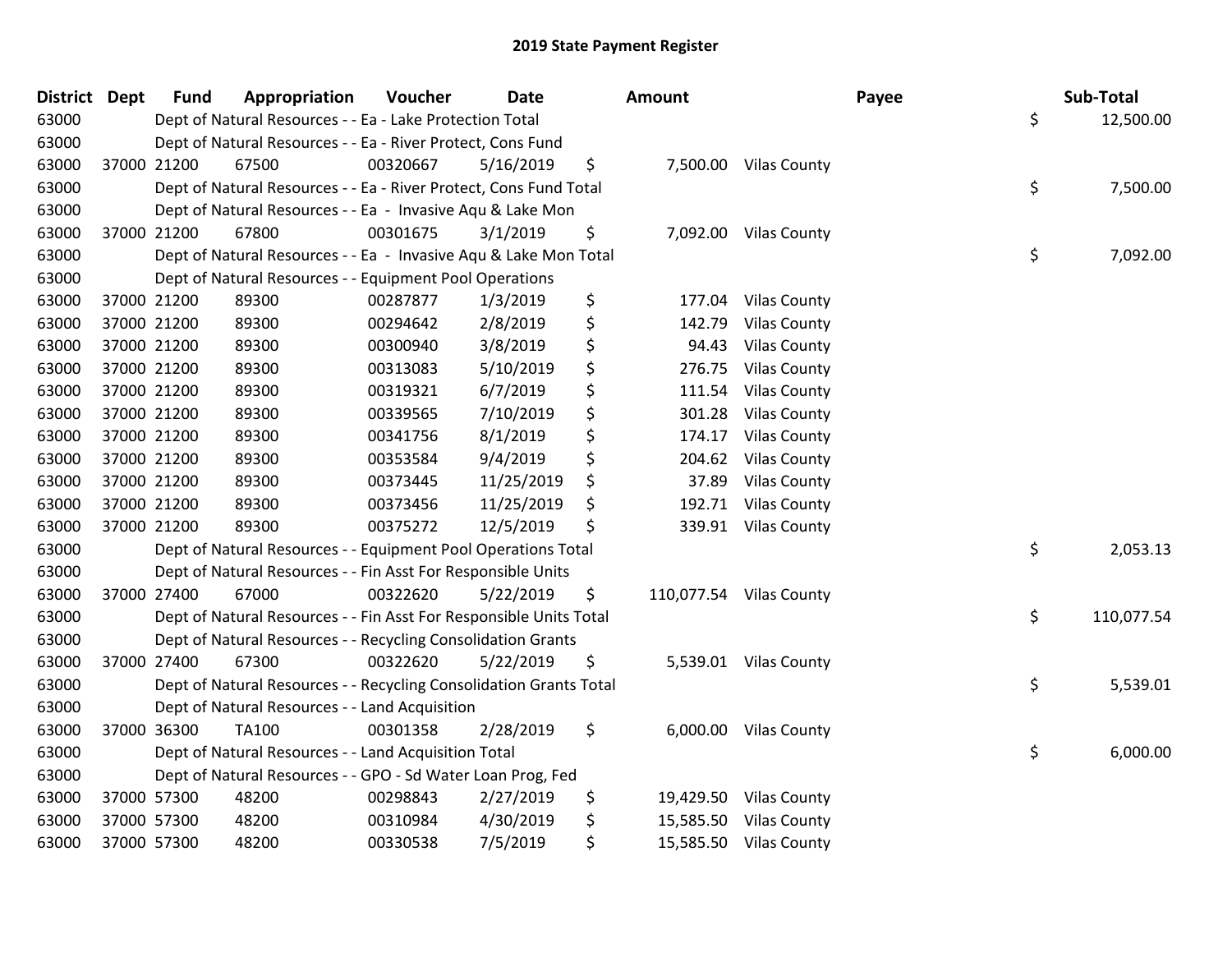## 2019 State Payment Register

| District | Dept | Fund | Appropriation | Voucher | Date | Amount | Payee | Sub-Total |
|---|---|---|---|---|---|---|---|---|
| 63000 | | Dept of Natural Resources - - Ea - Lake Protection Total | | | | | | $ 12,500.00 |
| 63000 | | Dept of Natural Resources - - Ea - River Protect, Cons Fund | | | | | | |
| 63000 | 37000 | 21200 | 67500 | 00320667 | 5/16/2019 | $ 7,500.00 | Vilas County | |
| 63000 | | Dept of Natural Resources - - Ea - River Protect, Cons Fund Total | | | | | | $ 7,500.00 |
| 63000 | | Dept of Natural Resources - - Ea - Invasive Aqu & Lake Mon | | | | | | |
| 63000 | 37000 | 21200 | 67800 | 00301675 | 3/1/2019 | $ 7,092.00 | Vilas County | |
| 63000 | | Dept of Natural Resources - - Ea - Invasive Aqu & Lake Mon Total | | | | | | $ 7,092.00 |
| 63000 | | Dept of Natural Resources - - Equipment Pool Operations | | | | | | |
| 63000 | 37000 | 21200 | 89300 | 00287877 | 1/3/2019 | $ 177.04 | Vilas County | |
| 63000 | 37000 | 21200 | 89300 | 00294642 | 2/8/2019 | $ 142.79 | Vilas County | |
| 63000 | 37000 | 21200 | 89300 | 00300940 | 3/8/2019 | $ 94.43 | Vilas County | |
| 63000 | 37000 | 21200 | 89300 | 00313083 | 5/10/2019 | $ 276.75 | Vilas County | |
| 63000 | 37000 | 21200 | 89300 | 00319321 | 6/7/2019 | $ 111.54 | Vilas County | |
| 63000 | 37000 | 21200 | 89300 | 00339565 | 7/10/2019 | $ 301.28 | Vilas County | |
| 63000 | 37000 | 21200 | 89300 | 00341756 | 8/1/2019 | $ 174.17 | Vilas County | |
| 63000 | 37000 | 21200 | 89300 | 00353584 | 9/4/2019 | $ 204.62 | Vilas County | |
| 63000 | 37000 | 21200 | 89300 | 00373445 | 11/25/2019 | $ 37.89 | Vilas County | |
| 63000 | 37000 | 21200 | 89300 | 00373456 | 11/25/2019 | $ 192.71 | Vilas County | |
| 63000 | 37000 | 21200 | 89300 | 00375272 | 12/5/2019 | $ 339.91 | Vilas County | |
| 63000 | | Dept of Natural Resources - - Equipment Pool Operations Total | | | | | | $ 2,053.13 |
| 63000 | | Dept of Natural Resources - - Fin Asst For Responsible Units | | | | | | |
| 63000 | 37000 | 27400 | 67000 | 00322620 | 5/22/2019 | $ 110,077.54 | Vilas County | |
| 63000 | | Dept of Natural Resources - - Fin Asst For Responsible Units Total | | | | | | $ 110,077.54 |
| 63000 | | Dept of Natural Resources - - Recycling Consolidation Grants | | | | | | |
| 63000 | 37000 | 27400 | 67300 | 00322620 | 5/22/2019 | $ 5,539.01 | Vilas County | |
| 63000 | | Dept of Natural Resources - - Recycling Consolidation Grants Total | | | | | | $ 5,539.01 |
| 63000 | | Dept of Natural Resources - - Land Acquisition | | | | | | |
| 63000 | 37000 | 36300 | TA100 | 00301358 | 2/28/2019 | $ 6,000.00 | Vilas County | |
| 63000 | | Dept of Natural Resources - - Land Acquisition Total | | | | | | $ 6,000.00 |
| 63000 | | Dept of Natural Resources - - GPO - Sd Water Loan Prog, Fed | | | | | | |
| 63000 | 37000 | 57300 | 48200 | 00298843 | 2/27/2019 | $ 19,429.50 | Vilas County | |
| 63000 | 37000 | 57300 | 48200 | 00310984 | 4/30/2019 | $ 15,585.50 | Vilas County | |
| 63000 | 37000 | 57300 | 48200 | 00330538 | 7/5/2019 | $ 15,585.50 | Vilas County | |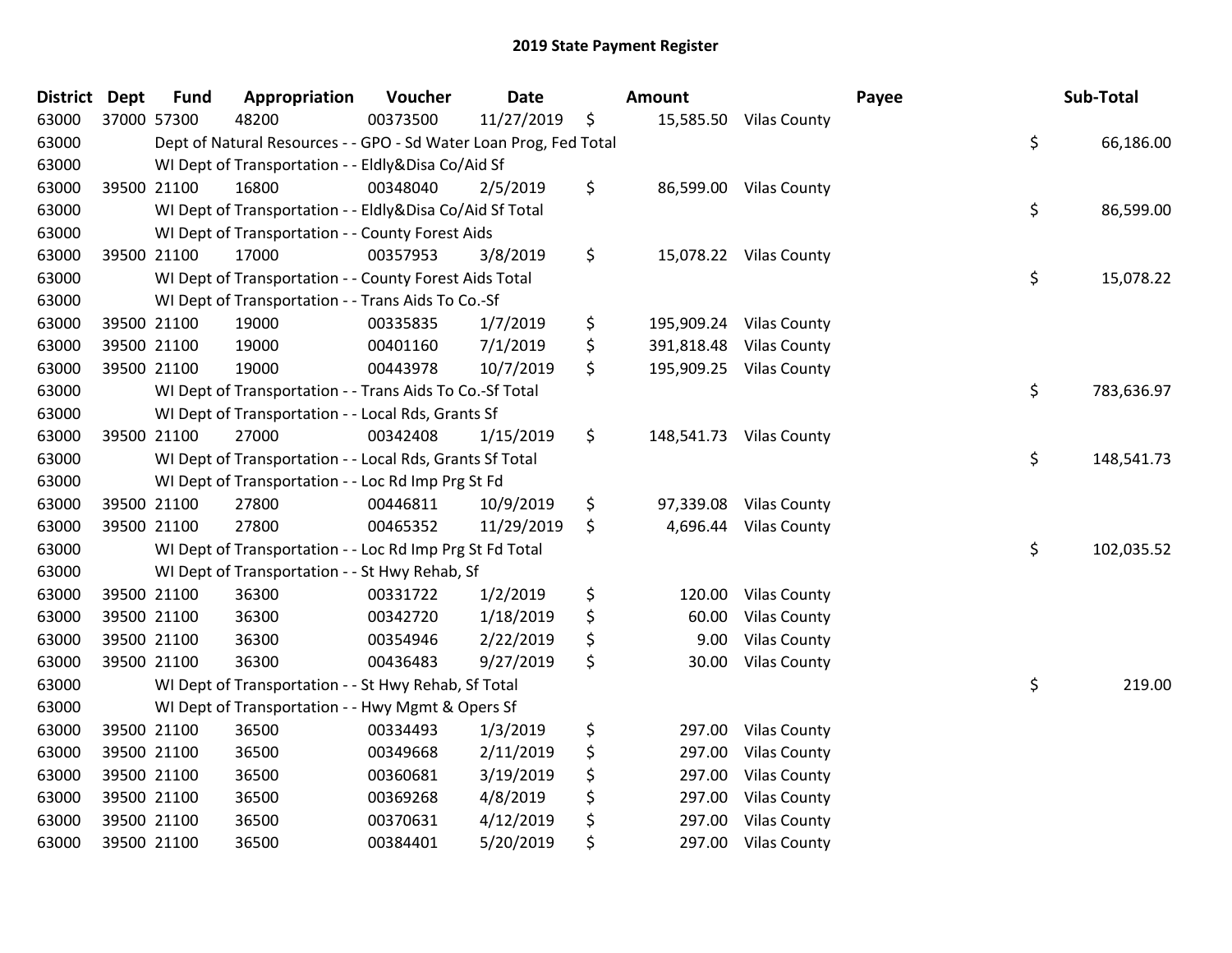# 2019 State Payment Register

| District | Dept | Fund | Appropriation | Voucher | Date | Amount | Payee | Sub-Total |
|---|---|---|---|---|---|---|---|---|
| 63000 | 37000 | 57300 | 48200 | 00373500 | 11/27/2019 | $ 15,585.50 | Vilas County | |
| 63000 | | | Dept of Natural Resources - - GPO - Sd Water Loan Prog, Fed Total | | | | | $ 66,186.00 |
| 63000 | | | WI Dept of Transportation - - Eldly&Disa Co/Aid Sf | | | | | |
| 63000 | 39500 | 21100 | 16800 | 00348040 | 2/5/2019 | $ 86,599.00 | Vilas County | |
| 63000 | | | WI Dept of Transportation - - Eldly&Disa Co/Aid Sf Total | | | | | $ 86,599.00 |
| 63000 | | | WI Dept of Transportation - - County Forest Aids | | | | | |
| 63000 | 39500 | 21100 | 17000 | 00357953 | 3/8/2019 | $ 15,078.22 | Vilas County | |
| 63000 | | | WI Dept of Transportation - - County Forest Aids Total | | | | | $ 15,078.22 |
| 63000 | | | WI Dept of Transportation - - Trans Aids To Co.-Sf | | | | | |
| 63000 | 39500 | 21100 | 19000 | 00335835 | 1/7/2019 | $ 195,909.24 | Vilas County | |
| 63000 | 39500 | 21100 | 19000 | 00401160 | 7/1/2019 | $ 391,818.48 | Vilas County | |
| 63000 | 39500 | 21100 | 19000 | 00443978 | 10/7/2019 | $ 195,909.25 | Vilas County | |
| 63000 | | | WI Dept of Transportation - - Trans Aids To Co.-Sf Total | | | | | $ 783,636.97 |
| 63000 | | | WI Dept of Transportation - - Local Rds, Grants Sf | | | | | |
| 63000 | 39500 | 21100 | 27000 | 00342408 | 1/15/2019 | $ 148,541.73 | Vilas County | |
| 63000 | | | WI Dept of Transportation - - Local Rds, Grants Sf Total | | | | | $ 148,541.73 |
| 63000 | | | WI Dept of Transportation - - Loc Rd Imp Prg St Fd | | | | | |
| 63000 | 39500 | 21100 | 27800 | 00446811 | 10/9/2019 | $ 97,339.08 | Vilas County | |
| 63000 | 39500 | 21100 | 27800 | 00465352 | 11/29/2019 | $ 4,696.44 | Vilas County | |
| 63000 | | | WI Dept of Transportation - - Loc Rd Imp Prg St Fd Total | | | | | $ 102,035.52 |
| 63000 | | | WI Dept of Transportation - - St Hwy Rehab, Sf | | | | | |
| 63000 | 39500 | 21100 | 36300 | 00331722 | 1/2/2019 | $ 120.00 | Vilas County | |
| 63000 | 39500 | 21100 | 36300 | 00342720 | 1/18/2019 | $ 60.00 | Vilas County | |
| 63000 | 39500 | 21100 | 36300 | 00354946 | 2/22/2019 | $ 9.00 | Vilas County | |
| 63000 | 39500 | 21100 | 36300 | 00436483 | 9/27/2019 | $ 30.00 | Vilas County | |
| 63000 | | | WI Dept of Transportation - - St Hwy Rehab, Sf Total | | | | | $ 219.00 |
| 63000 | | | WI Dept of Transportation - - Hwy Mgmt & Opers Sf | | | | | |
| 63000 | 39500 | 21100 | 36500 | 00334493 | 1/3/2019 | $ 297.00 | Vilas County | |
| 63000 | 39500 | 21100 | 36500 | 00349668 | 2/11/2019 | $ 297.00 | Vilas County | |
| 63000 | 39500 | 21100 | 36500 | 00360681 | 3/19/2019 | $ 297.00 | Vilas County | |
| 63000 | 39500 | 21100 | 36500 | 00369268 | 4/8/2019 | $ 297.00 | Vilas County | |
| 63000 | 39500 | 21100 | 36500 | 00370631 | 4/12/2019 | $ 297.00 | Vilas County | |
| 63000 | 39500 | 21100 | 36500 | 00384401 | 5/20/2019 | $ 297.00 | Vilas County | |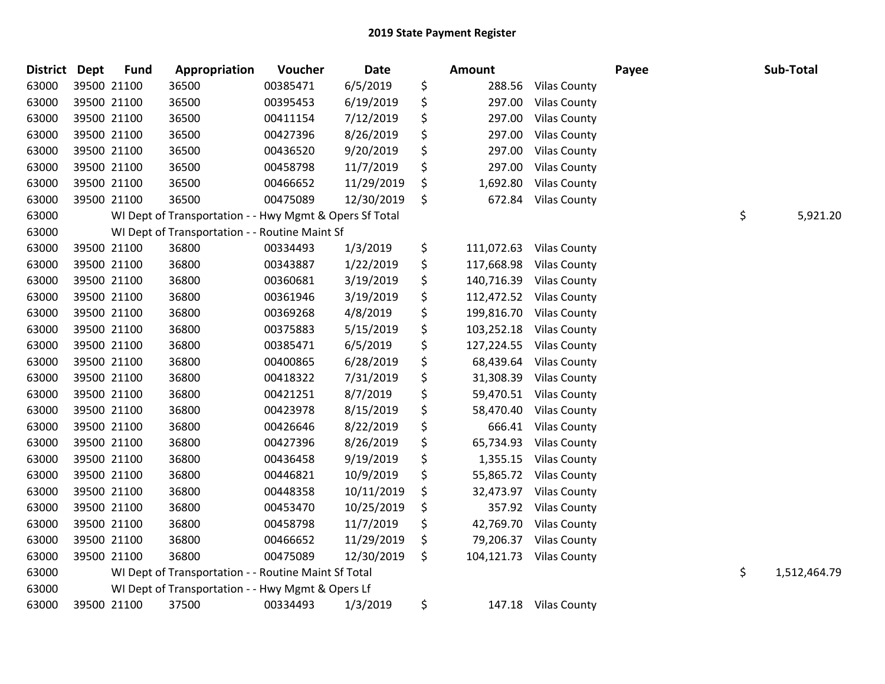# 2019 State Payment Register

| District | Dept | Fund | Appropriation | Voucher | Date | Amount | Payee | Sub-Total |
|---|---|---|---|---|---|---|---|---|
| 63000 | 39500 | 21100 | 36500 | 00385471 | 6/5/2019 | $ 288.56 | Vilas County | |
| 63000 | 39500 | 21100 | 36500 | 00395453 | 6/19/2019 | $ 297.00 | Vilas County | |
| 63000 | 39500 | 21100 | 36500 | 00411154 | 7/12/2019 | $ 297.00 | Vilas County | |
| 63000 | 39500 | 21100 | 36500 | 00427396 | 8/26/2019 | $ 297.00 | Vilas County | |
| 63000 | 39500 | 21100 | 36500 | 00436520 | 9/20/2019 | $ 297.00 | Vilas County | |
| 63000 | 39500 | 21100 | 36500 | 00458798 | 11/7/2019 | $ 297.00 | Vilas County | |
| 63000 | 39500 | 21100 | 36500 | 00466652 | 11/29/2019 | $ 1,692.80 | Vilas County | |
| 63000 | 39500 | 21100 | 36500 | 00475089 | 12/30/2019 | $ 672.84 | Vilas County | |
| 63000 | | WI Dept of Transportation - - Hwy Mgmt & Opers Sf Total | | | | | | $ 5,921.20 |
| 63000 | | WI Dept of Transportation - - Routine Maint Sf | | | | | | |
| 63000 | 39500 | 21100 | 36800 | 00334493 | 1/3/2019 | $ 111,072.63 | Vilas County | |
| 63000 | 39500 | 21100 | 36800 | 00343887 | 1/22/2019 | $ 117,668.98 | Vilas County | |
| 63000 | 39500 | 21100 | 36800 | 00360681 | 3/19/2019 | $ 140,716.39 | Vilas County | |
| 63000 | 39500 | 21100 | 36800 | 00361946 | 3/19/2019 | $ 112,472.52 | Vilas County | |
| 63000 | 39500 | 21100 | 36800 | 00369268 | 4/8/2019 | $ 199,816.70 | Vilas County | |
| 63000 | 39500 | 21100 | 36800 | 00375883 | 5/15/2019 | $ 103,252.18 | Vilas County | |
| 63000 | 39500 | 21100 | 36800 | 00385471 | 6/5/2019 | $ 127,224.55 | Vilas County | |
| 63000 | 39500 | 21100 | 36800 | 00400865 | 6/28/2019 | $ 68,439.64 | Vilas County | |
| 63000 | 39500 | 21100 | 36800 | 00418322 | 7/31/2019 | $ 31,308.39 | Vilas County | |
| 63000 | 39500 | 21100 | 36800 | 00421251 | 8/7/2019 | $ 59,470.51 | Vilas County | |
| 63000 | 39500 | 21100 | 36800 | 00423978 | 8/15/2019 | $ 58,470.40 | Vilas County | |
| 63000 | 39500 | 21100 | 36800 | 00426646 | 8/22/2019 | $ 666.41 | Vilas County | |
| 63000 | 39500 | 21100 | 36800 | 00427396 | 8/26/2019 | $ 65,734.93 | Vilas County | |
| 63000 | 39500 | 21100 | 36800 | 00436458 | 9/19/2019 | $ 1,355.15 | Vilas County | |
| 63000 | 39500 | 21100 | 36800 | 00446821 | 10/9/2019 | $ 55,865.72 | Vilas County | |
| 63000 | 39500 | 21100 | 36800 | 00448358 | 10/11/2019 | $ 32,473.97 | Vilas County | |
| 63000 | 39500 | 21100 | 36800 | 00453470 | 10/25/2019 | $ 357.92 | Vilas County | |
| 63000 | 39500 | 21100 | 36800 | 00458798 | 11/7/2019 | $ 42,769.70 | Vilas County | |
| 63000 | 39500 | 21100 | 36800 | 00466652 | 11/29/2019 | $ 79,206.37 | Vilas County | |
| 63000 | 39500 | 21100 | 36800 | 00475089 | 12/30/2019 | $ 104,121.73 | Vilas County | |
| 63000 | | WI Dept of Transportation - - Routine Maint Sf Total | | | | | | $ 1,512,464.79 |
| 63000 | | WI Dept of Transportation - - Hwy Mgmt & Opers Lf | | | | | | |
| 63000 | 39500 | 21100 | 37500 | 00334493 | 1/3/2019 | $ 147.18 | Vilas County | |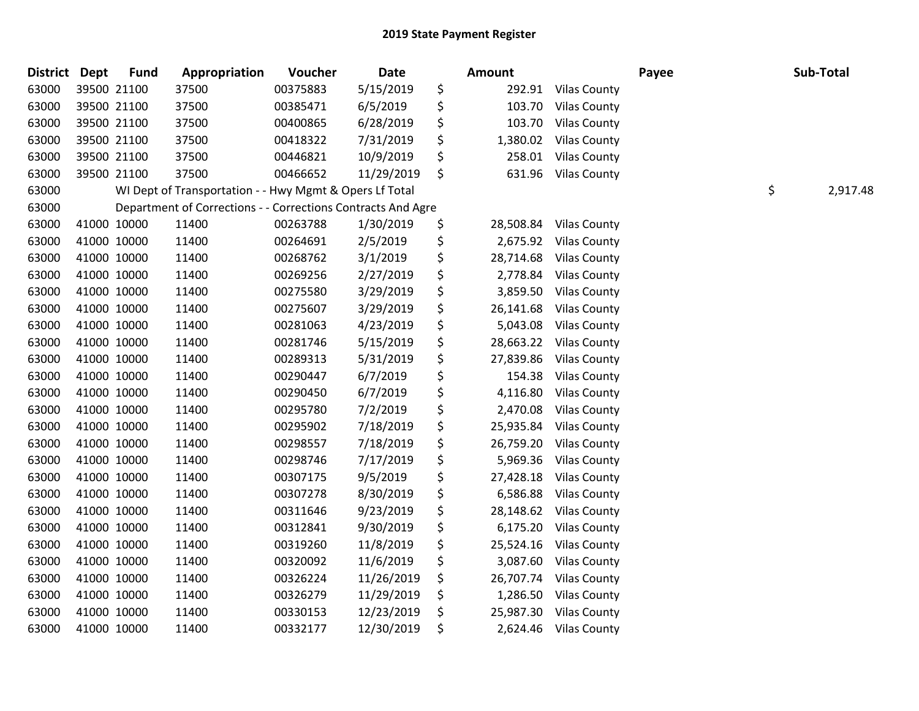# 2019 State Payment Register

| District | Dept | Fund | Appropriation | Voucher | Date | | Amount | Payee | | Sub-Total |
|---|---|---|---|---|---|---|---|---|---|---|
| 63000 | 39500 | 21100 | 37500 | 00375883 | 5/15/2019 | $ | 292.91 | Vilas County | | |
| 63000 | 39500 | 21100 | 37500 | 00385471 | 6/5/2019 | $ | 103.70 | Vilas County | | |
| 63000 | 39500 | 21100 | 37500 | 00400865 | 6/28/2019 | $ | 103.70 | Vilas County | | |
| 63000 | 39500 | 21100 | 37500 | 00418322 | 7/31/2019 | $ | 1,380.02 | Vilas County | | |
| 63000 | 39500 | 21100 | 37500 | 00446821 | 10/9/2019 | $ | 258.01 | Vilas County | | |
| 63000 | 39500 | 21100 | 37500 | 00466652 | 11/29/2019 | $ | 631.96 | Vilas County | | |
| 63000 | | WI Dept of Transportation - - Hwy Mgmt & Opers Lf Total | | | | | | | $ | 2,917.48 |
| 63000 | | Department of Corrections - - Corrections Contracts And Agre | | | | | | | | |
| 63000 | 41000 | 10000 | 11400 | 00263788 | 1/30/2019 | $ | 28,508.84 | Vilas County | | |
| 63000 | 41000 | 10000 | 11400 | 00264691 | 2/5/2019 | $ | 2,675.92 | Vilas County | | |
| 63000 | 41000 | 10000 | 11400 | 00268762 | 3/1/2019 | $ | 28,714.68 | Vilas County | | |
| 63000 | 41000 | 10000 | 11400 | 00269256 | 2/27/2019 | $ | 2,778.84 | Vilas County | | |
| 63000 | 41000 | 10000 | 11400 | 00275580 | 3/29/2019 | $ | 3,859.50 | Vilas County | | |
| 63000 | 41000 | 10000 | 11400 | 00275607 | 3/29/2019 | $ | 26,141.68 | Vilas County | | |
| 63000 | 41000 | 10000 | 11400 | 00281063 | 4/23/2019 | $ | 5,043.08 | Vilas County | | |
| 63000 | 41000 | 10000 | 11400 | 00281746 | 5/15/2019 | $ | 28,663.22 | Vilas County | | |
| 63000 | 41000 | 10000 | 11400 | 00289313 | 5/31/2019 | $ | 27,839.86 | Vilas County | | |
| 63000 | 41000 | 10000 | 11400 | 00290447 | 6/7/2019 | $ | 154.38 | Vilas County | | |
| 63000 | 41000 | 10000 | 11400 | 00290450 | 6/7/2019 | $ | 4,116.80 | Vilas County | | |
| 63000 | 41000 | 10000 | 11400 | 00295780 | 7/2/2019 | $ | 2,470.08 | Vilas County | | |
| 63000 | 41000 | 10000 | 11400 | 00295902 | 7/18/2019 | $ | 25,935.84 | Vilas County | | |
| 63000 | 41000 | 10000 | 11400 | 00298557 | 7/18/2019 | $ | 26,759.20 | Vilas County | | |
| 63000 | 41000 | 10000 | 11400 | 00298746 | 7/17/2019 | $ | 5,969.36 | Vilas County | | |
| 63000 | 41000 | 10000 | 11400 | 00307175 | 9/5/2019 | $ | 27,428.18 | Vilas County | | |
| 63000 | 41000 | 10000 | 11400 | 00307278 | 8/30/2019 | $ | 6,586.88 | Vilas County | | |
| 63000 | 41000 | 10000 | 11400 | 00311646 | 9/23/2019 | $ | 28,148.62 | Vilas County | | |
| 63000 | 41000 | 10000 | 11400 | 00312841 | 9/30/2019 | $ | 6,175.20 | Vilas County | | |
| 63000 | 41000 | 10000 | 11400 | 00319260 | 11/8/2019 | $ | 25,524.16 | Vilas County | | |
| 63000 | 41000 | 10000 | 11400 | 00320092 | 11/6/2019 | $ | 3,087.60 | Vilas County | | |
| 63000 | 41000 | 10000 | 11400 | 00326224 | 11/26/2019 | $ | 26,707.74 | Vilas County | | |
| 63000 | 41000 | 10000 | 11400 | 00326279 | 11/29/2019 | $ | 1,286.50 | Vilas County | | |
| 63000 | 41000 | 10000 | 11400 | 00330153 | 12/23/2019 | $ | 25,987.30 | Vilas County | | |
| 63000 | 41000 | 10000 | 11400 | 00332177 | 12/30/2019 | $ | 2,624.46 | Vilas County | | |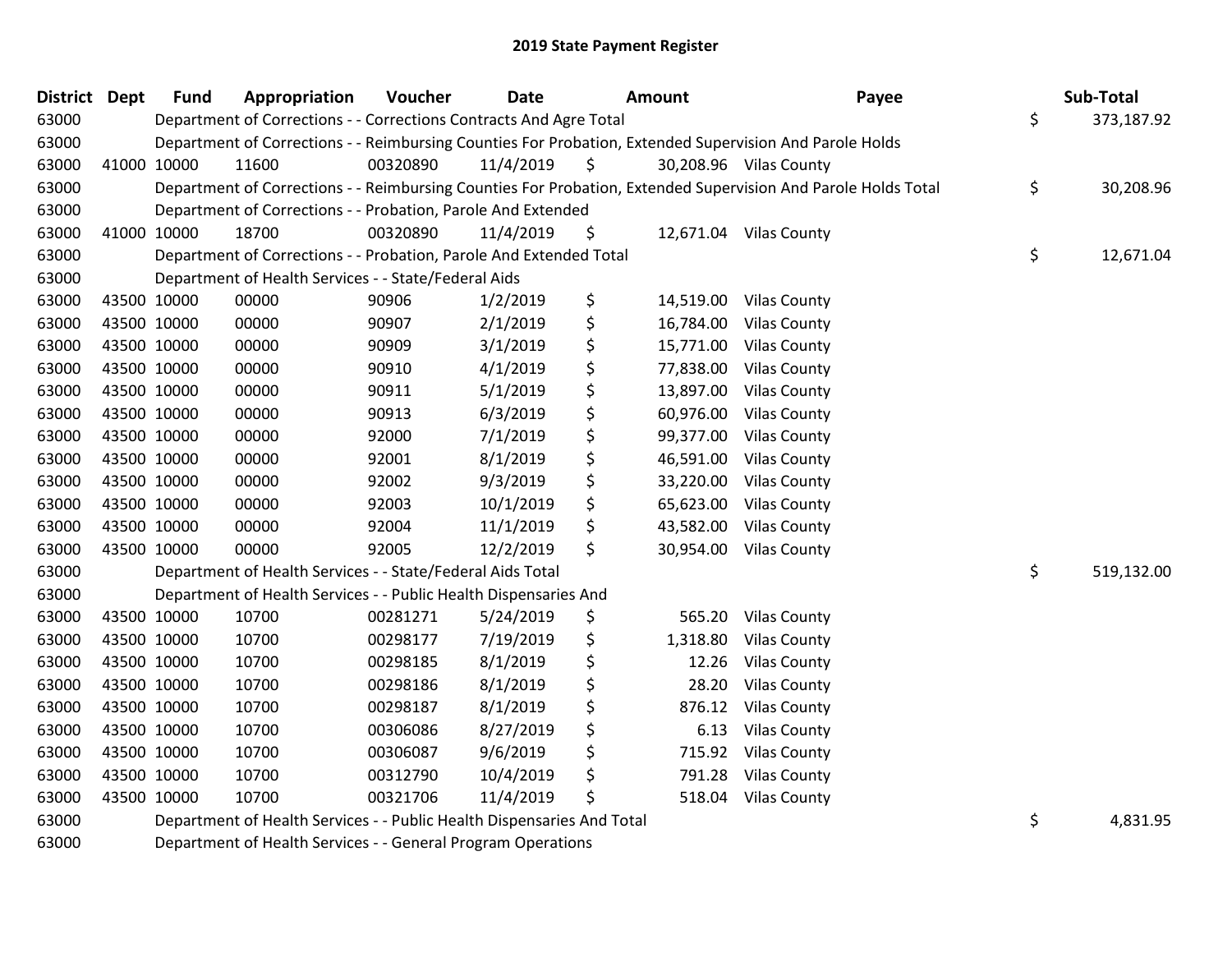# 2019 State Payment Register

| District | Dept | Fund | Appropriation | Voucher | Date | Amount | Payee | Sub-Total |
|---|---|---|---|---|---|---|---|---|
| 63000 | | Department of Corrections - - Corrections Contracts And Agre Total | | | | | | $ 373,187.92 |
| 63000 | | Department of Corrections - - Reimbursing Counties For Probation, Extended Supervision And Parole Holds | | | | | | |
| 63000 | 41000 | 10000 | 11600 | 00320890 | 11/4/2019 | $ 30,208.96 | Vilas County | |
| 63000 | | Department of Corrections - - Reimbursing Counties For Probation, Extended Supervision And Parole Holds Total | | | | | | $ 30,208.96 |
| 63000 | | Department of Corrections - - Probation, Parole And Extended | | | | | | |
| 63000 | 41000 | 10000 | 18700 | 00320890 | 11/4/2019 | $ 12,671.04 | Vilas County | |
| 63000 | | Department of Corrections - - Probation, Parole And Extended Total | | | | | | $ 12,671.04 |
| 63000 | | Department of Health Services - - State/Federal Aids | | | | | | |
| 63000 | 43500 | 10000 | 00000 | 90906 | 1/2/2019 | $ 14,519.00 | Vilas County | |
| 63000 | 43500 | 10000 | 00000 | 90907 | 2/1/2019 | $ 16,784.00 | Vilas County | |
| 63000 | 43500 | 10000 | 00000 | 90909 | 3/1/2019 | $ 15,771.00 | Vilas County | |
| 63000 | 43500 | 10000 | 00000 | 90910 | 4/1/2019 | $ 77,838.00 | Vilas County | |
| 63000 | 43500 | 10000 | 00000 | 90911 | 5/1/2019 | $ 13,897.00 | Vilas County | |
| 63000 | 43500 | 10000 | 00000 | 90913 | 6/3/2019 | $ 60,976.00 | Vilas County | |
| 63000 | 43500 | 10000 | 00000 | 92000 | 7/1/2019 | $ 99,377.00 | Vilas County | |
| 63000 | 43500 | 10000 | 00000 | 92001 | 8/1/2019 | $ 46,591.00 | Vilas County | |
| 63000 | 43500 | 10000 | 00000 | 92002 | 9/3/2019 | $ 33,220.00 | Vilas County | |
| 63000 | 43500 | 10000 | 00000 | 92003 | 10/1/2019 | $ 65,623.00 | Vilas County | |
| 63000 | 43500 | 10000 | 00000 | 92004 | 11/1/2019 | $ 43,582.00 | Vilas County | |
| 63000 | 43500 | 10000 | 00000 | 92005 | 12/2/2019 | $ 30,954.00 | Vilas County | |
| 63000 | | Department of Health Services - - State/Federal Aids Total | | | | | | $ 519,132.00 |
| 63000 | | Department of Health Services - - Public Health Dispensaries And | | | | | | |
| 63000 | 43500 | 10000 | 10700 | 00281271 | 5/24/2019 | $ 565.20 | Vilas County | |
| 63000 | 43500 | 10000 | 10700 | 00298177 | 7/19/2019 | $ 1,318.80 | Vilas County | |
| 63000 | 43500 | 10000 | 10700 | 00298185 | 8/1/2019 | $ 12.26 | Vilas County | |
| 63000 | 43500 | 10000 | 10700 | 00298186 | 8/1/2019 | $ 28.20 | Vilas County | |
| 63000 | 43500 | 10000 | 10700 | 00298187 | 8/1/2019 | $ 876.12 | Vilas County | |
| 63000 | 43500 | 10000 | 10700 | 00306086 | 8/27/2019 | $ 6.13 | Vilas County | |
| 63000 | 43500 | 10000 | 10700 | 00306087 | 9/6/2019 | $ 715.92 | Vilas County | |
| 63000 | 43500 | 10000 | 10700 | 00312790 | 10/4/2019 | $ 791.28 | Vilas County | |
| 63000 | 43500 | 10000 | 10700 | 00321706 | 11/4/2019 | $ 518.04 | Vilas County | |
| 63000 | | Department of Health Services - - Public Health Dispensaries And Total | | | | | | $ 4,831.95 |
| 63000 | | Department of Health Services - - General Program Operations | | | | | | |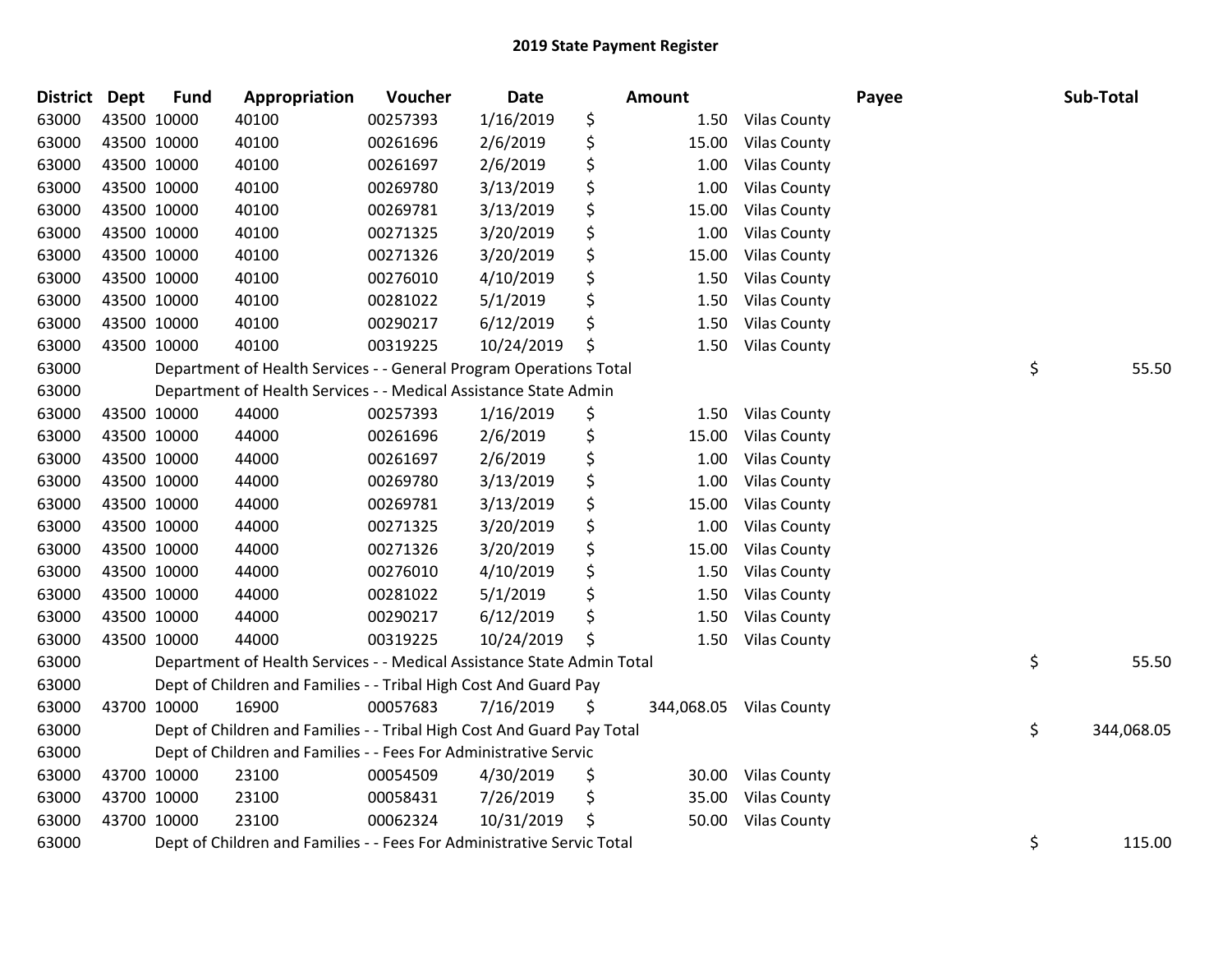# 2019 State Payment Register

| District | Dept | Fund | Appropriation | Voucher | Date | Amount | Payee | Sub-Total |
|---|---|---|---|---|---|---|---|---|
| 63000 | 43500 | 10000 | 40100 | 00257393 | 1/16/2019 | $ 1.50 | Vilas County | |
| 63000 | 43500 | 10000 | 40100 | 00261696 | 2/6/2019 | $ 15.00 | Vilas County | |
| 63000 | 43500 | 10000 | 40100 | 00261697 | 2/6/2019 | $ 1.00 | Vilas County | |
| 63000 | 43500 | 10000 | 40100 | 00269780 | 3/13/2019 | $ 1.00 | Vilas County | |
| 63000 | 43500 | 10000 | 40100 | 00269781 | 3/13/2019 | $ 15.00 | Vilas County | |
| 63000 | 43500 | 10000 | 40100 | 00271325 | 3/20/2019 | $ 1.00 | Vilas County | |
| 63000 | 43500 | 10000 | 40100 | 00271326 | 3/20/2019 | $ 15.00 | Vilas County | |
| 63000 | 43500 | 10000 | 40100 | 00276010 | 4/10/2019 | $ 1.50 | Vilas County | |
| 63000 | 43500 | 10000 | 40100 | 00281022 | 5/1/2019 | $ 1.50 | Vilas County | |
| 63000 | 43500 | 10000 | 40100 | 00290217 | 6/12/2019 | $ 1.50 | Vilas County | |
| 63000 | 43500 | 10000 | 40100 | 00319225 | 10/24/2019 | $ 1.50 | Vilas County | |
| 63000 | | Department of Health Services - - General Program Operations Total | | | | | | $ 55.50 |
| 63000 | | Department of Health Services - - Medical Assistance State Admin | | | | | | |
| 63000 | 43500 | 10000 | 44000 | 00257393 | 1/16/2019 | $ 1.50 | Vilas County | |
| 63000 | 43500 | 10000 | 44000 | 00261696 | 2/6/2019 | $ 15.00 | Vilas County | |
| 63000 | 43500 | 10000 | 44000 | 00261697 | 2/6/2019 | $ 1.00 | Vilas County | |
| 63000 | 43500 | 10000 | 44000 | 00269780 | 3/13/2019 | $ 1.00 | Vilas County | |
| 63000 | 43500 | 10000 | 44000 | 00269781 | 3/13/2019 | $ 15.00 | Vilas County | |
| 63000 | 43500 | 10000 | 44000 | 00271325 | 3/20/2019 | $ 1.00 | Vilas County | |
| 63000 | 43500 | 10000 | 44000 | 00271326 | 3/20/2019 | $ 15.00 | Vilas County | |
| 63000 | 43500 | 10000 | 44000 | 00276010 | 4/10/2019 | $ 1.50 | Vilas County | |
| 63000 | 43500 | 10000 | 44000 | 00281022 | 5/1/2019 | $ 1.50 | Vilas County | |
| 63000 | 43500 | 10000 | 44000 | 00290217 | 6/12/2019 | $ 1.50 | Vilas County | |
| 63000 | 43500 | 10000 | 44000 | 00319225 | 10/24/2019 | $ 1.50 | Vilas County | |
| 63000 | | Department of Health Services - - Medical Assistance State Admin Total | | | | | | $ 55.50 |
| 63000 | | Dept of Children and Families - - Tribal High Cost And Guard Pay | | | | | | |
| 63000 | 43700 | 10000 | 16900 | 00057683 | 7/16/2019 | $ 344,068.05 | Vilas County | |
| 63000 | | Dept of Children and Families - - Tribal High Cost And Guard Pay Total | | | | | | $ 344,068.05 |
| 63000 | | Dept of Children and Families - - Fees For Administrative Servic | | | | | | |
| 63000 | 43700 | 10000 | 23100 | 00054509 | 4/30/2019 | $ 30.00 | Vilas County | |
| 63000 | 43700 | 10000 | 23100 | 00058431 | 7/26/2019 | $ 35.00 | Vilas County | |
| 63000 | 43700 | 10000 | 23100 | 00062324 | 10/31/2019 | $ 50.00 | Vilas County | |
| 63000 | | Dept of Children and Families - - Fees For Administrative Servic Total | | | | | | $ 115.00 |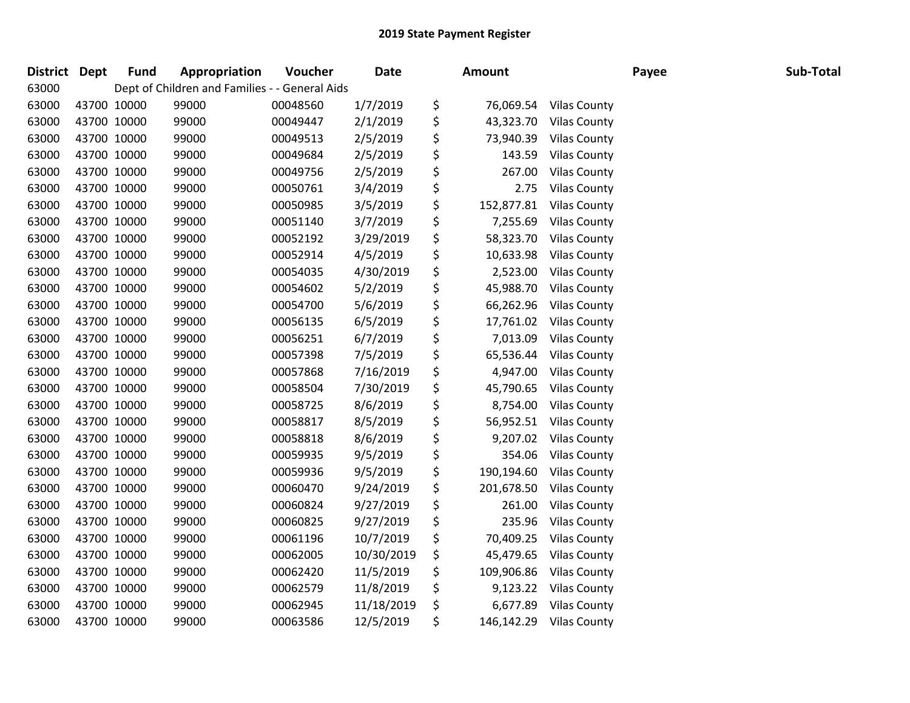## 2019 State Payment Register

| District | Dept | Fund | Appropriation | Voucher | Date | Amount | Payee | Sub-Total |
|---|---|---|---|---|---|---|---|---|
| 63000 | | Dept of Children and Families - - General Aids | | | | | | |
| 63000 | 43700 | 10000 | 99000 | 00048560 | 1/7/2019 | $ 76,069.54 | Vilas County | |
| 63000 | 43700 | 10000 | 99000 | 00049447 | 2/1/2019 | $ 43,323.70 | Vilas County | |
| 63000 | 43700 | 10000 | 99000 | 00049513 | 2/5/2019 | $ 73,940.39 | Vilas County | |
| 63000 | 43700 | 10000 | 99000 | 00049684 | 2/5/2019 | $ 143.59 | Vilas County | |
| 63000 | 43700 | 10000 | 99000 | 00049756 | 2/5/2019 | $ 267.00 | Vilas County | |
| 63000 | 43700 | 10000 | 99000 | 00050761 | 3/4/2019 | $ 2.75 | Vilas County | |
| 63000 | 43700 | 10000 | 99000 | 00050985 | 3/5/2019 | $ 152,877.81 | Vilas County | |
| 63000 | 43700 | 10000 | 99000 | 00051140 | 3/7/2019 | $ 7,255.69 | Vilas County | |
| 63000 | 43700 | 10000 | 99000 | 00052192 | 3/29/2019 | $ 58,323.70 | Vilas County | |
| 63000 | 43700 | 10000 | 99000 | 00052914 | 4/5/2019 | $ 10,633.98 | Vilas County | |
| 63000 | 43700 | 10000 | 99000 | 00054035 | 4/30/2019 | $ 2,523.00 | Vilas County | |
| 63000 | 43700 | 10000 | 99000 | 00054602 | 5/2/2019 | $ 45,988.70 | Vilas County | |
| 63000 | 43700 | 10000 | 99000 | 00054700 | 5/6/2019 | $ 66,262.96 | Vilas County | |
| 63000 | 43700 | 10000 | 99000 | 00056135 | 6/5/2019 | $ 17,761.02 | Vilas County | |
| 63000 | 43700 | 10000 | 99000 | 00056251 | 6/7/2019 | $ 7,013.09 | Vilas County | |
| 63000 | 43700 | 10000 | 99000 | 00057398 | 7/5/2019 | $ 65,536.44 | Vilas County | |
| 63000 | 43700 | 10000 | 99000 | 00057868 | 7/16/2019 | $ 4,947.00 | Vilas County | |
| 63000 | 43700 | 10000 | 99000 | 00058504 | 7/30/2019 | $ 45,790.65 | Vilas County | |
| 63000 | 43700 | 10000 | 99000 | 00058725 | 8/6/2019 | $ 8,754.00 | Vilas County | |
| 63000 | 43700 | 10000 | 99000 | 00058817 | 8/5/2019 | $ 56,952.51 | Vilas County | |
| 63000 | 43700 | 10000 | 99000 | 00058818 | 8/6/2019 | $ 9,207.02 | Vilas County | |
| 63000 | 43700 | 10000 | 99000 | 00059935 | 9/5/2019 | $ 354.06 | Vilas County | |
| 63000 | 43700 | 10000 | 99000 | 00059936 | 9/5/2019 | $ 190,194.60 | Vilas County | |
| 63000 | 43700 | 10000 | 99000 | 00060470 | 9/24/2019 | $ 201,678.50 | Vilas County | |
| 63000 | 43700 | 10000 | 99000 | 00060824 | 9/27/2019 | $ 261.00 | Vilas County | |
| 63000 | 43700 | 10000 | 99000 | 00060825 | 9/27/2019 | $ 235.96 | Vilas County | |
| 63000 | 43700 | 10000 | 99000 | 00061196 | 10/7/2019 | $ 70,409.25 | Vilas County | |
| 63000 | 43700 | 10000 | 99000 | 00062005 | 10/30/2019 | $ 45,479.65 | Vilas County | |
| 63000 | 43700 | 10000 | 99000 | 00062420 | 11/5/2019 | $ 109,906.86 | Vilas County | |
| 63000 | 43700 | 10000 | 99000 | 00062579 | 11/8/2019 | $ 9,123.22 | Vilas County | |
| 63000 | 43700 | 10000 | 99000 | 00062945 | 11/18/2019 | $ 6,677.89 | Vilas County | |
| 63000 | 43700 | 10000 | 99000 | 00063586 | 12/5/2019 | $ 146,142.29 | Vilas County | |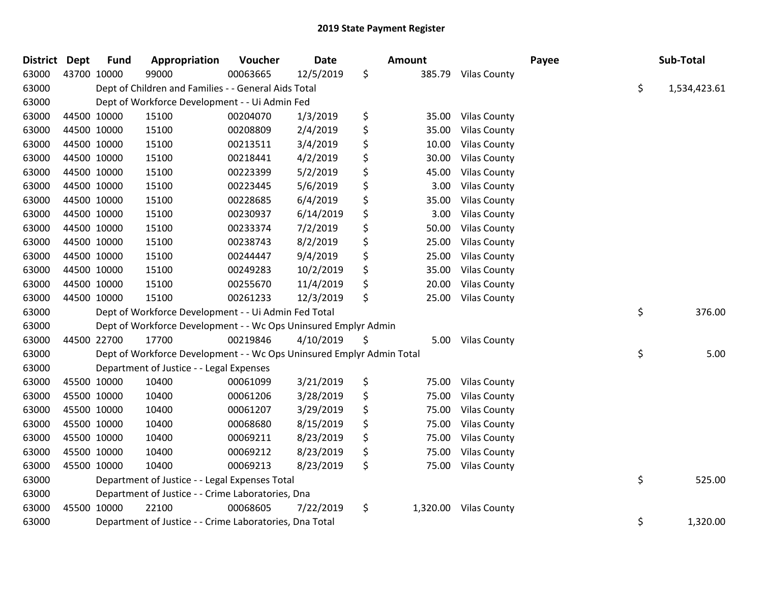# 2019 State Payment Register

| District | Dept | Fund | Appropriation | Voucher | Date | Amount | Payee | Sub-Total |
|---|---|---|---|---|---|---|---|---|
| 63000 | 43700 | 10000 | 99000 | 00063665 | 12/5/2019 | $ 385.79 | Vilas County | |
| 63000 | | Dept of Children and Families - - General Aids Total | | | | | | $ 1,534,423.61 |
| 63000 | | Dept of Workforce Development - - Ui Admin Fed | | | | | | |
| 63000 | 44500 | 10000 | 15100 | 00204070 | 1/3/2019 | $ 35.00 | Vilas County | |
| 63000 | 44500 | 10000 | 15100 | 00208809 | 2/4/2019 | $ 35.00 | Vilas County | |
| 63000 | 44500 | 10000 | 15100 | 00213511 | 3/4/2019 | $ 10.00 | Vilas County | |
| 63000 | 44500 | 10000 | 15100 | 00218441 | 4/2/2019 | $ 30.00 | Vilas County | |
| 63000 | 44500 | 10000 | 15100 | 00223399 | 5/2/2019 | $ 45.00 | Vilas County | |
| 63000 | 44500 | 10000 | 15100 | 00223445 | 5/6/2019 | $ 3.00 | Vilas County | |
| 63000 | 44500 | 10000 | 15100 | 00228685 | 6/4/2019 | $ 35.00 | Vilas County | |
| 63000 | 44500 | 10000 | 15100 | 00230937 | 6/14/2019 | $ 3.00 | Vilas County | |
| 63000 | 44500 | 10000 | 15100 | 00233374 | 7/2/2019 | $ 50.00 | Vilas County | |
| 63000 | 44500 | 10000 | 15100 | 00238743 | 8/2/2019 | $ 25.00 | Vilas County | |
| 63000 | 44500 | 10000 | 15100 | 00244447 | 9/4/2019 | $ 25.00 | Vilas County | |
| 63000 | 44500 | 10000 | 15100 | 00249283 | 10/2/2019 | $ 35.00 | Vilas County | |
| 63000 | 44500 | 10000 | 15100 | 00255670 | 11/4/2019 | $ 20.00 | Vilas County | |
| 63000 | 44500 | 10000 | 15100 | 00261233 | 12/3/2019 | $ 25.00 | Vilas County | |
| 63000 | | Dept of Workforce Development - - Ui Admin Fed Total | | | | | | $ 376.00 |
| 63000 | | Dept of Workforce Development - - Wc Ops Uninsured Emplyr Admin | | | | | | |
| 63000 | 44500 | 22700 | 17700 | 00219846 | 4/10/2019 | $ 5.00 | Vilas County | |
| 63000 | | Dept of Workforce Development - - Wc Ops Uninsured Emplyr Admin Total | | | | | | $ 5.00 |
| 63000 | | Department of Justice - - Legal Expenses | | | | | | |
| 63000 | 45500 | 10000 | 10400 | 00061099 | 3/21/2019 | $ 75.00 | Vilas County | |
| 63000 | 45500 | 10000 | 10400 | 00061206 | 3/28/2019 | $ 75.00 | Vilas County | |
| 63000 | 45500 | 10000 | 10400 | 00061207 | 3/29/2019 | $ 75.00 | Vilas County | |
| 63000 | 45500 | 10000 | 10400 | 00068680 | 8/15/2019 | $ 75.00 | Vilas County | |
| 63000 | 45500 | 10000 | 10400 | 00069211 | 8/23/2019 | $ 75.00 | Vilas County | |
| 63000 | 45500 | 10000 | 10400 | 00069212 | 8/23/2019 | $ 75.00 | Vilas County | |
| 63000 | 45500 | 10000 | 10400 | 00069213 | 8/23/2019 | $ 75.00 | Vilas County | |
| 63000 | | Department of Justice - - Legal Expenses Total | | | | | | $ 525.00 |
| 63000 | | Department of Justice - - Crime Laboratories, Dna | | | | | | |
| 63000 | 45500 | 10000 | 22100 | 00068605 | 7/22/2019 | $ 1,320.00 | Vilas County | |
| 63000 | | Department of Justice - - Crime Laboratories, Dna Total | | | | | | $ 1,320.00 |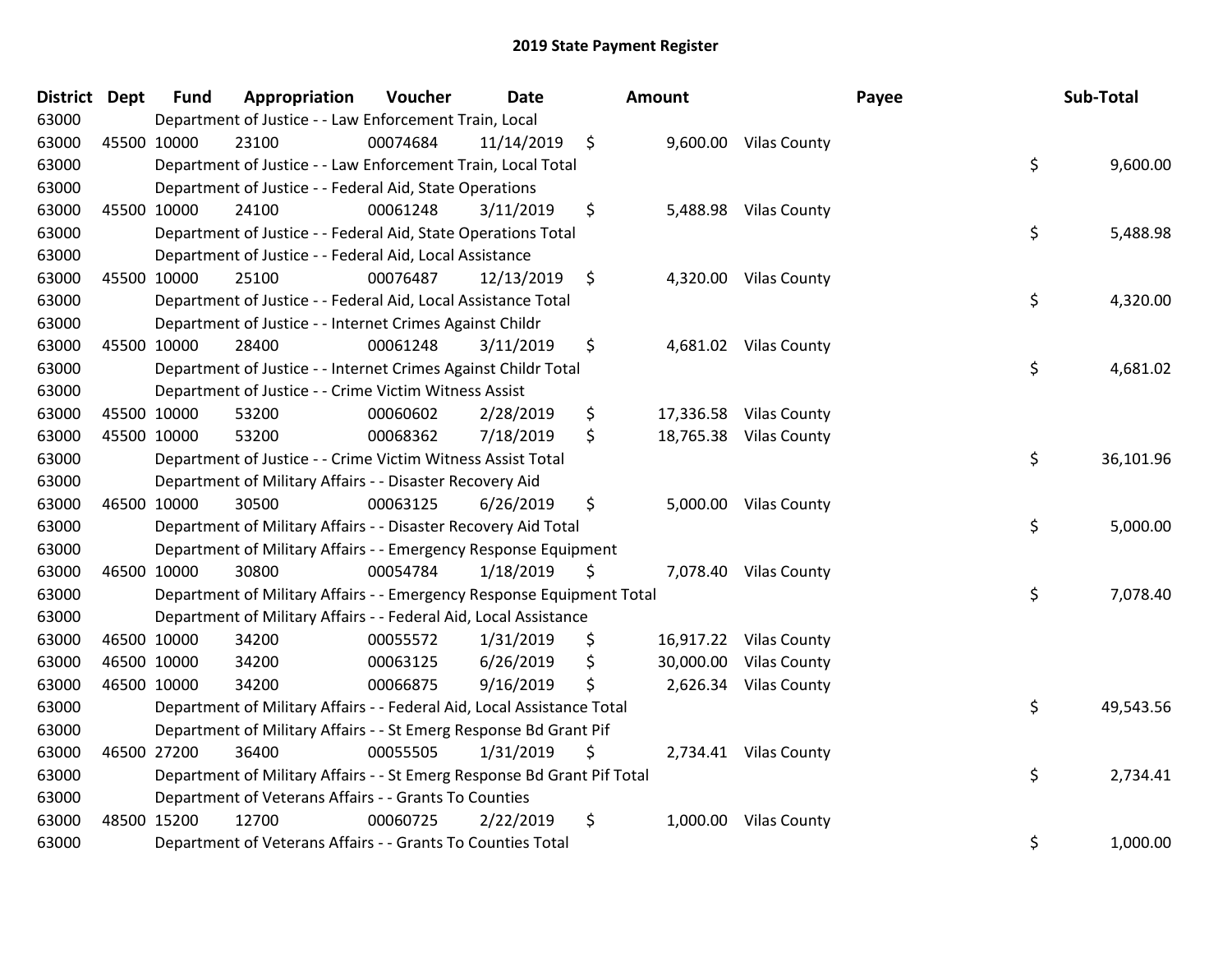# 2019 State Payment Register

| District | Dept | Fund | Appropriation | Voucher | Date | Amount | Payee | Sub-Total |
|---|---|---|---|---|---|---|---|---|
| 63000 | | Department of Justice - - Law Enforcement Train, Local | | | | | | |
| 63000 | 45500 | 10000 | 23100 | 00074684 | 11/14/2019 | $ 9,600.00 | Vilas County | |
| 63000 | | Department of Justice - - Law Enforcement Train, Local Total | | | | | | $ 9,600.00 |
| 63000 | | Department of Justice - - Federal Aid, State Operations | | | | | | |
| 63000 | 45500 | 10000 | 24100 | 00061248 | 3/11/2019 | $ 5,488.98 | Vilas County | |
| 63000 | | Department of Justice - - Federal Aid, State Operations Total | | | | | | $ 5,488.98 |
| 63000 | | Department of Justice - - Federal Aid, Local Assistance | | | | | | |
| 63000 | 45500 | 10000 | 25100 | 00076487 | 12/13/2019 | $ 4,320.00 | Vilas County | |
| 63000 | | Department of Justice - - Federal Aid, Local Assistance Total | | | | | | $ 4,320.00 |
| 63000 | | Department of Justice - - Internet Crimes Against Childr | | | | | | |
| 63000 | 45500 | 10000 | 28400 | 00061248 | 3/11/2019 | $ 4,681.02 | Vilas County | |
| 63000 | | Department of Justice - - Internet Crimes Against Childr Total | | | | | | $ 4,681.02 |
| 63000 | | Department of Justice - - Crime Victim Witness Assist | | | | | | |
| 63000 | 45500 | 10000 | 53200 | 00060602 | 2/28/2019 | $ 17,336.58 | Vilas County | |
| 63000 | 45500 | 10000 | 53200 | 00068362 | 7/18/2019 | $ 18,765.38 | Vilas County | |
| 63000 | | Department of Justice - - Crime Victim Witness Assist Total | | | | | | $ 36,101.96 |
| 63000 | | Department of Military Affairs - - Disaster Recovery Aid | | | | | | |
| 63000 | 46500 | 10000 | 30500 | 00063125 | 6/26/2019 | $ 5,000.00 | Vilas County | |
| 63000 | | Department of Military Affairs - - Disaster Recovery Aid Total | | | | | | $ 5,000.00 |
| 63000 | | Department of Military Affairs - - Emergency Response Equipment | | | | | | |
| 63000 | 46500 | 10000 | 30800 | 00054784 | 1/18/2019 | $ 7,078.40 | Vilas County | |
| 63000 | | Department of Military Affairs - - Emergency Response Equipment Total | | | | | | $ 7,078.40 |
| 63000 | | Department of Military Affairs - - Federal Aid, Local Assistance | | | | | | |
| 63000 | 46500 | 10000 | 34200 | 00055572 | 1/31/2019 | $ 16,917.22 | Vilas County | |
| 63000 | 46500 | 10000 | 34200 | 00063125 | 6/26/2019 | $ 30,000.00 | Vilas County | |
| 63000 | 46500 | 10000 | 34200 | 00066875 | 9/16/2019 | $ 2,626.34 | Vilas County | |
| 63000 | | Department of Military Affairs - - Federal Aid, Local Assistance Total | | | | | | $ 49,543.56 |
| 63000 | | Department of Military Affairs - - St Emerg Response Bd Grant Pif | | | | | | |
| 63000 | 46500 | 27200 | 36400 | 00055505 | 1/31/2019 | $ 2,734.41 | Vilas County | |
| 63000 | | Department of Military Affairs - - St Emerg Response Bd Grant Pif Total | | | | | | $ 2,734.41 |
| 63000 | | Department of Veterans Affairs - - Grants To Counties | | | | | | |
| 63000 | 48500 | 15200 | 12700 | 00060725 | 2/22/2019 | $ 1,000.00 | Vilas County | |
| 63000 | | Department of Veterans Affairs - - Grants To Counties Total | | | | | | $ 1,000.00 |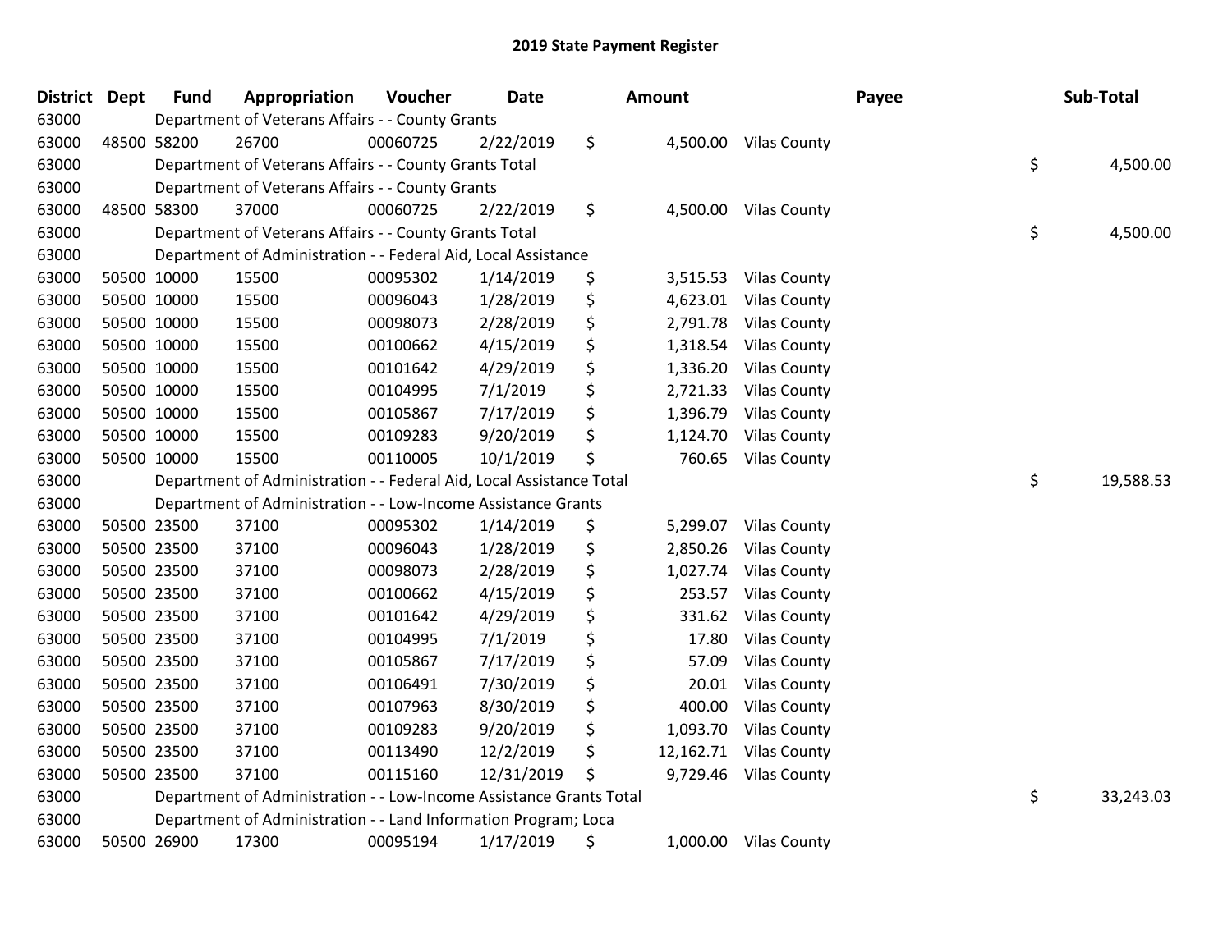# 2019 State Payment Register

| District | Dept | Fund | Appropriation | Voucher | Date | Amount | Payee | Sub-Total |
|---|---|---|---|---|---|---|---|---|
| 63000 | | Department of Veterans Affairs - - County Grants | | | | | | |
| 63000 | 48500 | 58200 | 26700 | 00060725 | 2/22/2019 | $ 4,500.00 | Vilas County | |
| 63000 | | Department of Veterans Affairs - - County Grants Total | | | | | | $ 4,500.00 |
| 63000 | | Department of Veterans Affairs - - County Grants | | | | | | |
| 63000 | 48500 | 58300 | 37000 | 00060725 | 2/22/2019 | $ 4,500.00 | Vilas County | |
| 63000 | | Department of Veterans Affairs - - County Grants Total | | | | | | $ 4,500.00 |
| 63000 | | Department of Administration - - Federal Aid, Local Assistance | | | | | | |
| 63000 | 50500 | 10000 | 15500 | 00095302 | 1/14/2019 | $ 3,515.53 | Vilas County | |
| 63000 | 50500 | 10000 | 15500 | 00096043 | 1/28/2019 | $ 4,623.01 | Vilas County | |
| 63000 | 50500 | 10000 | 15500 | 00098073 | 2/28/2019 | $ 2,791.78 | Vilas County | |
| 63000 | 50500 | 10000 | 15500 | 00100662 | 4/15/2019 | $ 1,318.54 | Vilas County | |
| 63000 | 50500 | 10000 | 15500 | 00101642 | 4/29/2019 | $ 1,336.20 | Vilas County | |
| 63000 | 50500 | 10000 | 15500 | 00104995 | 7/1/2019 | $ 2,721.33 | Vilas County | |
| 63000 | 50500 | 10000 | 15500 | 00105867 | 7/17/2019 | $ 1,396.79 | Vilas County | |
| 63000 | 50500 | 10000 | 15500 | 00109283 | 9/20/2019 | $ 1,124.70 | Vilas County | |
| 63000 | 50500 | 10000 | 15500 | 00110005 | 10/1/2019 | $ 760.65 | Vilas County | |
| 63000 | | Department of Administration - - Federal Aid, Local Assistance Total | | | | | | $ 19,588.53 |
| 63000 | | Department of Administration - - Low-Income Assistance Grants | | | | | | |
| 63000 | 50500 | 23500 | 37100 | 00095302 | 1/14/2019 | $ 5,299.07 | Vilas County | |
| 63000 | 50500 | 23500 | 37100 | 00096043 | 1/28/2019 | $ 2,850.26 | Vilas County | |
| 63000 | 50500 | 23500 | 37100 | 00098073 | 2/28/2019 | $ 1,027.74 | Vilas County | |
| 63000 | 50500 | 23500 | 37100 | 00100662 | 4/15/2019 | $ 253.57 | Vilas County | |
| 63000 | 50500 | 23500 | 37100 | 00101642 | 4/29/2019 | $ 331.62 | Vilas County | |
| 63000 | 50500 | 23500 | 37100 | 00104995 | 7/1/2019 | $ 17.80 | Vilas County | |
| 63000 | 50500 | 23500 | 37100 | 00105867 | 7/17/2019 | $ 57.09 | Vilas County | |
| 63000 | 50500 | 23500 | 37100 | 00106491 | 7/30/2019 | $ 20.01 | Vilas County | |
| 63000 | 50500 | 23500 | 37100 | 00107963 | 8/30/2019 | $ 400.00 | Vilas County | |
| 63000 | 50500 | 23500 | 37100 | 00109283 | 9/20/2019 | $ 1,093.70 | Vilas County | |
| 63000 | 50500 | 23500 | 37100 | 00113490 | 12/2/2019 | $ 12,162.71 | Vilas County | |
| 63000 | 50500 | 23500 | 37100 | 00115160 | 12/31/2019 | $ 9,729.46 | Vilas County | |
| 63000 | | Department of Administration - - Low-Income Assistance Grants Total | | | | | | $ 33,243.03 |
| 63000 | | Department of Administration - - Land Information Program; Loca | | | | | | |
| 63000 | 50500 | 26900 | 17300 | 00095194 | 1/17/2019 | $ 1,000.00 | Vilas County | |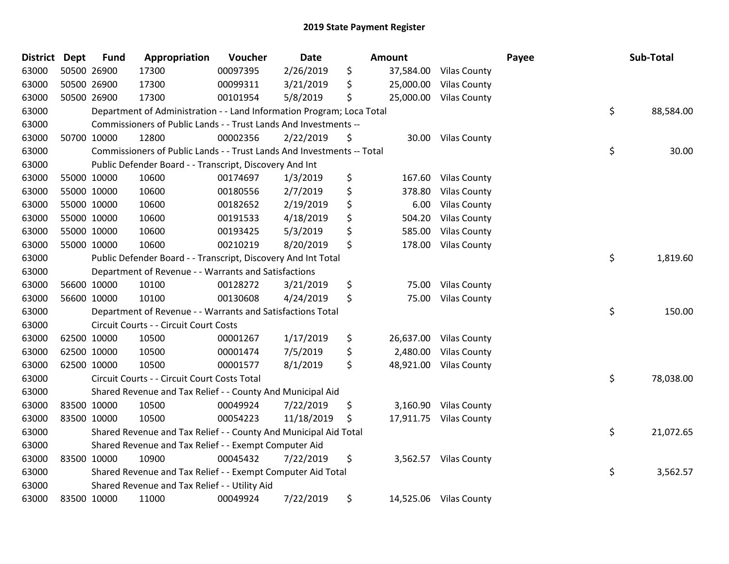# 2019 State Payment Register

| District | Dept | Fund | Appropriation | Voucher | Date | Amount | Payee | Sub-Total |
|---|---|---|---|---|---|---|---|---|
| 63000 | 50500 | 26900 | 17300 | 00097395 | 2/26/2019 | $ 37,584.00 | Vilas County | |
| 63000 | 50500 | 26900 | 17300 | 00099311 | 3/21/2019 | $ 25,000.00 | Vilas County | |
| 63000 | 50500 | 26900 | 17300 | 00101954 | 5/8/2019 | $ 25,000.00 | Vilas County | |
| 63000 | | Department of Administration - - Land Information Program; Loca Total | | | | | | $ 88,584.00 |
| 63000 | | Commissioners of Public Lands - - Trust Lands And Investments -- | | | | | | |
| 63000 | 50700 | 10000 | 12800 | 00002356 | 2/22/2019 | $ 30.00 | Vilas County | |
| 63000 | | Commissioners of Public Lands - - Trust Lands And Investments -- Total | | | | | | $ 30.00 |
| 63000 | | Public Defender Board - - Transcript, Discovery And Int | | | | | | |
| 63000 | 55000 | 10000 | 10600 | 00174697 | 1/3/2019 | $ 167.60 | Vilas County | |
| 63000 | 55000 | 10000 | 10600 | 00180556 | 2/7/2019 | $ 378.80 | Vilas County | |
| 63000 | 55000 | 10000 | 10600 | 00182652 | 2/19/2019 | $ 6.00 | Vilas County | |
| 63000 | 55000 | 10000 | 10600 | 00191533 | 4/18/2019 | $ 504.20 | Vilas County | |
| 63000 | 55000 | 10000 | 10600 | 00193425 | 5/3/2019 | $ 585.00 | Vilas County | |
| 63000 | 55000 | 10000 | 10600 | 00210219 | 8/20/2019 | $ 178.00 | Vilas County | |
| 63000 | | Public Defender Board - - Transcript, Discovery And Int Total | | | | | | $ 1,819.60 |
| 63000 | | Department of Revenue - - Warrants and Satisfactions | | | | | | |
| 63000 | 56600 | 10000 | 10100 | 00128272 | 3/21/2019 | $ 75.00 | Vilas County | |
| 63000 | 56600 | 10000 | 10100 | 00130608 | 4/24/2019 | $ 75.00 | Vilas County | |
| 63000 | | Department of Revenue - - Warrants and Satisfactions Total | | | | | | $ 150.00 |
| 63000 | | Circuit Courts - - Circuit Court Costs | | | | | | |
| 63000 | 62500 | 10000 | 10500 | 00001267 | 1/17/2019 | $ 26,637.00 | Vilas County | |
| 63000 | 62500 | 10000 | 10500 | 00001474 | 7/5/2019 | $ 2,480.00 | Vilas County | |
| 63000 | 62500 | 10000 | 10500 | 00001577 | 8/1/2019 | $ 48,921.00 | Vilas County | |
| 63000 | | Circuit Courts - - Circuit Court Costs Total | | | | | | $ 78,038.00 |
| 63000 | | Shared Revenue and Tax Relief - - County And Municipal Aid | | | | | | |
| 63000 | 83500 | 10000 | 10500 | 00049924 | 7/22/2019 | $ 3,160.90 | Vilas County | |
| 63000 | 83500 | 10000 | 10500 | 00054223 | 11/18/2019 | $ 17,911.75 | Vilas County | |
| 63000 | | Shared Revenue and Tax Relief - - County And Municipal Aid Total | | | | | | $ 21,072.65 |
| 63000 | | Shared Revenue and Tax Relief - - Exempt Computer Aid | | | | | | |
| 63000 | 83500 | 10000 | 10900 | 00045432 | 7/22/2019 | $ 3,562.57 | Vilas County | |
| 63000 | | Shared Revenue and Tax Relief - - Exempt Computer Aid Total | | | | | | $ 3,562.57 |
| 63000 | | Shared Revenue and Tax Relief - - Utility Aid | | | | | | |
| 63000 | 83500 | 10000 | 11000 | 00049924 | 7/22/2019 | $ 14,525.06 | Vilas County | |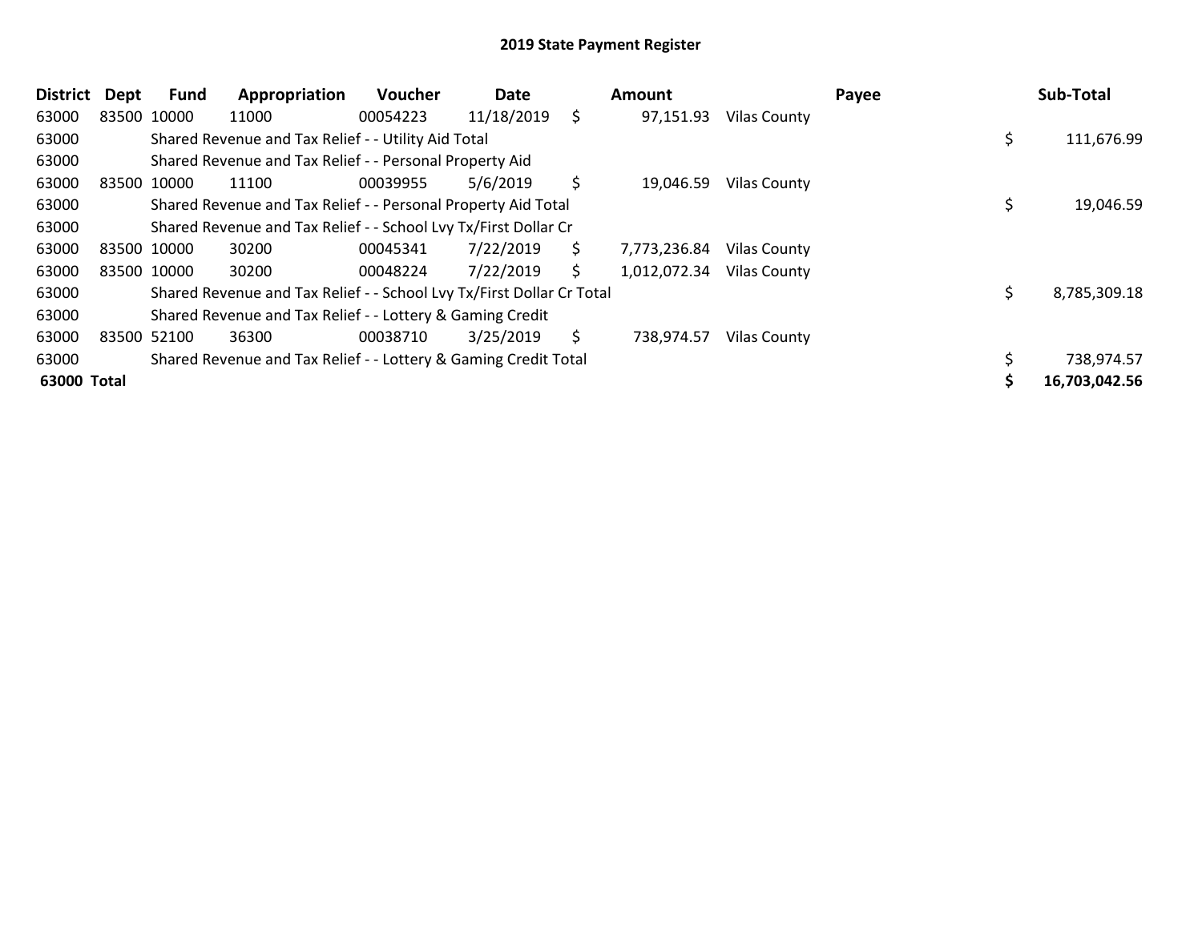# 2019 State Payment Register

| District | Dept | Fund | Appropriation | Voucher | Date | Amount | Payee | Sub-Total |
|---|---|---|---|---|---|---|---|---|
| 63000 | 83500 | 10000 | 11000 | 00054223 | 11/18/2019 | $ 97,151.93 | Vilas County | |
| 63000 | | Shared Revenue and Tax Relief - - Utility Aid Total | | | | | | $ 111,676.99 |
| 63000 | | Shared Revenue and Tax Relief - - Personal Property Aid | | | | | | |
| 63000 | 83500 | 10000 | 11100 | 00039955 | 5/6/2019 | $ 19,046.59 | Vilas County | |
| 63000 | | Shared Revenue and Tax Relief - - Personal Property Aid Total | | | | | | $ 19,046.59 |
| 63000 | | Shared Revenue and Tax Relief - - School Lvy Tx/First Dollar Cr | | | | | | |
| 63000 | 83500 | 10000 | 30200 | 00045341 | 7/22/2019 | $ 7,773,236.84 | Vilas County | |
| 63000 | 83500 | 10000 | 30200 | 00048224 | 7/22/2019 | $ 1,012,072.34 | Vilas County | |
| 63000 | | Shared Revenue and Tax Relief - - School Lvy Tx/First Dollar Cr Total | | | | | | $ 8,785,309.18 |
| 63000 | | Shared Revenue and Tax Relief - - Lottery & Gaming Credit | | | | | | |
| 63000 | 83500 | 52100 | 36300 | 00038710 | 3/25/2019 | $ 738,974.57 | Vilas County | |
| 63000 | | Shared Revenue and Tax Relief - - Lottery & Gaming Credit Total | | | | | | $ 738,974.57 |
| **63000 Total** | | | | | | | | **$ 16,703,042.56** |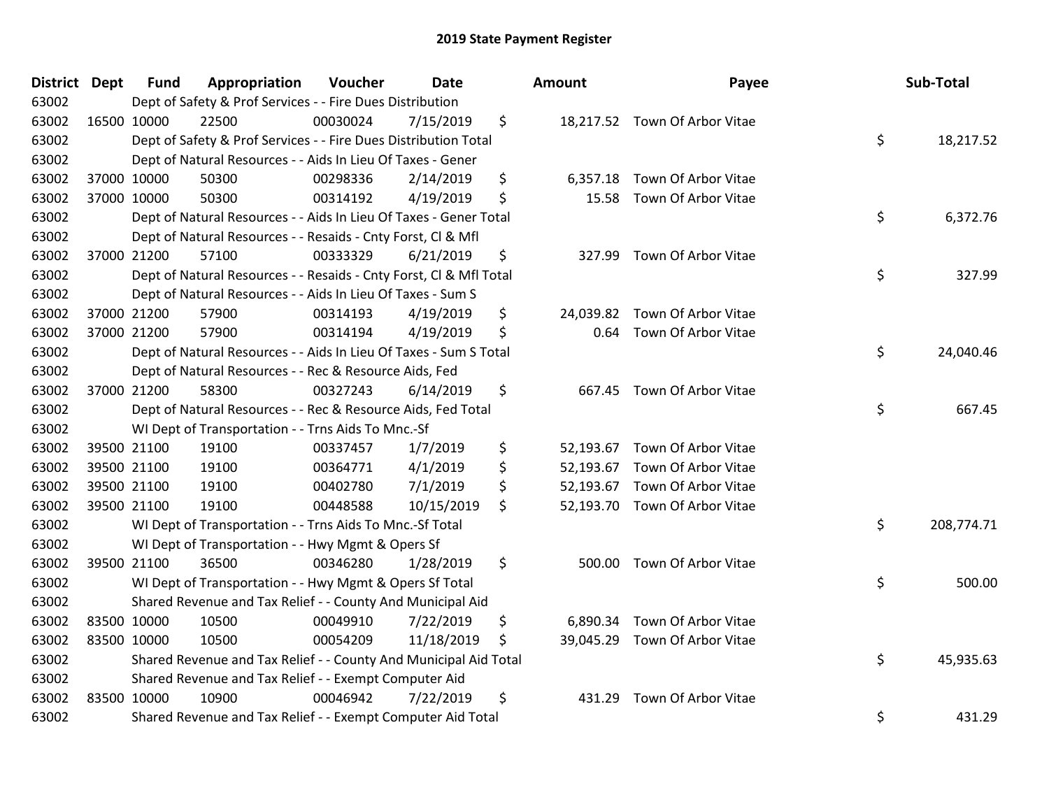# 2019 State Payment Register

| District | Dept | Fund | Appropriation | Voucher | Date | Amount | Payee | Sub-Total |
|---|---|---|---|---|---|---|---|---|
| 63002 | | Dept of Safety & Prof Services - - Fire Dues Distribution | | | | | | |
| 63002 | 16500 | 10000 | 22500 | 00030024 | 7/15/2019 | $ 18,217.52 | Town Of Arbor Vitae | |
| 63002 | | Dept of Safety & Prof Services - - Fire Dues Distribution Total | | | | | | $ 18,217.52 |
| 63002 | | Dept of Natural Resources - - Aids In Lieu Of Taxes - Gener | | | | | | |
| 63002 | 37000 | 10000 | 50300 | 00298336 | 2/14/2019 | $ 6,357.18 | Town Of Arbor Vitae | |
| 63002 | 37000 | 10000 | 50300 | 00314192 | 4/19/2019 | $ 15.58 | Town Of Arbor Vitae | |
| 63002 | | Dept of Natural Resources - - Aids In Lieu Of Taxes - Gener Total | | | | | | $ 6,372.76 |
| 63002 | | Dept of Natural Resources - - Resaids - Cnty Forst, Cl & Mfl | | | | | | |
| 63002 | 37000 | 21200 | 57100 | 00333329 | 6/21/2019 | $ 327.99 | Town Of Arbor Vitae | |
| 63002 | | Dept of Natural Resources - - Resaids - Cnty Forst, Cl & Mfl Total | | | | | | $ 327.99 |
| 63002 | | Dept of Natural Resources - - Aids In Lieu Of Taxes - Sum S | | | | | | |
| 63002 | 37000 | 21200 | 57900 | 00314193 | 4/19/2019 | $ 24,039.82 | Town Of Arbor Vitae | |
| 63002 | 37000 | 21200 | 57900 | 00314194 | 4/19/2019 | $ 0.64 | Town Of Arbor Vitae | |
| 63002 | | Dept of Natural Resources - - Aids In Lieu Of Taxes - Sum S Total | | | | | | $ 24,040.46 |
| 63002 | | Dept of Natural Resources - - Rec & Resource Aids, Fed | | | | | | |
| 63002 | 37000 | 21200 | 58300 | 00327243 | 6/14/2019 | $ 667.45 | Town Of Arbor Vitae | |
| 63002 | | Dept of Natural Resources - - Rec & Resource Aids, Fed Total | | | | | | $ 667.45 |
| 63002 | | WI Dept of Transportation - - Trns Aids To Mnc.-Sf | | | | | | |
| 63002 | 39500 | 21100 | 19100 | 00337457 | 1/7/2019 | $ 52,193.67 | Town Of Arbor Vitae | |
| 63002 | 39500 | 21100 | 19100 | 00364771 | 4/1/2019 | $ 52,193.67 | Town Of Arbor Vitae | |
| 63002 | 39500 | 21100 | 19100 | 00402780 | 7/1/2019 | $ 52,193.67 | Town Of Arbor Vitae | |
| 63002 | 39500 | 21100 | 19100 | 00448588 | 10/15/2019 | $ 52,193.70 | Town Of Arbor Vitae | |
| 63002 | | WI Dept of Transportation - - Trns Aids To Mnc.-Sf Total | | | | | | $ 208,774.71 |
| 63002 | | WI Dept of Transportation - - Hwy Mgmt & Opers Sf | | | | | | |
| 63002 | 39500 | 21100 | 36500 | 00346280 | 1/28/2019 | $ 500.00 | Town Of Arbor Vitae | |
| 63002 | | WI Dept of Transportation - - Hwy Mgmt & Opers Sf Total | | | | | | $ 500.00 |
| 63002 | | Shared Revenue and Tax Relief - - County And Municipal Aid | | | | | | |
| 63002 | 83500 | 10000 | 10500 | 00049910 | 7/22/2019 | $ 6,890.34 | Town Of Arbor Vitae | |
| 63002 | 83500 | 10000 | 10500 | 00054209 | 11/18/2019 | $ 39,045.29 | Town Of Arbor Vitae | |
| 63002 | | Shared Revenue and Tax Relief - - County And Municipal Aid Total | | | | | | $ 45,935.63 |
| 63002 | | Shared Revenue and Tax Relief - - Exempt Computer Aid | | | | | | |
| 63002 | 83500 | 10000 | 10900 | 00046942 | 7/22/2019 | $ 431.29 | Town Of Arbor Vitae | |
| 63002 | | Shared Revenue and Tax Relief - - Exempt Computer Aid Total | | | | | | $ 431.29 |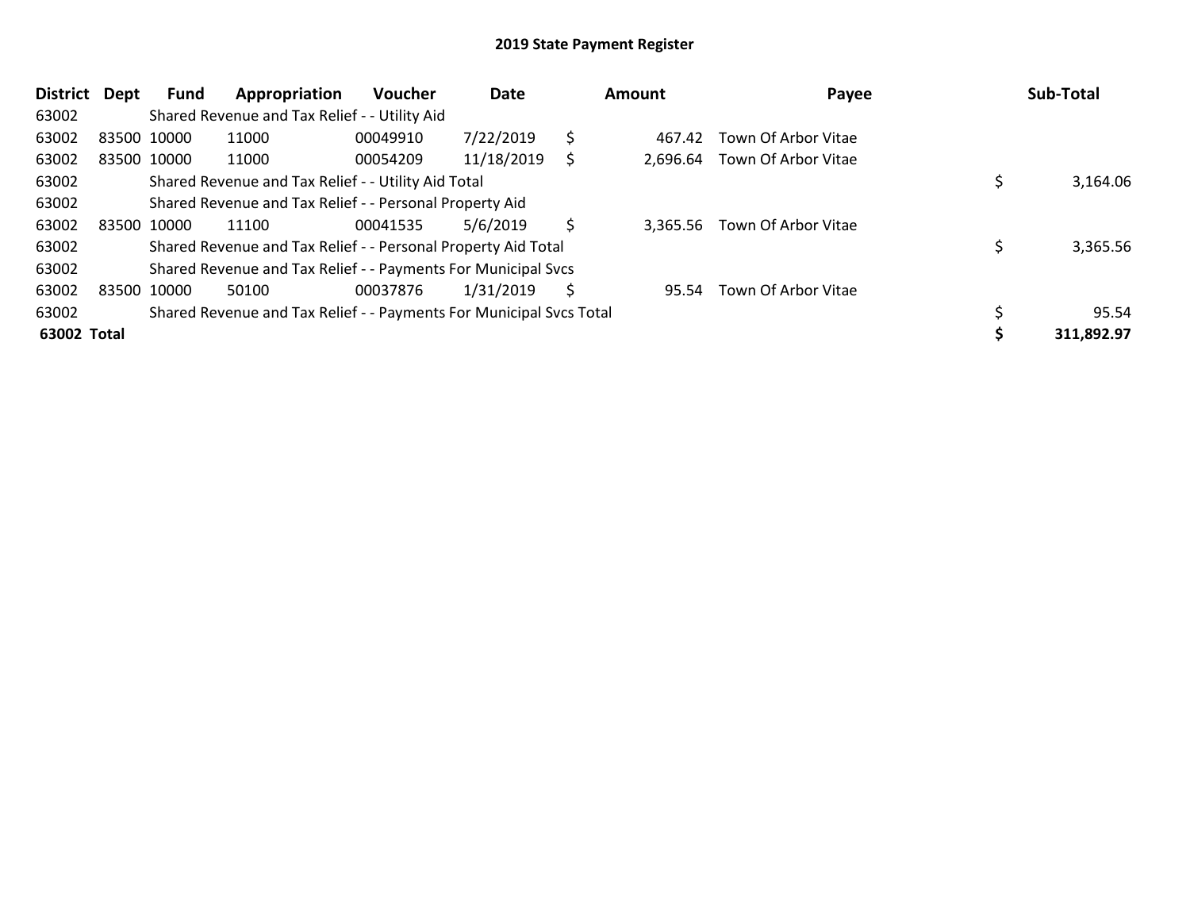## 2019 State Payment Register

| District | Dept | Fund | Appropriation | Voucher | Date | Amount | Payee | Sub-Total |
|---|---|---|---|---|---|---|---|---|
| 63002 | | Shared Revenue and Tax Relief - - Utility Aid | | | | | | |
| 63002 | 83500 | 10000 | 11000 | 00049910 | 7/22/2019 | $ 467.42 | Town Of Arbor Vitae | |
| 63002 | 83500 | 10000 | 11000 | 00054209 | 11/18/2019 | $ 2,696.64 | Town Of Arbor Vitae | |
| 63002 | | Shared Revenue and Tax Relief - - Utility Aid Total | | | | | | $ 3,164.06 |
| 63002 | | Shared Revenue and Tax Relief - - Personal Property Aid | | | | | | |
| 63002 | 83500 | 10000 | 11100 | 00041535 | 5/6/2019 | $ 3,365.56 | Town Of Arbor Vitae | |
| 63002 | | Shared Revenue and Tax Relief - - Personal Property Aid Total | | | | | | $ 3,365.56 |
| 63002 | | Shared Revenue and Tax Relief - - Payments For Municipal Svcs | | | | | | |
| 63002 | 83500 | 10000 | 50100 | 00037876 | 1/31/2019 | $ 95.54 | Town Of Arbor Vitae | |
| 63002 | | Shared Revenue and Tax Relief - - Payments For Municipal Svcs Total | | | | | | $ 95.54 |
| **63002 Total** | | | | | | | | **$ 311,892.97** |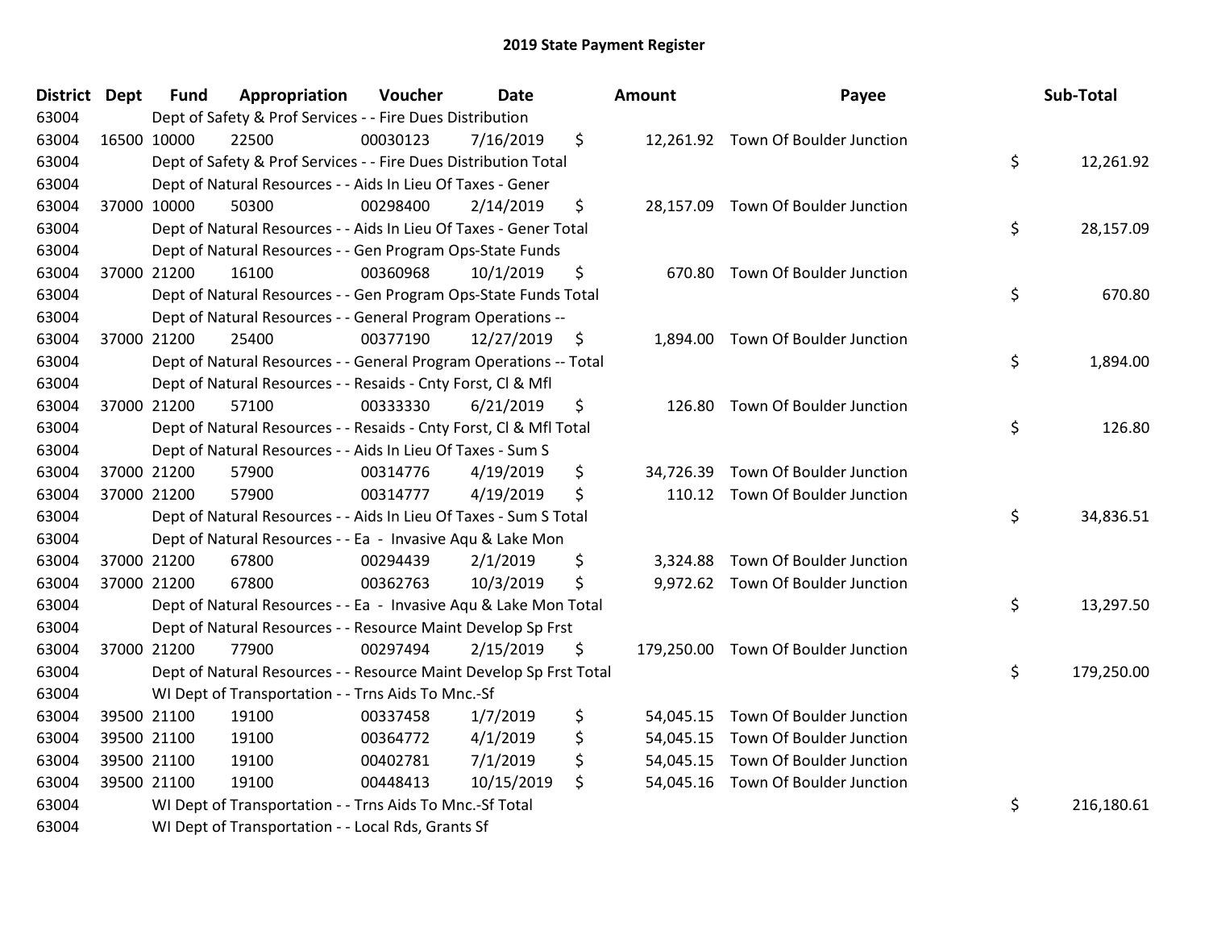# 2019 State Payment Register

| District | Dept | Fund | Appropriation | Voucher | Date | Amount | Payee | Sub-Total |
|---|---|---|---|---|---|---|---|---|
| 63004 | | Dept of Safety & Prof Services - - Fire Dues Distribution | | | | | | |
| 63004 | 16500 | 10000 | 22500 | 00030123 | 7/16/2019 | $ 12,261.92 | Town Of Boulder Junction | |
| 63004 | | Dept of Safety & Prof Services - - Fire Dues Distribution Total | | | | | | $ 12,261.92 |
| 63004 | | Dept of Natural Resources - - Aids In Lieu Of Taxes - Gener | | | | | | |
| 63004 | 37000 | 10000 | 50300 | 00298400 | 2/14/2019 | $ 28,157.09 | Town Of Boulder Junction | |
| 63004 | | Dept of Natural Resources - - Aids In Lieu Of Taxes - Gener Total | | | | | | $ 28,157.09 |
| 63004 | | Dept of Natural Resources - - Gen Program Ops-State Funds | | | | | | |
| 63004 | 37000 | 21200 | 16100 | 00360968 | 10/1/2019 | $ 670.80 | Town Of Boulder Junction | |
| 63004 | | Dept of Natural Resources - - Gen Program Ops-State Funds Total | | | | | | $ 670.80 |
| 63004 | | Dept of Natural Resources - - General Program Operations -- | | | | | | |
| 63004 | 37000 | 21200 | 25400 | 00377190 | 12/27/2019 | $ 1,894.00 | Town Of Boulder Junction | |
| 63004 | | Dept of Natural Resources - - General Program Operations -- Total | | | | | | $ 1,894.00 |
| 63004 | | Dept of Natural Resources - - Resaids - Cnty Forst, Cl & Mfl | | | | | | |
| 63004 | 37000 | 21200 | 57100 | 00333330 | 6/21/2019 | $ 126.80 | Town Of Boulder Junction | |
| 63004 | | Dept of Natural Resources - - Resaids - Cnty Forst, Cl & Mfl Total | | | | | | $ 126.80 |
| 63004 | | Dept of Natural Resources - - Aids In Lieu Of Taxes - Sum S | | | | | | |
| 63004 | 37000 | 21200 | 57900 | 00314776 | 4/19/2019 | $ 34,726.39 | Town Of Boulder Junction | |
| 63004 | 37000 | 21200 | 57900 | 00314777 | 4/19/2019 | $ 110.12 | Town Of Boulder Junction | |
| 63004 | | Dept of Natural Resources - - Aids In Lieu Of Taxes - Sum S Total | | | | | | $ 34,836.51 |
| 63004 | | Dept of Natural Resources - - Ea - Invasive Aqu & Lake Mon | | | | | | |
| 63004 | 37000 | 21200 | 67800 | 00294439 | 2/1/2019 | $ 3,324.88 | Town Of Boulder Junction | |
| 63004 | 37000 | 21200 | 67800 | 00362763 | 10/3/2019 | $ 9,972.62 | Town Of Boulder Junction | |
| 63004 | | Dept of Natural Resources - - Ea - Invasive Aqu & Lake Mon Total | | | | | | $ 13,297.50 |
| 63004 | | Dept of Natural Resources - - Resource Maint Develop Sp Frst | | | | | | |
| 63004 | 37000 | 21200 | 77900 | 00297494 | 2/15/2019 | $ 179,250.00 | Town Of Boulder Junction | |
| 63004 | | Dept of Natural Resources - - Resource Maint Develop Sp Frst Total | | | | | | $ 179,250.00 |
| 63004 | | WI Dept of Transportation - - Trns Aids To Mnc.-Sf | | | | | | |
| 63004 | 39500 | 21100 | 19100 | 00337458 | 1/7/2019 | $ 54,045.15 | Town Of Boulder Junction | |
| 63004 | 39500 | 21100 | 19100 | 00364772 | 4/1/2019 | $ 54,045.15 | Town Of Boulder Junction | |
| 63004 | 39500 | 21100 | 19100 | 00402781 | 7/1/2019 | $ 54,045.15 | Town Of Boulder Junction | |
| 63004 | 39500 | 21100 | 19100 | 00448413 | 10/15/2019 | $ 54,045.16 | Town Of Boulder Junction | |
| 63004 | | WI Dept of Transportation - - Trns Aids To Mnc.-Sf Total | | | | | | $ 216,180.61 |
| 63004 | | WI Dept of Transportation - - Local Rds, Grants Sf | | | | | | |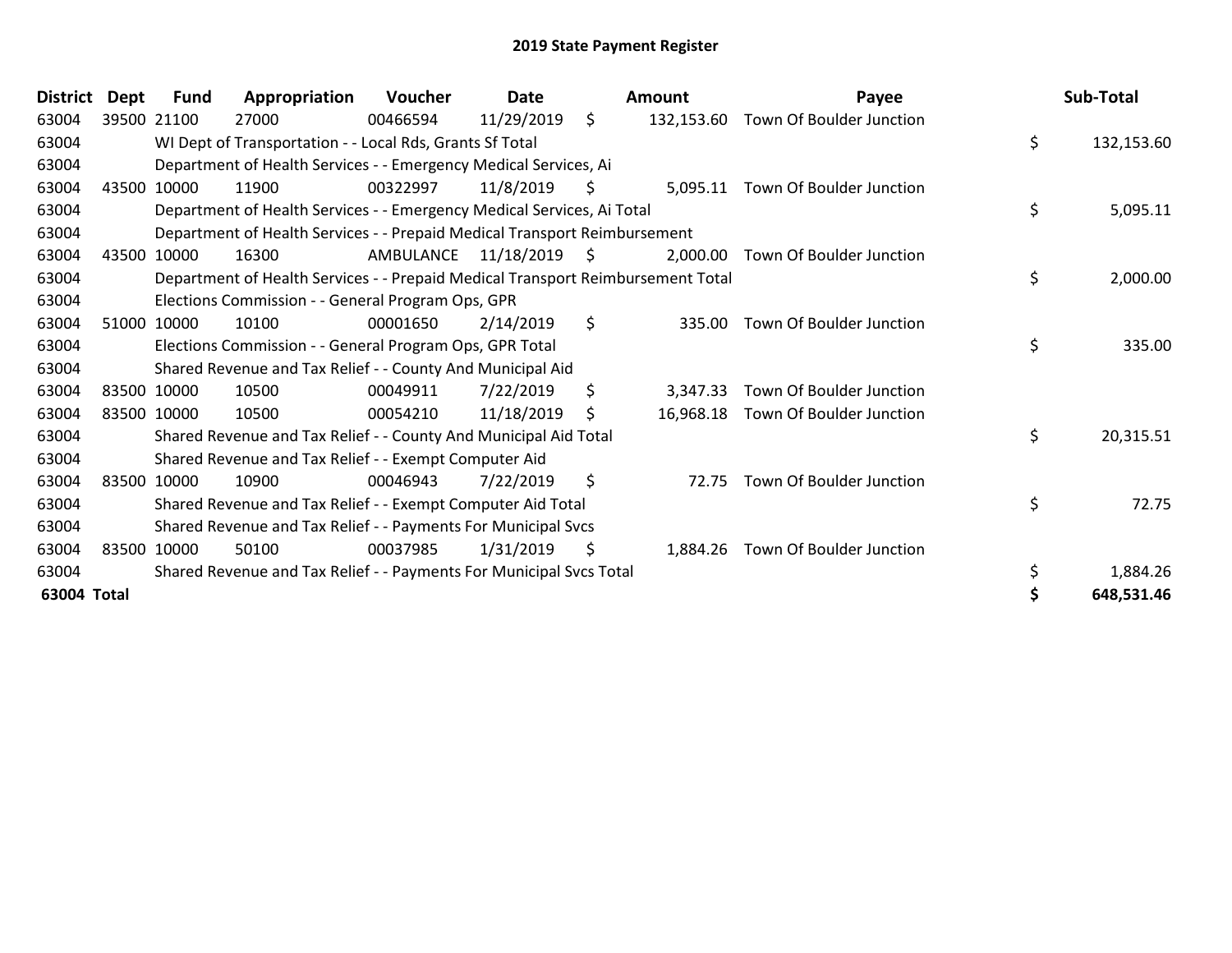# 2019 State Payment Register

| District | Dept | Fund | Appropriation | Voucher | Date | Amount | Payee | Sub-Total |
|---|---|---|---|---|---|---|---|---|
| 63004 | 39500 | 21100 | 27000 | 00466594 | 11/29/2019 | $ 132,153.60 | Town Of Boulder Junction | |
| 63004 | | WI Dept of Transportation - - Local Rds, Grants Sf Total | | | | | | $ 132,153.60 |
| 63004 | | Department of Health Services - - Emergency Medical Services, Ai | | | | | | |
| 63004 | 43500 | 10000 | 11900 | 00322997 | 11/8/2019 | $ 5,095.11 | Town Of Boulder Junction | |
| 63004 | | Department of Health Services - - Emergency Medical Services, Ai Total | | | | | | $ 5,095.11 |
| 63004 | | Department of Health Services - - Prepaid Medical Transport Reimbursement | | | | | | |
| 63004 | 43500 | 10000 | 16300 | AMBULANCE | 11/18/2019 | $ 2,000.00 | Town Of Boulder Junction | |
| 63004 | | Department of Health Services - - Prepaid Medical Transport Reimbursement Total | | | | | | $ 2,000.00 |
| 63004 | | Elections Commission - - General Program Ops, GPR | | | | | | |
| 63004 | 51000 | 10000 | 10100 | 00001650 | 2/14/2019 | $ 335.00 | Town Of Boulder Junction | |
| 63004 | | Elections Commission - - General Program Ops, GPR Total | | | | | | $ 335.00 |
| 63004 | | Shared Revenue and Tax Relief - - County And Municipal Aid | | | | | | |
| 63004 | 83500 | 10000 | 10500 | 00049911 | 7/22/2019 | $ 3,347.33 | Town Of Boulder Junction | |
| 63004 | 83500 | 10000 | 10500 | 00054210 | 11/18/2019 | $ 16,968.18 | Town Of Boulder Junction | |
| 63004 | | Shared Revenue and Tax Relief - - County And Municipal Aid Total | | | | | | $ 20,315.51 |
| 63004 | | Shared Revenue and Tax Relief - - Exempt Computer Aid | | | | | | |
| 63004 | 83500 | 10000 | 10900 | 00046943 | 7/22/2019 | $ 72.75 | Town Of Boulder Junction | |
| 63004 | | Shared Revenue and Tax Relief - - Exempt Computer Aid Total | | | | | | $ 72.75 |
| 63004 | | Shared Revenue and Tax Relief - - Payments For Municipal Svcs | | | | | | |
| 63004 | 83500 | 10000 | 50100 | 00037985 | 1/31/2019 | $ 1,884.26 | Town Of Boulder Junction | |
| 63004 | | Shared Revenue and Tax Relief - - Payments For Municipal Svcs Total | | | | | | $ 1,884.26 |
| **63004 Total** | | | | | | | | **$ 648,531.46** |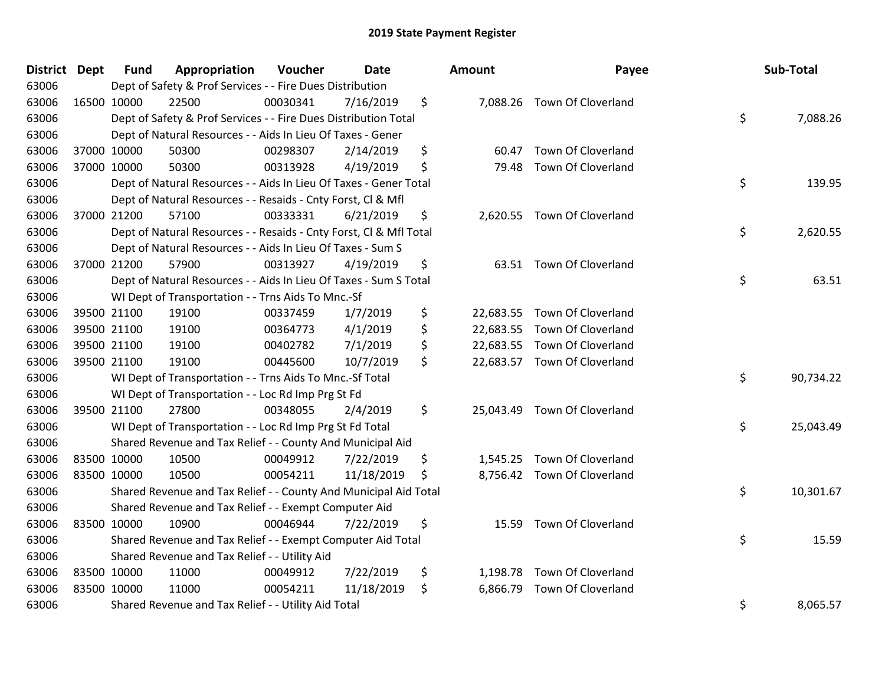# 2019 State Payment Register

| District | Dept | Fund | Appropriation | Voucher | Date | Amount | Payee | Sub-Total |
|---|---|---|---|---|---|---|---|---|
| 63006 | | Dept of Safety & Prof Services - - Fire Dues Distribution | | | | | | |
| 63006 | 16500 | 10000 | 22500 | 00030341 | 7/16/2019 | $ 7,088.26 | Town Of Cloverland | |
| 63006 | | Dept of Safety & Prof Services - - Fire Dues Distribution Total | | | | | | $ 7,088.26 |
| 63006 | | Dept of Natural Resources - - Aids In Lieu Of Taxes - Gener | | | | | | |
| 63006 | 37000 | 10000 | 50300 | 00298307 | 2/14/2019 | $ 60.47 | Town Of Cloverland | |
| 63006 | 37000 | 10000 | 50300 | 00313928 | 4/19/2019 | $ 79.48 | Town Of Cloverland | |
| 63006 | | Dept of Natural Resources - - Aids In Lieu Of Taxes - Gener Total | | | | | | $ 139.95 |
| 63006 | | Dept of Natural Resources - - Resaids - Cnty Forst, Cl & Mfl | | | | | | |
| 63006 | 37000 | 21200 | 57100 | 00333331 | 6/21/2019 | $ 2,620.55 | Town Of Cloverland | |
| 63006 | | Dept of Natural Resources - - Resaids - Cnty Forst, Cl & Mfl Total | | | | | | $ 2,620.55 |
| 63006 | | Dept of Natural Resources - - Aids In Lieu Of Taxes - Sum S | | | | | | |
| 63006 | 37000 | 21200 | 57900 | 00313927 | 4/19/2019 | $ 63.51 | Town Of Cloverland | |
| 63006 | | Dept of Natural Resources - - Aids In Lieu Of Taxes - Sum S Total | | | | | | $ 63.51 |
| 63006 | | WI Dept of Transportation - - Trns Aids To Mnc.-Sf | | | | | | |
| 63006 | 39500 | 21100 | 19100 | 00337459 | 1/7/2019 | $ 22,683.55 | Town Of Cloverland | |
| 63006 | 39500 | 21100 | 19100 | 00364773 | 4/1/2019 | $ 22,683.55 | Town Of Cloverland | |
| 63006 | 39500 | 21100 | 19100 | 00402782 | 7/1/2019 | $ 22,683.55 | Town Of Cloverland | |
| 63006 | 39500 | 21100 | 19100 | 00445600 | 10/7/2019 | $ 22,683.57 | Town Of Cloverland | |
| 63006 | | WI Dept of Transportation - - Trns Aids To Mnc.-Sf Total | | | | | | $ 90,734.22 |
| 63006 | | WI Dept of Transportation - - Loc Rd Imp Prg St Fd | | | | | | |
| 63006 | 39500 | 21100 | 27800 | 00348055 | 2/4/2019 | $ 25,043.49 | Town Of Cloverland | |
| 63006 | | WI Dept of Transportation - - Loc Rd Imp Prg St Fd Total | | | | | | $ 25,043.49 |
| 63006 | | Shared Revenue and Tax Relief - - County And Municipal Aid | | | | | | |
| 63006 | 83500 | 10000 | 10500 | 00049912 | 7/22/2019 | $ 1,545.25 | Town Of Cloverland | |
| 63006 | 83500 | 10000 | 10500 | 00054211 | 11/18/2019 | $ 8,756.42 | Town Of Cloverland | |
| 63006 | | Shared Revenue and Tax Relief - - County And Municipal Aid Total | | | | | | $ 10,301.67 |
| 63006 | | Shared Revenue and Tax Relief - - Exempt Computer Aid | | | | | | |
| 63006 | 83500 | 10000 | 10900 | 00046944 | 7/22/2019 | $ 15.59 | Town Of Cloverland | |
| 63006 | | Shared Revenue and Tax Relief - - Exempt Computer Aid Total | | | | | | $ 15.59 |
| 63006 | | Shared Revenue and Tax Relief - - Utility Aid | | | | | | |
| 63006 | 83500 | 10000 | 11000 | 00049912 | 7/22/2019 | $ 1,198.78 | Town Of Cloverland | |
| 63006 | 83500 | 10000 | 11000 | 00054211 | 11/18/2019 | $ 6,866.79 | Town Of Cloverland | |
| 63006 | | Shared Revenue and Tax Relief - - Utility Aid Total | | | | | | $ 8,065.57 |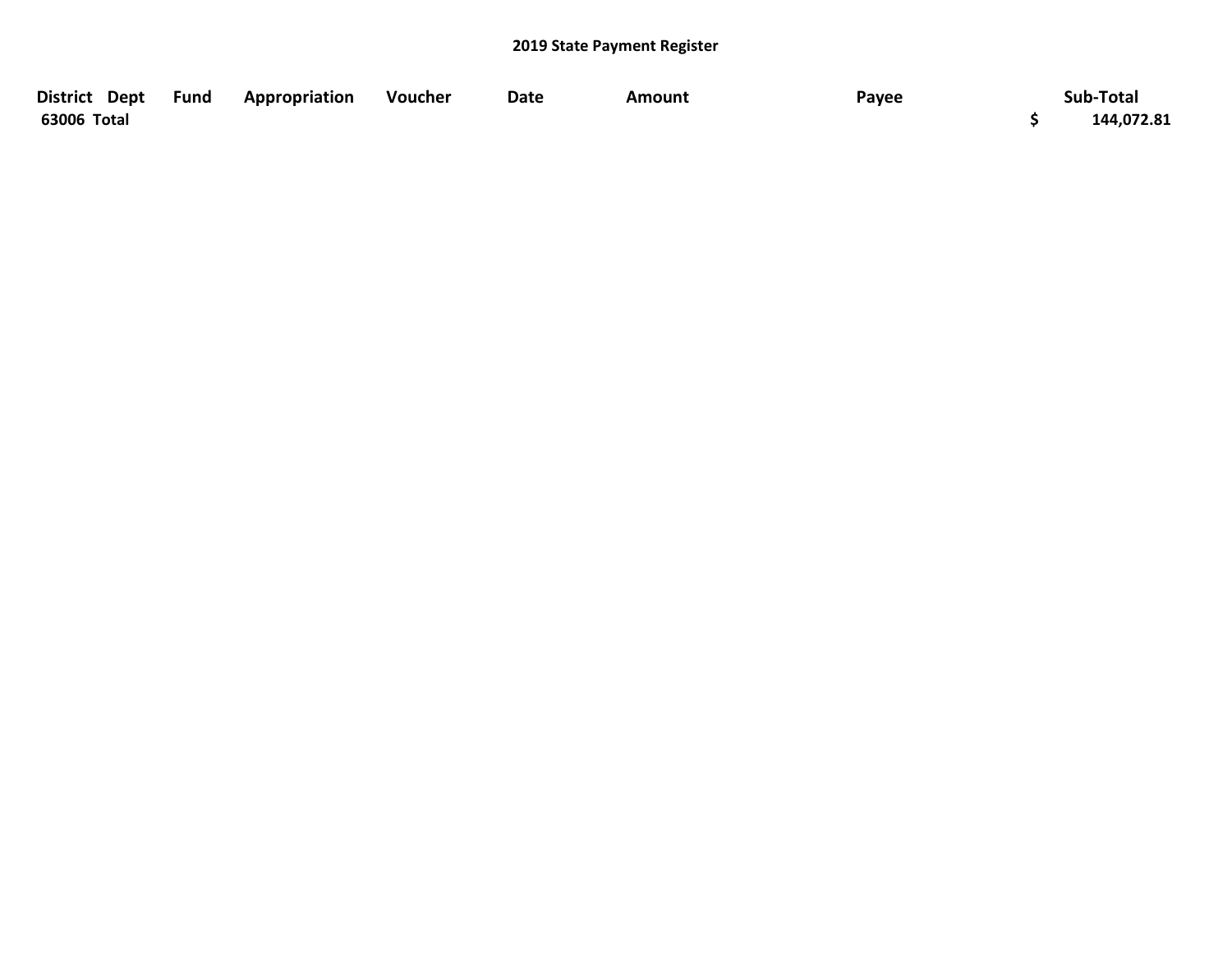## 2019 State Payment Register

| District | Dept | Fund | Appropriation | Voucher | Date | Amount | Payee | Sub-Total |
|---|---|---|---|---|---|---|---|---|
| 63006 Total | | | | | | | | $ 144,072.81 |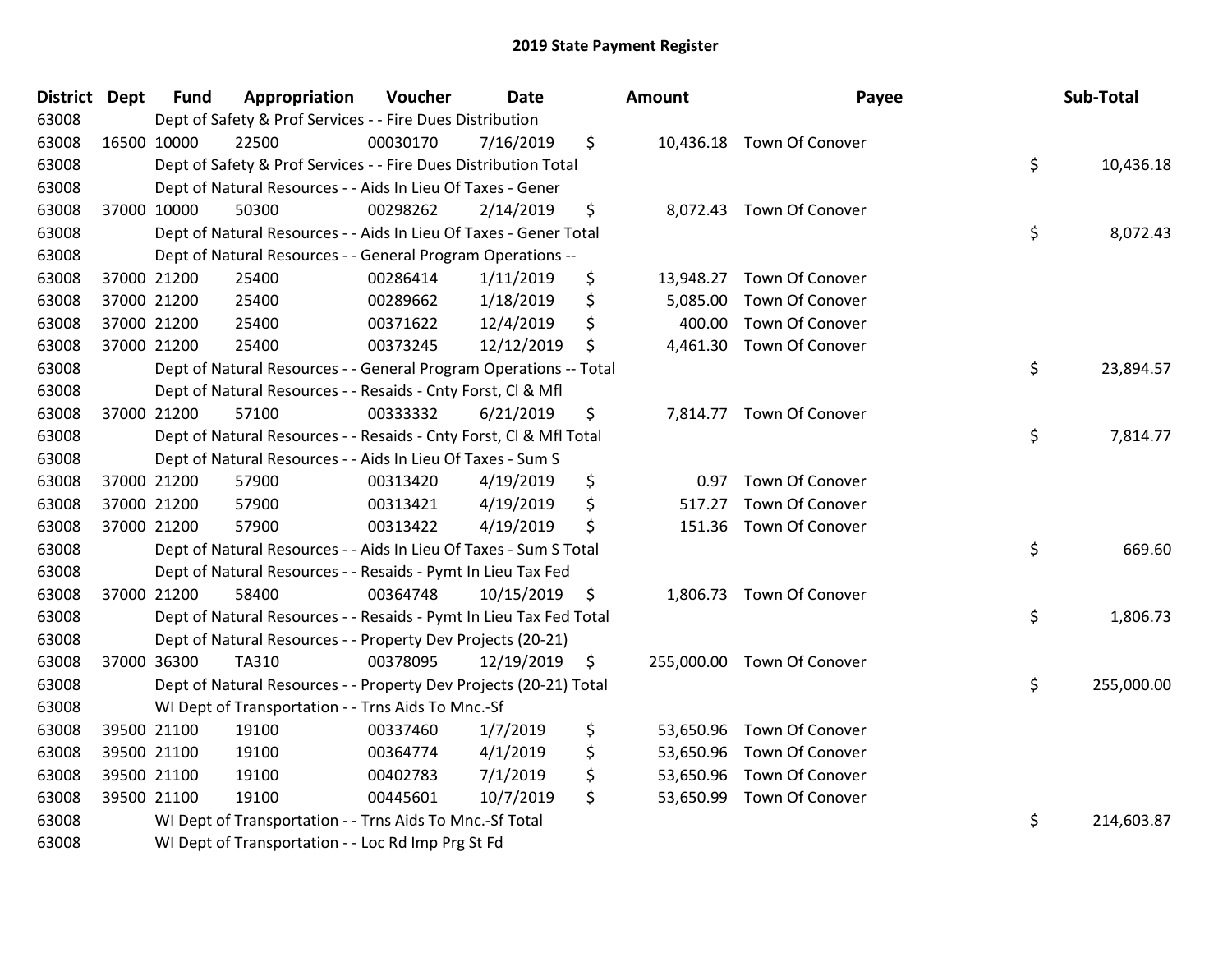# 2019 State Payment Register

| District | Dept | Fund | Appropriation | Voucher | Date | Amount | Payee | Sub-Total |
|---|---|---|---|---|---|---|---|---|
| 63008 | | Dept of Safety & Prof Services - - Fire Dues Distribution | | | | | | |
| 63008 | 16500 | 10000 | 22500 | 00030170 | 7/16/2019 | $ 10,436.18 | Town Of Conover | |
| 63008 | | Dept of Safety & Prof Services - - Fire Dues Distribution Total | | | | | | $ 10,436.18 |
| 63008 | | Dept of Natural Resources - - Aids In Lieu Of Taxes - Gener | | | | | | |
| 63008 | 37000 | 10000 | 50300 | 00298262 | 2/14/2019 | $ 8,072.43 | Town Of Conover | |
| 63008 | | Dept of Natural Resources - - Aids In Lieu Of Taxes - Gener Total | | | | | | $ 8,072.43 |
| 63008 | | Dept of Natural Resources - - General Program Operations -- | | | | | | |
| 63008 | 37000 | 21200 | 25400 | 00286414 | 1/11/2019 | $ 13,948.27 | Town Of Conover | |
| 63008 | 37000 | 21200 | 25400 | 00289662 | 1/18/2019 | $ 5,085.00 | Town Of Conover | |
| 63008 | 37000 | 21200 | 25400 | 00371622 | 12/4/2019 | $ 400.00 | Town Of Conover | |
| 63008 | 37000 | 21200 | 25400 | 00373245 | 12/12/2019 | $ 4,461.30 | Town Of Conover | |
| 63008 | | Dept of Natural Resources - - General Program Operations -- Total | | | | | | $ 23,894.57 |
| 63008 | | Dept of Natural Resources - - Resaids - Cnty Forst, Cl & Mfl | | | | | | |
| 63008 | 37000 | 21200 | 57100 | 00333332 | 6/21/2019 | $ 7,814.77 | Town Of Conover | |
| 63008 | | Dept of Natural Resources - - Resaids - Cnty Forst, Cl & Mfl Total | | | | | | $ 7,814.77 |
| 63008 | | Dept of Natural Resources - - Aids In Lieu Of Taxes - Sum S | | | | | | |
| 63008 | 37000 | 21200 | 57900 | 00313420 | 4/19/2019 | $ 0.97 | Town Of Conover | |
| 63008 | 37000 | 21200 | 57900 | 00313421 | 4/19/2019 | $ 517.27 | Town Of Conover | |
| 63008 | 37000 | 21200 | 57900 | 00313422 | 4/19/2019 | $ 151.36 | Town Of Conover | |
| 63008 | | Dept of Natural Resources - - Aids In Lieu Of Taxes - Sum S Total | | | | | | $ 669.60 |
| 63008 | | Dept of Natural Resources - - Resaids - Pymt In Lieu Tax Fed | | | | | | |
| 63008 | 37000 | 21200 | 58400 | 00364748 | 10/15/2019 | $ 1,806.73 | Town Of Conover | |
| 63008 | | Dept of Natural Resources - - Resaids - Pymt In Lieu Tax Fed Total | | | | | | $ 1,806.73 |
| 63008 | | Dept of Natural Resources - - Property Dev Projects (20-21) | | | | | | |
| 63008 | 37000 | 36300 | TA310 | 00378095 | 12/19/2019 | $ 255,000.00 | Town Of Conover | |
| 63008 | | Dept of Natural Resources - - Property Dev Projects (20-21) Total | | | | | | $ 255,000.00 |
| 63008 | | WI Dept of Transportation - - Trns Aids To Mnc.-Sf | | | | | | |
| 63008 | 39500 | 21100 | 19100 | 00337460 | 1/7/2019 | $ 53,650.96 | Town Of Conover | |
| 63008 | 39500 | 21100 | 19100 | 00364774 | 4/1/2019 | $ 53,650.96 | Town Of Conover | |
| 63008 | 39500 | 21100 | 19100 | 00402783 | 7/1/2019 | $ 53,650.96 | Town Of Conover | |
| 63008 | 39500 | 21100 | 19100 | 00445601 | 10/7/2019 | $ 53,650.99 | Town Of Conover | |
| 63008 | | WI Dept of Transportation - - Trns Aids To Mnc.-Sf Total | | | | | | $ 214,603.87 |
| 63008 | | WI Dept of Transportation - - Loc Rd Imp Prg St Fd | | | | | | |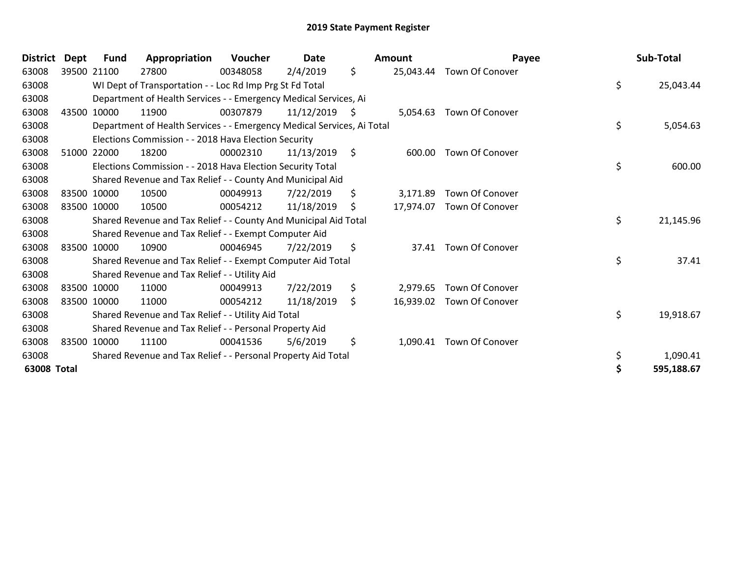# 2019 State Payment Register

| District | Dept | Fund | Appropriation | Voucher | Date | Amount | Payee | Sub-Total |
|---|---|---|---|---|---|---|---|---|
| 63008 | 39500 | 21100 | 27800 | 00348058 | 2/4/2019 | $ 25,043.44 | Town Of Conover | |
| 63008 | | WI Dept of Transportation - - Loc Rd Imp Prg St Fd Total | | | | | | $ 25,043.44 |
| 63008 | | Department of Health Services - - Emergency Medical Services, Ai | | | | | | |
| 63008 | 43500 | 10000 | 11900 | 00307879 | 11/12/2019 | $ 5,054.63 | Town Of Conover | |
| 63008 | | Department of Health Services - - Emergency Medical Services, Ai Total | | | | | | $ 5,054.63 |
| 63008 | | Elections Commission - - 2018 Hava Election Security | | | | | | |
| 63008 | 51000 | 22000 | 18200 | 00002310 | 11/13/2019 | $ 600.00 | Town Of Conover | |
| 63008 | | Elections Commission - - 2018 Hava Election Security Total | | | | | | $ 600.00 |
| 63008 | | Shared Revenue and Tax Relief - - County And Municipal Aid | | | | | | |
| 63008 | 83500 | 10000 | 10500 | 00049913 | 7/22/2019 | $ 3,171.89 | Town Of Conover | |
| 63008 | 83500 | 10000 | 10500 | 00054212 | 11/18/2019 | $ 17,974.07 | Town Of Conover | |
| 63008 | | Shared Revenue and Tax Relief - - County And Municipal Aid Total | | | | | | $ 21,145.96 |
| 63008 | | Shared Revenue and Tax Relief - - Exempt Computer Aid | | | | | | |
| 63008 | 83500 | 10000 | 10900 | 00046945 | 7/22/2019 | $ 37.41 | Town Of Conover | |
| 63008 | | Shared Revenue and Tax Relief - - Exempt Computer Aid Total | | | | | | $ 37.41 |
| 63008 | | Shared Revenue and Tax Relief - - Utility Aid | | | | | | |
| 63008 | 83500 | 10000 | 11000 | 00049913 | 7/22/2019 | $ 2,979.65 | Town Of Conover | |
| 63008 | 83500 | 10000 | 11000 | 00054212 | 11/18/2019 | $ 16,939.02 | Town Of Conover | |
| 63008 | | Shared Revenue and Tax Relief - - Utility Aid Total | | | | | | $ 19,918.67 |
| 63008 | | Shared Revenue and Tax Relief - - Personal Property Aid | | | | | | |
| 63008 | 83500 | 10000 | 11100 | 00041536 | 5/6/2019 | $ 1,090.41 | Town Of Conover | |
| 63008 | | Shared Revenue and Tax Relief - - Personal Property Aid Total | | | | | | $ 1,090.41 |
| **63008 Total** | | | | | | | | **$ 595,188.67** |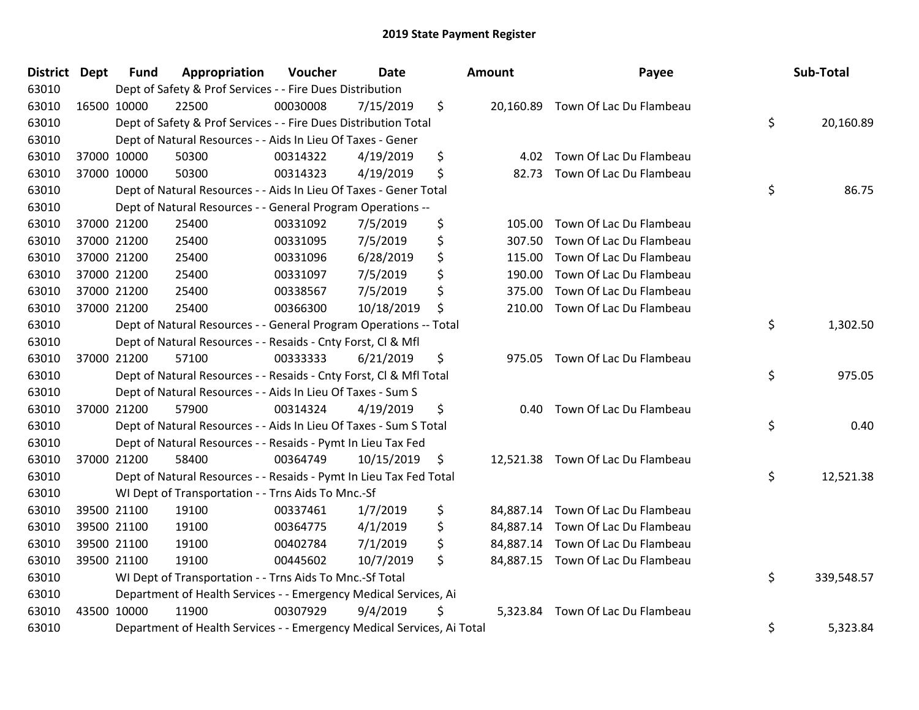# 2019 State Payment Register

| District | Dept | Fund | Appropriation | Voucher | Date | Amount | Payee | Sub-Total |
|---|---|---|---|---|---|---|---|---|
| 63010 | Dept of Safety & Prof Services - - Fire Dues Distribution | | | | | | | |
| 63010 | 16500 | 10000 | 22500 | 00030008 | 7/15/2019 | $ 20,160.89 | Town Of Lac Du Flambeau | |
| 63010 | Dept of Safety & Prof Services - - Fire Dues Distribution Total | | | | | | | $ 20,160.89 |
| 63010 | Dept of Natural Resources - - Aids In Lieu Of Taxes - Gener | | | | | | | |
| 63010 | 37000 | 10000 | 50300 | 00314322 | 4/19/2019 | $ 4.02 | Town Of Lac Du Flambeau | |
| 63010 | 37000 | 10000 | 50300 | 00314323 | 4/19/2019 | $ 82.73 | Town Of Lac Du Flambeau | |
| 63010 | Dept of Natural Resources - - Aids In Lieu Of Taxes - Gener Total | | | | | | | $ 86.75 |
| 63010 | Dept of Natural Resources - - General Program Operations -- | | | | | | | |
| 63010 | 37000 | 21200 | 25400 | 00331092 | 7/5/2019 | $ 105.00 | Town Of Lac Du Flambeau | |
| 63010 | 37000 | 21200 | 25400 | 00331095 | 7/5/2019 | $ 307.50 | Town Of Lac Du Flambeau | |
| 63010 | 37000 | 21200 | 25400 | 00331096 | 6/28/2019 | $ 115.00 | Town Of Lac Du Flambeau | |
| 63010 | 37000 | 21200 | 25400 | 00331097 | 7/5/2019 | $ 190.00 | Town Of Lac Du Flambeau | |
| 63010 | 37000 | 21200 | 25400 | 00338567 | 7/5/2019 | $ 375.00 | Town Of Lac Du Flambeau | |
| 63010 | 37000 | 21200 | 25400 | 00366300 | 10/18/2019 | $ 210.00 | Town Of Lac Du Flambeau | |
| 63010 | Dept of Natural Resources - - General Program Operations -- Total | | | | | | | $ 1,302.50 |
| 63010 | Dept of Natural Resources - - Resaids - Cnty Forst, Cl & Mfl | | | | | | | |
| 63010 | 37000 | 21200 | 57100 | 00333333 | 6/21/2019 | $ 975.05 | Town Of Lac Du Flambeau | |
| 63010 | Dept of Natural Resources - - Resaids - Cnty Forst, Cl & Mfl Total | | | | | | | $ 975.05 |
| 63010 | Dept of Natural Resources - - Aids In Lieu Of Taxes - Sum S | | | | | | | |
| 63010 | 37000 | 21200 | 57900 | 00314324 | 4/19/2019 | $ 0.40 | Town Of Lac Du Flambeau | |
| 63010 | Dept of Natural Resources - - Aids In Lieu Of Taxes - Sum S Total | | | | | | | $ 0.40 |
| 63010 | Dept of Natural Resources - - Resaids - Pymt In Lieu Tax Fed | | | | | | | |
| 63010 | 37000 | 21200 | 58400 | 00364749 | 10/15/2019 | $ 12,521.38 | Town Of Lac Du Flambeau | |
| 63010 | Dept of Natural Resources - - Resaids - Pymt In Lieu Tax Fed Total | | | | | | | $ 12,521.38 |
| 63010 | WI Dept of Transportation - - Trns Aids To Mnc.-Sf | | | | | | | |
| 63010 | 39500 | 21100 | 19100 | 00337461 | 1/7/2019 | $ 84,887.14 | Town Of Lac Du Flambeau | |
| 63010 | 39500 | 21100 | 19100 | 00364775 | 4/1/2019 | $ 84,887.14 | Town Of Lac Du Flambeau | |
| 63010 | 39500 | 21100 | 19100 | 00402784 | 7/1/2019 | $ 84,887.14 | Town Of Lac Du Flambeau | |
| 63010 | 39500 | 21100 | 19100 | 00445602 | 10/7/2019 | $ 84,887.15 | Town Of Lac Du Flambeau | |
| 63010 | WI Dept of Transportation - - Trns Aids To Mnc.-Sf Total | | | | | | | $ 339,548.57 |
| 63010 | Department of Health Services - - Emergency Medical Services, Ai | | | | | | | |
| 63010 | 43500 | 10000 | 11900 | 00307929 | 9/4/2019 | $ 5,323.84 | Town Of Lac Du Flambeau | |
| 63010 | Department of Health Services - - Emergency Medical Services, Ai Total | | | | | | | $ 5,323.84 |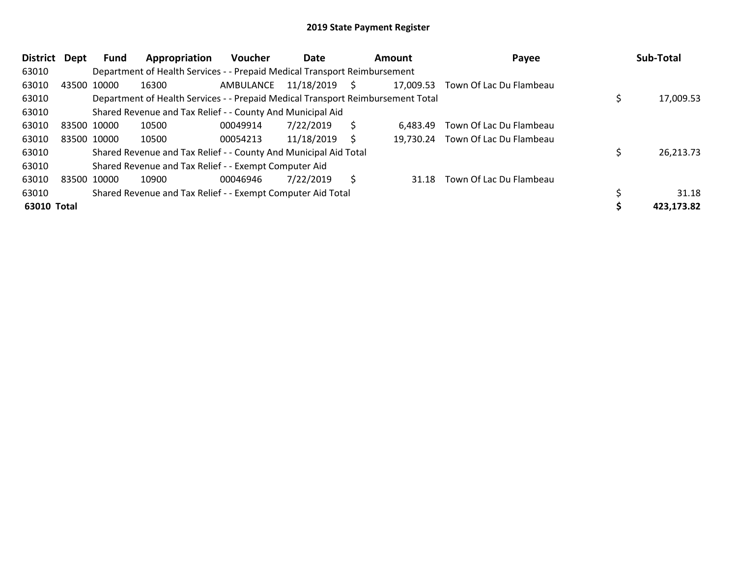# 2019 State Payment Register

| District | Dept | Fund | Appropriation | Voucher | Date | Amount | Payee | Sub-Total |
|---|---|---|---|---|---|---|---|---|
| 63010 | | Department of Health Services - - Prepaid Medical Transport Reimbursement | | | | | | |
| 63010 | 43500 | 10000 | 16300 | AMBULANCE | 11/18/2019 | $ 17,009.53 | Town Of Lac Du Flambeau | |
| 63010 | | Department of Health Services - - Prepaid Medical Transport Reimbursement Total | | | | | | $ 17,009.53 |
| 63010 | | Shared Revenue and Tax Relief - - County And Municipal Aid | | | | | | |
| 63010 | 83500 | 10000 | 10500 | 00049914 | 7/22/2019 | $ 6,483.49 | Town Of Lac Du Flambeau | |
| 63010 | 83500 | 10000 | 10500 | 00054213 | 11/18/2019 | $ 19,730.24 | Town Of Lac Du Flambeau | |
| 63010 | | Shared Revenue and Tax Relief - - County And Municipal Aid Total | | | | | | $ 26,213.73 |
| 63010 | | Shared Revenue and Tax Relief - - Exempt Computer Aid | | | | | | |
| 63010 | 83500 | 10000 | 10900 | 00046946 | 7/22/2019 | $ 31.18 | Town Of Lac Du Flambeau | |
| 63010 | | Shared Revenue and Tax Relief - - Exempt Computer Aid Total | | | | | | $ 31.18 |
| **63010 Total** | | | | | | | | **$ 423,173.82** |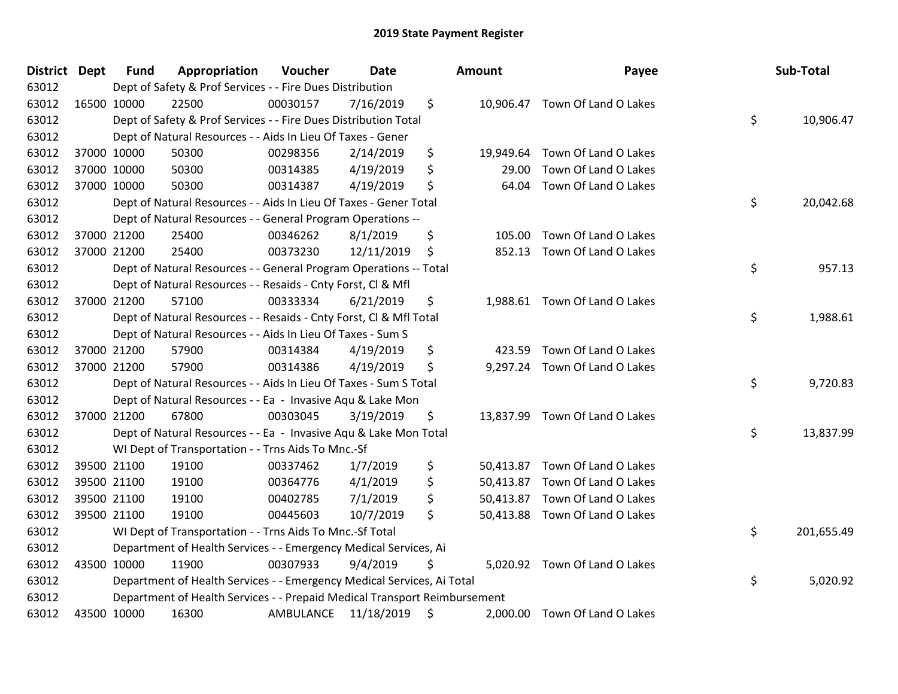# 2019 State Payment Register

| District | Dept | Fund | Appropriation | Voucher | Date | Amount | Payee | Sub-Total |
|---|---|---|---|---|---|---|---|---|
| 63012 | | Dept of Safety & Prof Services - - Fire Dues Distribution | | | | | | |
| 63012 | 16500 | 10000 | 22500 | 00030157 | 7/16/2019 | $ 10,906.47 | Town Of Land O Lakes | |
| 63012 | | Dept of Safety & Prof Services - - Fire Dues Distribution Total | | | | | | $ 10,906.47 |
| 63012 | | Dept of Natural Resources - - Aids In Lieu Of Taxes - Gener | | | | | | |
| 63012 | 37000 | 10000 | 50300 | 00298356 | 2/14/2019 | $ 19,949.64 | Town Of Land O Lakes | |
| 63012 | 37000 | 10000 | 50300 | 00314385 | 4/19/2019 | $ 29.00 | Town Of Land O Lakes | |
| 63012 | 37000 | 10000 | 50300 | 00314387 | 4/19/2019 | $ 64.04 | Town Of Land O Lakes | |
| 63012 | | Dept of Natural Resources - - Aids In Lieu Of Taxes - Gener Total | | | | | | $ 20,042.68 |
| 63012 | | Dept of Natural Resources - - General Program Operations -- | | | | | | |
| 63012 | 37000 | 21200 | 25400 | 00346262 | 8/1/2019 | $ 105.00 | Town Of Land O Lakes | |
| 63012 | 37000 | 21200 | 25400 | 00373230 | 12/11/2019 | $ 852.13 | Town Of Land O Lakes | |
| 63012 | | Dept of Natural Resources - - General Program Operations -- Total | | | | | | $ 957.13 |
| 63012 | | Dept of Natural Resources - - Resaids - Cnty Forst, Cl & Mfl | | | | | | |
| 63012 | 37000 | 21200 | 57100 | 00333334 | 6/21/2019 | $ 1,988.61 | Town Of Land O Lakes | |
| 63012 | | Dept of Natural Resources - - Resaids - Cnty Forst, Cl & Mfl Total | | | | | | $ 1,988.61 |
| 63012 | | Dept of Natural Resources - - Aids In Lieu Of Taxes - Sum S | | | | | | |
| 63012 | 37000 | 21200 | 57900 | 00314384 | 4/19/2019 | $ 423.59 | Town Of Land O Lakes | |
| 63012 | 37000 | 21200 | 57900 | 00314386 | 4/19/2019 | $ 9,297.24 | Town Of Land O Lakes | |
| 63012 | | Dept of Natural Resources - - Aids In Lieu Of Taxes - Sum S Total | | | | | | $ 9,720.83 |
| 63012 | | Dept of Natural Resources - - Ea - Invasive Aqu & Lake Mon | | | | | | |
| 63012 | 37000 | 21200 | 67800 | 00303045 | 3/19/2019 | $ 13,837.99 | Town Of Land O Lakes | |
| 63012 | | Dept of Natural Resources - - Ea - Invasive Aqu & Lake Mon Total | | | | | | $ 13,837.99 |
| 63012 | | WI Dept of Transportation - - Trns Aids To Mnc.-Sf | | | | | | |
| 63012 | 39500 | 21100 | 19100 | 00337462 | 1/7/2019 | $ 50,413.87 | Town Of Land O Lakes | |
| 63012 | 39500 | 21100 | 19100 | 00364776 | 4/1/2019 | $ 50,413.87 | Town Of Land O Lakes | |
| 63012 | 39500 | 21100 | 19100 | 00402785 | 7/1/2019 | $ 50,413.87 | Town Of Land O Lakes | |
| 63012 | 39500 | 21100 | 19100 | 00445603 | 10/7/2019 | $ 50,413.88 | Town Of Land O Lakes | |
| 63012 | | WI Dept of Transportation - - Trns Aids To Mnc.-Sf Total | | | | | | $ 201,655.49 |
| 63012 | | Department of Health Services - - Emergency Medical Services, Ai | | | | | | |
| 63012 | 43500 | 10000 | 11900 | 00307933 | 9/4/2019 | $ 5,020.92 | Town Of Land O Lakes | |
| 63012 | | Department of Health Services - - Emergency Medical Services, Ai Total | | | | | | $ 5,020.92 |
| 63012 | | Department of Health Services - - Prepaid Medical Transport Reimbursement | | | | | | |
| 63012 | 43500 | 10000 | 16300 | AMBULANCE | 11/18/2019 | $ 2,000.00 | Town Of Land O Lakes | |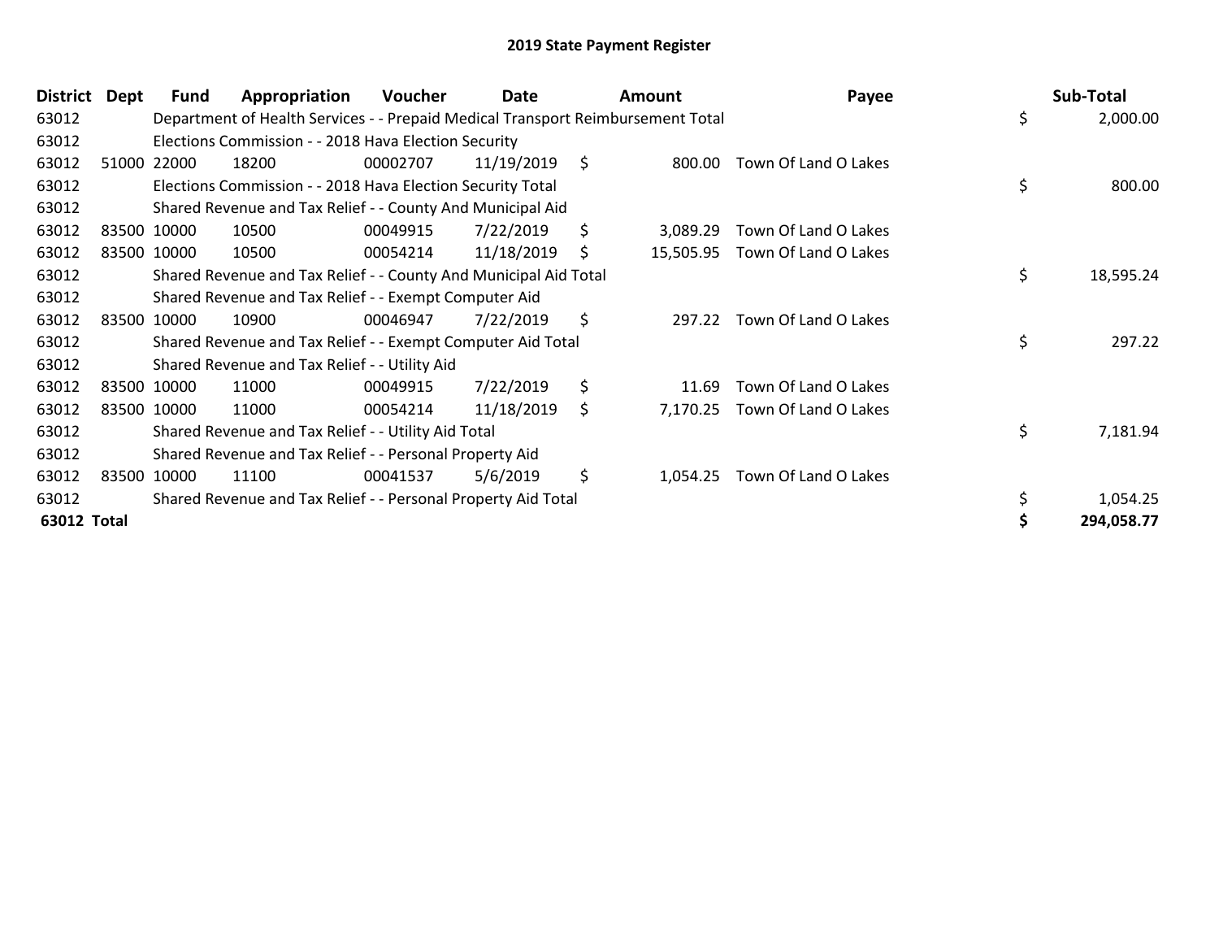# 2019 State Payment Register

| District | Dept | Fund | Appropriation | Voucher | Date | Amount | Payee | Sub-Total |
|---|---|---|---|---|---|---|---|---|
| 63012 | | Department of Health Services - - Prepaid Medical Transport Reimbursement Total | | | | | | $ 2,000.00 |
| 63012 | | Elections Commission - - 2018 Hava Election Security | | | | | | |
| 63012 | 51000 | 22000 | 18200 | 00002707 | 11/19/2019 | $ 800.00 | Town Of Land O Lakes | |
| 63012 | | Elections Commission - - 2018 Hava Election Security Total | | | | | | $ 800.00 |
| 63012 | | Shared Revenue and Tax Relief - - County And Municipal Aid | | | | | | |
| 63012 | 83500 | 10000 | 10500 | 00049915 | 7/22/2019 | $ 3,089.29 | Town Of Land O Lakes | |
| 63012 | 83500 | 10000 | 10500 | 00054214 | 11/18/2019 | $ 15,505.95 | Town Of Land O Lakes | |
| 63012 | | Shared Revenue and Tax Relief - - County And Municipal Aid Total | | | | | | $ 18,595.24 |
| 63012 | | Shared Revenue and Tax Relief - - Exempt Computer Aid | | | | | | |
| 63012 | 83500 | 10000 | 10900 | 00046947 | 7/22/2019 | $ 297.22 | Town Of Land O Lakes | |
| 63012 | | Shared Revenue and Tax Relief - - Exempt Computer Aid Total | | | | | | $ 297.22 |
| 63012 | | Shared Revenue and Tax Relief - - Utility Aid | | | | | | |
| 63012 | 83500 | 10000 | 11000 | 00049915 | 7/22/2019 | $ 11.69 | Town Of Land O Lakes | |
| 63012 | 83500 | 10000 | 11000 | 00054214 | 11/18/2019 | $ 7,170.25 | Town Of Land O Lakes | |
| 63012 | | Shared Revenue and Tax Relief - - Utility Aid Total | | | | | | $ 7,181.94 |
| 63012 | | Shared Revenue and Tax Relief - - Personal Property Aid | | | | | | |
| 63012 | 83500 | 10000 | 11100 | 00041537 | 5/6/2019 | $ 1,054.25 | Town Of Land O Lakes | |
| 63012 | | Shared Revenue and Tax Relief - - Personal Property Aid Total | | | | | | $ 1,054.25 |
| **63012 Total** | | | | | | | | **$ 294,058.77** |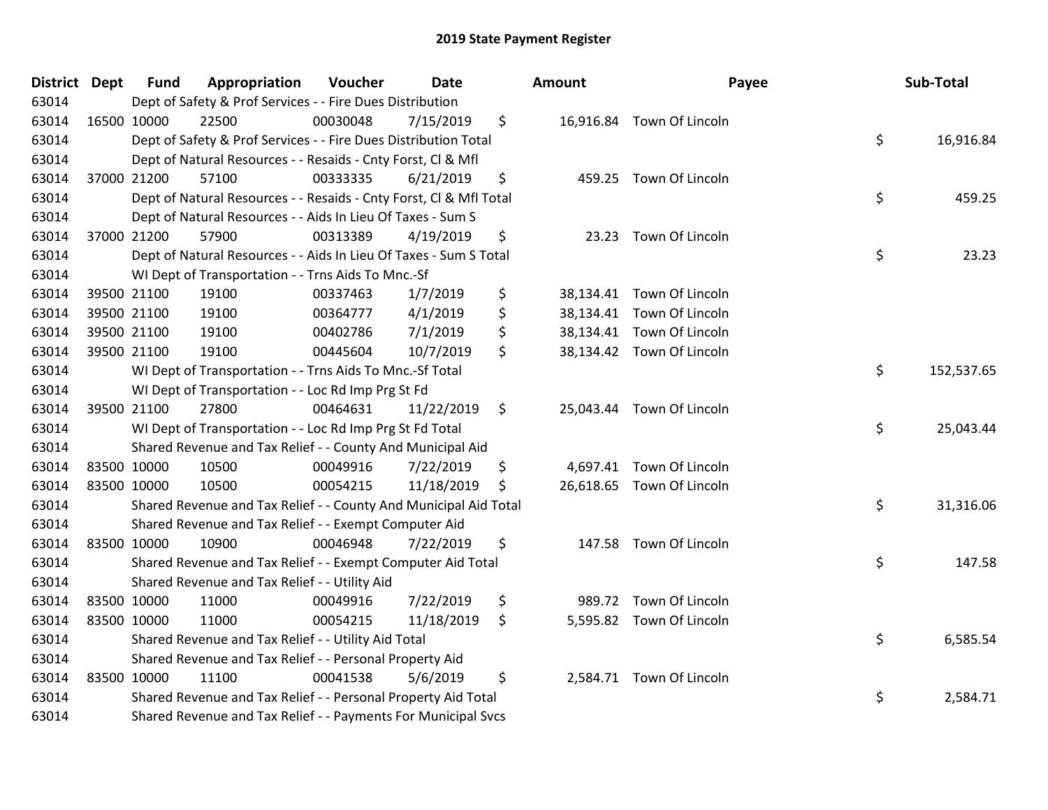# 2019 State Payment Register

| District | Dept | Fund | Appropriation | Voucher | Date | Amount | Payee | Sub-Total |
|---|---|---|---|---|---|---|---|---|
| 63014 | | Dept of Safety & Prof Services - - Fire Dues Distribution | | | | | | |
| 63014 | 16500 | 10000 | 22500 | 00030048 | 7/15/2019 | $ 16,916.84 | Town Of Lincoln | |
| 63014 | | Dept of Safety & Prof Services - - Fire Dues Distribution Total | | | | | | $ 16,916.84 |
| 63014 | | Dept of Natural Resources - - Resaids - Cnty Forst, Cl & Mfl | | | | | | |
| 63014 | 37000 | 21200 | 57100 | 00333335 | 6/21/2019 | $ 459.25 | Town Of Lincoln | |
| 63014 | | Dept of Natural Resources - - Resaids - Cnty Forst, Cl & Mfl Total | | | | | | $ 459.25 |
| 63014 | | Dept of Natural Resources - - Aids In Lieu Of Taxes - Sum S | | | | | | |
| 63014 | 37000 | 21200 | 57900 | 00313389 | 4/19/2019 | $ 23.23 | Town Of Lincoln | |
| 63014 | | Dept of Natural Resources - - Aids In Lieu Of Taxes - Sum S Total | | | | | | $ 23.23 |
| 63014 | | WI Dept of Transportation - - Trns Aids To Mnc.-Sf | | | | | | |
| 63014 | 39500 | 21100 | 19100 | 00337463 | 1/7/2019 | $ 38,134.41 | Town Of Lincoln | |
| 63014 | 39500 | 21100 | 19100 | 00364777 | 4/1/2019 | $ 38,134.41 | Town Of Lincoln | |
| 63014 | 39500 | 21100 | 19100 | 00402786 | 7/1/2019 | $ 38,134.41 | Town Of Lincoln | |
| 63014 | 39500 | 21100 | 19100 | 00445604 | 10/7/2019 | $ 38,134.42 | Town Of Lincoln | |
| 63014 | | WI Dept of Transportation - - Trns Aids To Mnc.-Sf Total | | | | | | $ 152,537.65 |
| 63014 | | WI Dept of Transportation - - Loc Rd Imp Prg St Fd | | | | | | |
| 63014 | 39500 | 21100 | 27800 | 00464631 | 11/22/2019 | $ 25,043.44 | Town Of Lincoln | |
| 63014 | | WI Dept of Transportation - - Loc Rd Imp Prg St Fd Total | | | | | | $ 25,043.44 |
| 63014 | | Shared Revenue and Tax Relief - - County And Municipal Aid | | | | | | |
| 63014 | 83500 | 10000 | 10500 | 00049916 | 7/22/2019 | $ 4,697.41 | Town Of Lincoln | |
| 63014 | 83500 | 10000 | 10500 | 00054215 | 11/18/2019 | $ 26,618.65 | Town Of Lincoln | |
| 63014 | | Shared Revenue and Tax Relief - - County And Municipal Aid Total | | | | | | $ 31,316.06 |
| 63014 | | Shared Revenue and Tax Relief - - Exempt Computer Aid | | | | | | |
| 63014 | 83500 | 10000 | 10900 | 00046948 | 7/22/2019 | $ 147.58 | Town Of Lincoln | |
| 63014 | | Shared Revenue and Tax Relief - - Exempt Computer Aid Total | | | | | | $ 147.58 |
| 63014 | | Shared Revenue and Tax Relief - - Utility Aid | | | | | | |
| 63014 | 83500 | 10000 | 11000 | 00049916 | 7/22/2019 | $ 989.72 | Town Of Lincoln | |
| 63014 | 83500 | 10000 | 11000 | 00054215 | 11/18/2019 | $ 5,595.82 | Town Of Lincoln | |
| 63014 | | Shared Revenue and Tax Relief - - Utility Aid Total | | | | | | $ 6,585.54 |
| 63014 | | Shared Revenue and Tax Relief - - Personal Property Aid | | | | | | |
| 63014 | 83500 | 10000 | 11100 | 00041538 | 5/6/2019 | $ 2,584.71 | Town Of Lincoln | |
| 63014 | | Shared Revenue and Tax Relief - - Personal Property Aid Total | | | | | | $ 2,584.71 |
| 63014 | | Shared Revenue and Tax Relief - - Payments For Municipal Svcs | | | | | | |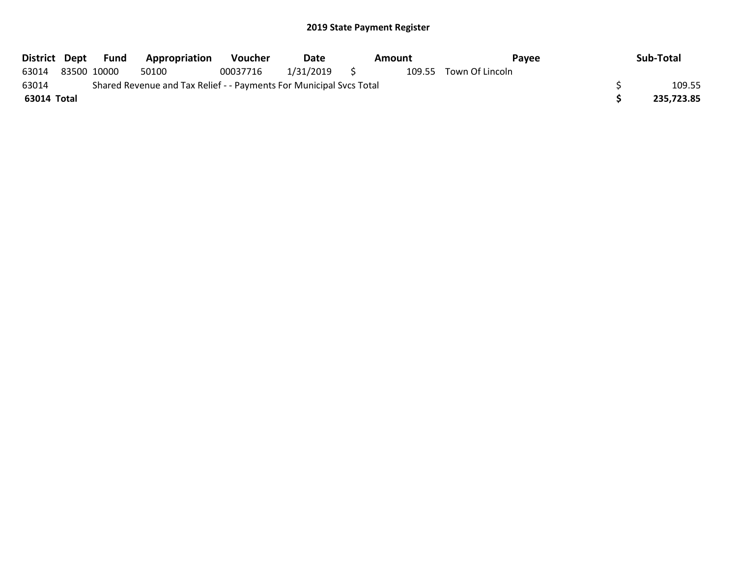## 2019 State Payment Register

| District | Dept | Fund | Appropriation | Voucher | Date | Amount | Payee | Sub-Total |
|---|---|---|---|---|---|---|---|---|
| 63014 | 83500 | 10000 | 50100 | 00037716 | 1/31/2019 | $ 109.55 | Town Of Lincoln | |
| 63014 | Shared Revenue and Tax Relief - - Payments For Municipal Svcs Total | | | | | | | $ 109.55 |
| **63014 Total** | | | | | | | | **$ 235,723.85** |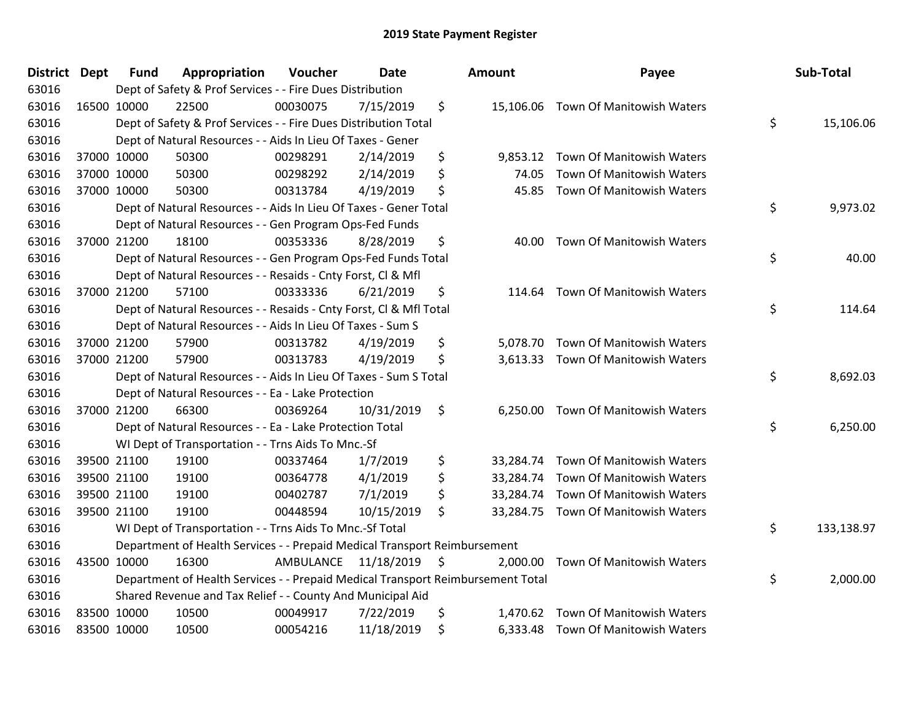# 2019 State Payment Register

| District | Dept | Fund | Appropriation | Voucher | Date | Amount | Payee | Sub-Total |
|---|---|---|---|---|---|---|---|---|
| 63016 | | Dept of Safety & Prof Services - - Fire Dues Distribution | | | | | | |
| 63016 | 16500 | 10000 | 22500 | 00030075 | 7/15/2019 | $ 15,106.06 | Town Of Manitowish Waters | |
| 63016 | | Dept of Safety & Prof Services - - Fire Dues Distribution Total | | | | | | $ 15,106.06 |
| 63016 | | Dept of Natural Resources - - Aids In Lieu Of Taxes - Gener | | | | | | |
| 63016 | 37000 | 10000 | 50300 | 00298291 | 2/14/2019 | $ 9,853.12 | Town Of Manitowish Waters | |
| 63016 | 37000 | 10000 | 50300 | 00298292 | 2/14/2019 | $ 74.05 | Town Of Manitowish Waters | |
| 63016 | 37000 | 10000 | 50300 | 00313784 | 4/19/2019 | $ 45.85 | Town Of Manitowish Waters | |
| 63016 | | Dept of Natural Resources - - Aids In Lieu Of Taxes - Gener Total | | | | | | $ 9,973.02 |
| 63016 | | Dept of Natural Resources - - Gen Program Ops-Fed Funds | | | | | | |
| 63016 | 37000 | 21200 | 18100 | 00353336 | 8/28/2019 | $ 40.00 | Town Of Manitowish Waters | |
| 63016 | | Dept of Natural Resources - - Gen Program Ops-Fed Funds Total | | | | | | $ 40.00 |
| 63016 | | Dept of Natural Resources - - Resaids - Cnty Forst, Cl & Mfl | | | | | | |
| 63016 | 37000 | 21200 | 57100 | 00333336 | 6/21/2019 | $ 114.64 | Town Of Manitowish Waters | |
| 63016 | | Dept of Natural Resources - - Resaids - Cnty Forst, Cl & Mfl Total | | | | | | $ 114.64 |
| 63016 | | Dept of Natural Resources - - Aids In Lieu Of Taxes - Sum S | | | | | | |
| 63016 | 37000 | 21200 | 57900 | 00313782 | 4/19/2019 | $ 5,078.70 | Town Of Manitowish Waters | |
| 63016 | 37000 | 21200 | 57900 | 00313783 | 4/19/2019 | $ 3,613.33 | Town Of Manitowish Waters | |
| 63016 | | Dept of Natural Resources - - Aids In Lieu Of Taxes - Sum S Total | | | | | | $ 8,692.03 |
| 63016 | | Dept of Natural Resources - - Ea - Lake Protection | | | | | | |
| 63016 | 37000 | 21200 | 66300 | 00369264 | 10/31/2019 | $ 6,250.00 | Town Of Manitowish Waters | |
| 63016 | | Dept of Natural Resources - - Ea - Lake Protection Total | | | | | | $ 6,250.00 |
| 63016 | | WI Dept of Transportation - - Trns Aids To Mnc.-Sf | | | | | | |
| 63016 | 39500 | 21100 | 19100 | 00337464 | 1/7/2019 | $ 33,284.74 | Town Of Manitowish Waters | |
| 63016 | 39500 | 21100 | 19100 | 00364778 | 4/1/2019 | $ 33,284.74 | Town Of Manitowish Waters | |
| 63016 | 39500 | 21100 | 19100 | 00402787 | 7/1/2019 | $ 33,284.74 | Town Of Manitowish Waters | |
| 63016 | 39500 | 21100 | 19100 | 00448594 | 10/15/2019 | $ 33,284.75 | Town Of Manitowish Waters | |
| 63016 | | WI Dept of Transportation - - Trns Aids To Mnc.-Sf Total | | | | | | $ 133,138.97 |
| 63016 | | Department of Health Services - - Prepaid Medical Transport Reimbursement | | | | | | |
| 63016 | 43500 | 10000 | 16300 | AMBULANCE | 11/18/2019 | $ 2,000.00 | Town Of Manitowish Waters | |
| 63016 | | Department of Health Services - - Prepaid Medical Transport Reimbursement Total | | | | | | $ 2,000.00 |
| 63016 | | Shared Revenue and Tax Relief - - County And Municipal Aid | | | | | | |
| 63016 | 83500 | 10000 | 10500 | 00049917 | 7/22/2019 | $ 1,470.62 | Town Of Manitowish Waters | |
| 63016 | 83500 | 10000 | 10500 | 00054216 | 11/18/2019 | $ 6,333.48 | Town Of Manitowish Waters | |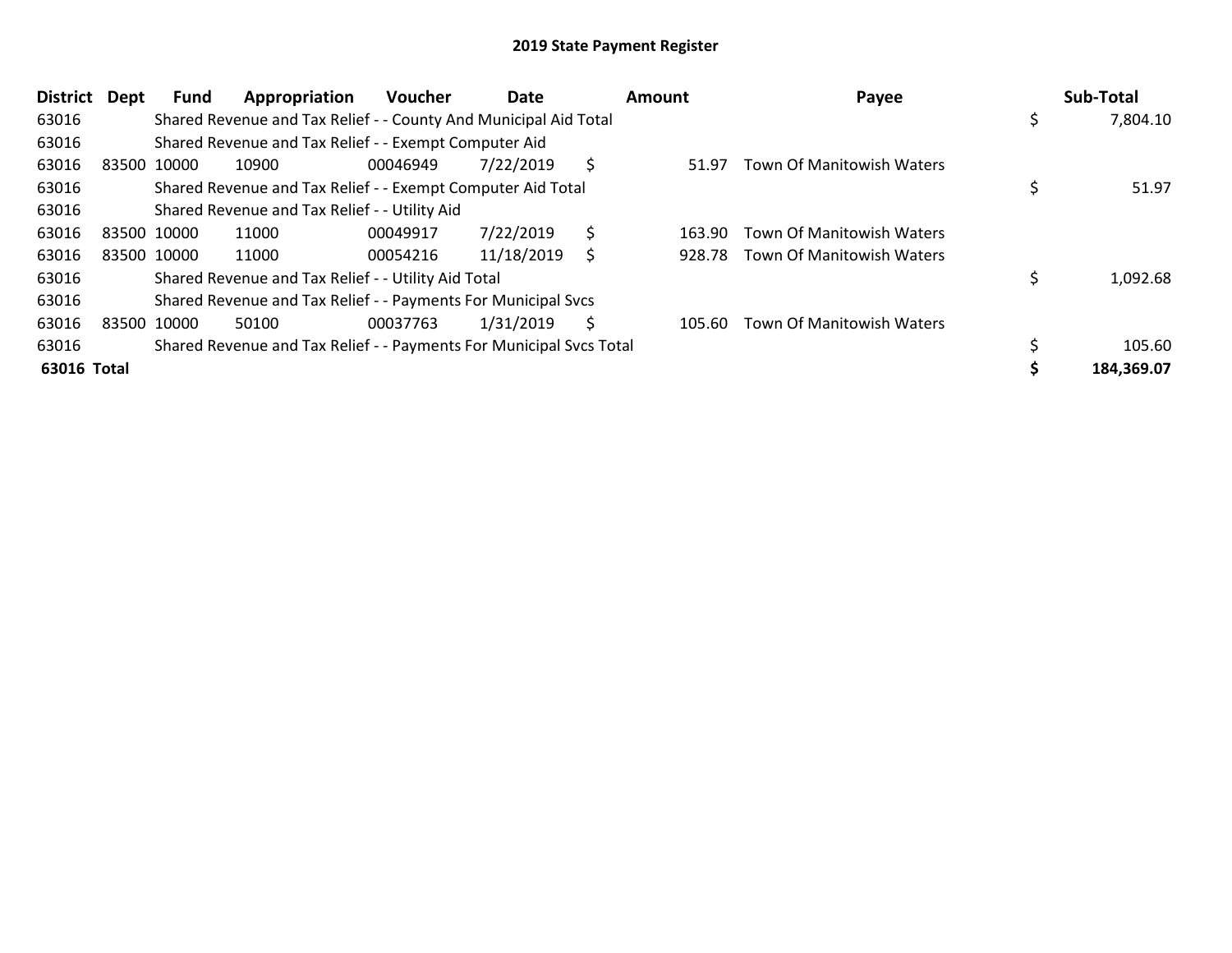## 2019 State Payment Register

| District | Dept | Fund | Appropriation | Voucher | Date | Amount | Payee | Sub-Total |
|---|---|---|---|---|---|---|---|---|
| 63016 | | Shared Revenue and Tax Relief - - County And Municipal Aid Total | | | | | | $ 7,804.10 |
| 63016 | | Shared Revenue and Tax Relief - - Exempt Computer Aid | | | | | | |
| 63016 | 83500 | 10000 | 10900 | 00046949 | 7/22/2019 | $ 51.97 | Town Of Manitowish Waters | |
| 63016 | | Shared Revenue and Tax Relief - - Exempt Computer Aid Total | | | | | | $ 51.97 |
| 63016 | | Shared Revenue and Tax Relief - - Utility Aid | | | | | | |
| 63016 | 83500 | 10000 | 11000 | 00049917 | 7/22/2019 | $ 163.90 | Town Of Manitowish Waters | |
| 63016 | 83500 | 10000 | 11000 | 00054216 | 11/18/2019 | $ 928.78 | Town Of Manitowish Waters | |
| 63016 | | Shared Revenue and Tax Relief - - Utility Aid Total | | | | | | $ 1,092.68 |
| 63016 | | Shared Revenue and Tax Relief - - Payments For Municipal Svcs | | | | | | |
| 63016 | 83500 | 10000 | 50100 | 00037763 | 1/31/2019 | $ 105.60 | Town Of Manitowish Waters | |
| 63016 | | Shared Revenue and Tax Relief - - Payments For Municipal Svcs Total | | | | | | $ 105.60 |
| **63016 Total** | | | | | | | | **$ 184,369.07** |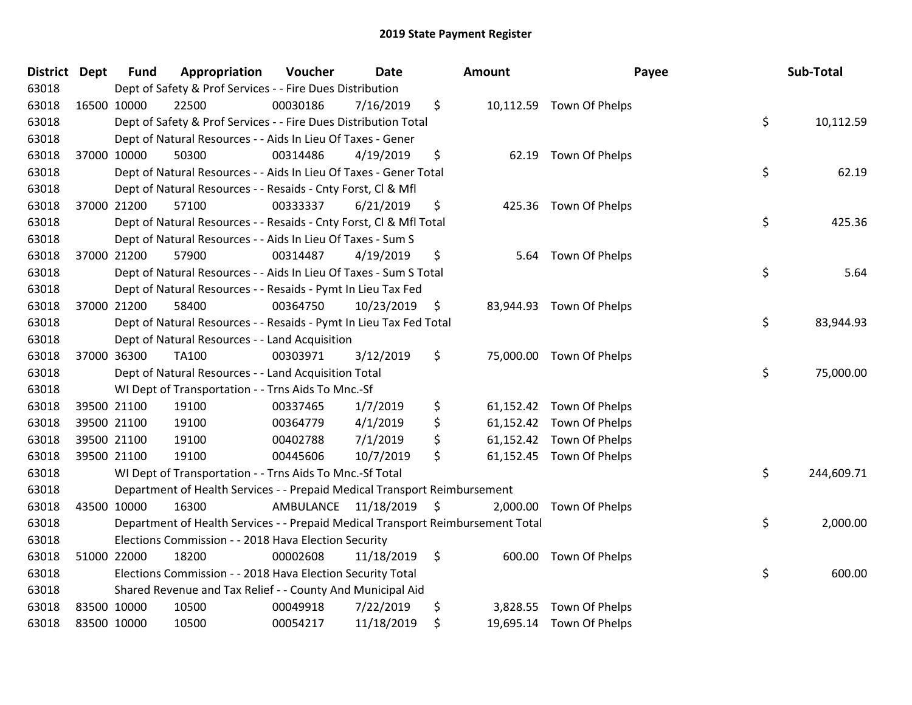## 2019 State Payment Register

| District | Dept | Fund | Appropriation | Voucher | Date | Amount | Payee | Sub-Total |
|---|---|---|---|---|---|---|---|---|
| 63018 | | Dept of Safety & Prof Services - - Fire Dues Distribution | | | | | | |
| 63018 | 16500 | 10000 | 22500 | 00030186 | 7/16/2019 | $ 10,112.59 | Town Of Phelps | |
| 63018 | | Dept of Safety & Prof Services - - Fire Dues Distribution Total | | | | | | $ 10,112.59 |
| 63018 | | Dept of Natural Resources - - Aids In Lieu Of Taxes - Gener | | | | | | |
| 63018 | 37000 | 10000 | 50300 | 00314486 | 4/19/2019 | $ 62.19 | Town Of Phelps | |
| 63018 | | Dept of Natural Resources - - Aids In Lieu Of Taxes - Gener Total | | | | | | $ 62.19 |
| 63018 | | Dept of Natural Resources - - Resaids - Cnty Forst, Cl & Mfl | | | | | | |
| 63018 | 37000 | 21200 | 57100 | 00333337 | 6/21/2019 | $ 425.36 | Town Of Phelps | |
| 63018 | | Dept of Natural Resources - - Resaids - Cnty Forst, Cl & Mfl Total | | | | | | $ 425.36 |
| 63018 | | Dept of Natural Resources - - Aids In Lieu Of Taxes - Sum S | | | | | | |
| 63018 | 37000 | 21200 | 57900 | 00314487 | 4/19/2019 | $ 5.64 | Town Of Phelps | |
| 63018 | | Dept of Natural Resources - - Aids In Lieu Of Taxes - Sum S Total | | | | | | $ 5.64 |
| 63018 | | Dept of Natural Resources - - Resaids - Pymt In Lieu Tax Fed | | | | | | |
| 63018 | 37000 | 21200 | 58400 | 00364750 | 10/23/2019 | $ 83,944.93 | Town Of Phelps | |
| 63018 | | Dept of Natural Resources - - Resaids - Pymt In Lieu Tax Fed Total | | | | | | $ 83,944.93 |
| 63018 | | Dept of Natural Resources - - Land Acquisition | | | | | | |
| 63018 | 37000 | 36300 | TA100 | 00303971 | 3/12/2019 | $ 75,000.00 | Town Of Phelps | |
| 63018 | | Dept of Natural Resources - - Land Acquisition Total | | | | | | $ 75,000.00 |
| 63018 | | WI Dept of Transportation - - Trns Aids To Mnc.-Sf | | | | | | |
| 63018 | 39500 | 21100 | 19100 | 00337465 | 1/7/2019 | $ 61,152.42 | Town Of Phelps | |
| 63018 | 39500 | 21100 | 19100 | 00364779 | 4/1/2019 | $ 61,152.42 | Town Of Phelps | |
| 63018 | 39500 | 21100 | 19100 | 00402788 | 7/1/2019 | $ 61,152.42 | Town Of Phelps | |
| 63018 | 39500 | 21100 | 19100 | 00445606 | 10/7/2019 | $ 61,152.45 | Town Of Phelps | |
| 63018 | | WI Dept of Transportation - - Trns Aids To Mnc.-Sf Total | | | | | | $ 244,609.71 |
| 63018 | | Department of Health Services - - Prepaid Medical Transport Reimbursement | | | | | | |
| 63018 | 43500 | 10000 | 16300 | AMBULANCE | 11/18/2019 | $ 2,000.00 | Town Of Phelps | |
| 63018 | | Department of Health Services - - Prepaid Medical Transport Reimbursement Total | | | | | | $ 2,000.00 |
| 63018 | | Elections Commission - - 2018 Hava Election Security | | | | | | |
| 63018 | 51000 | 22000 | 18200 | 00002608 | 11/18/2019 | $ 600.00 | Town Of Phelps | |
| 63018 | | Elections Commission - - 2018 Hava Election Security Total | | | | | | $ 600.00 |
| 63018 | | Shared Revenue and Tax Relief - - County And Municipal Aid | | | | | | |
| 63018 | 83500 | 10000 | 10500 | 00049918 | 7/22/2019 | $ 3,828.55 | Town Of Phelps | |
| 63018 | 83500 | 10000 | 10500 | 00054217 | 11/18/2019 | $ 19,695.14 | Town Of Phelps | |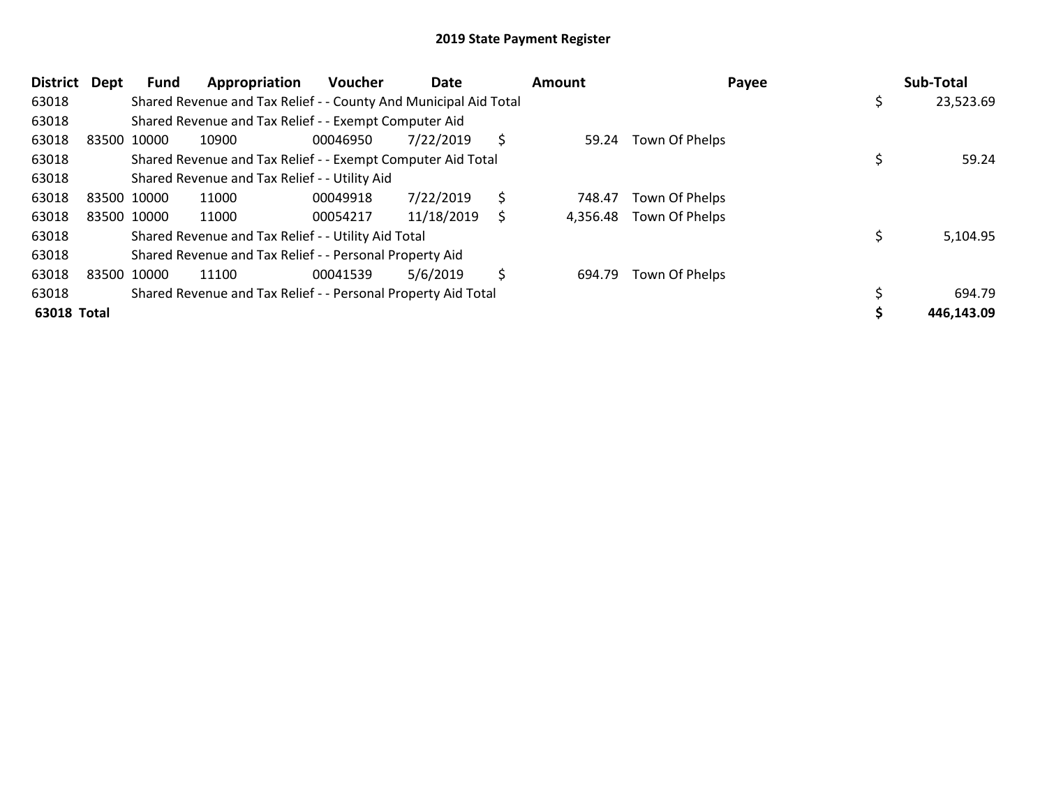# 2019 State Payment Register

| District | Dept | Fund | Appropriation | Voucher | Date | Amount | Payee | Sub-Total |
|---|---|---|---|---|---|---|---|---|
| 63018 | | Shared Revenue and Tax Relief - - County And Municipal Aid Total | | | | | | $ 23,523.69 |
| 63018 | | Shared Revenue and Tax Relief - - Exempt Computer Aid | | | | | | |
| 63018 | 83500 | 10000 | 10900 | 00046950 | 7/22/2019 | $ 59.24 | Town Of Phelps | |
| 63018 | | Shared Revenue and Tax Relief - - Exempt Computer Aid Total | | | | | | $ 59.24 |
| 63018 | | Shared Revenue and Tax Relief - - Utility Aid | | | | | | |
| 63018 | 83500 | 10000 | 11000 | 00049918 | 7/22/2019 | $ 748.47 | Town Of Phelps | |
| 63018 | 83500 | 10000 | 11000 | 00054217 | 11/18/2019 | $ 4,356.48 | Town Of Phelps | |
| 63018 | | Shared Revenue and Tax Relief - - Utility Aid Total | | | | | | $ 5,104.95 |
| 63018 | | Shared Revenue and Tax Relief - - Personal Property Aid | | | | | | |
| 63018 | 83500 | 10000 | 11100 | 00041539 | 5/6/2019 | $ 694.79 | Town Of Phelps | |
| 63018 | | Shared Revenue and Tax Relief - - Personal Property Aid Total | | | | | | $ 694.79 |
| **63018 Total** | | | | | | | | **$ 446,143.09** |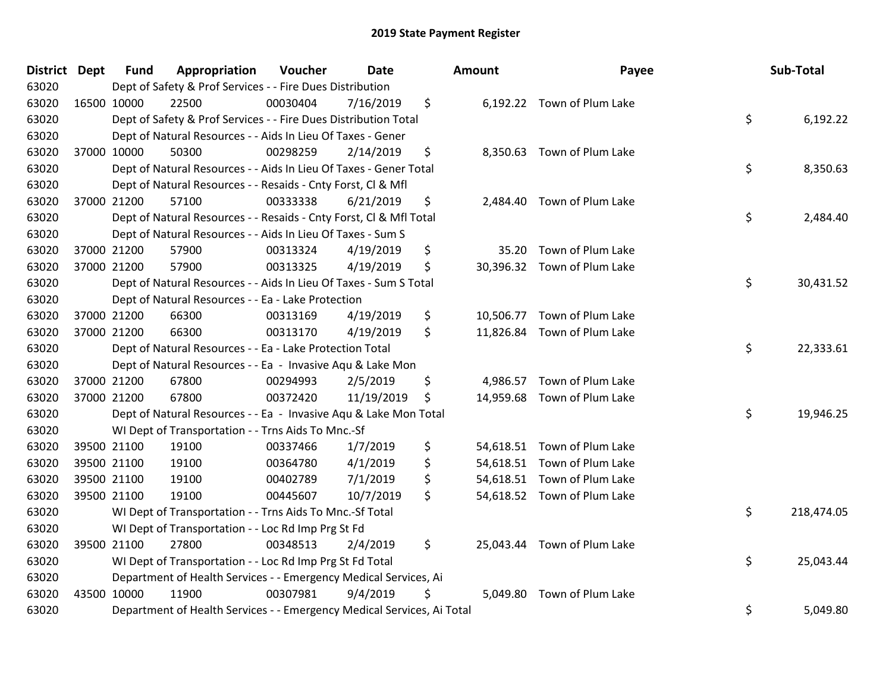# 2019 State Payment Register

| District | Dept | Fund | Appropriation | Voucher | Date | Amount | Payee | Sub-Total |
|---|---|---|---|---|---|---|---|---|
| 63020 | | | Dept of Safety & Prof Services - - Fire Dues Distribution | | | | | |
| 63020 | 16500 | 10000 | 22500 | 00030404 | 7/16/2019 | $ 6,192.22 | Town of Plum Lake | |
| 63020 | | | Dept of Safety & Prof Services - - Fire Dues Distribution Total | | | | | $ 6,192.22 |
| 63020 | | | Dept of Natural Resources - - Aids In Lieu Of Taxes - Gener | | | | | |
| 63020 | 37000 | 10000 | 50300 | 00298259 | 2/14/2019 | $ 8,350.63 | Town of Plum Lake | |
| 63020 | | | Dept of Natural Resources - - Aids In Lieu Of Taxes - Gener Total | | | | | $ 8,350.63 |
| 63020 | | | Dept of Natural Resources - - Resaids - Cnty Forst, Cl & Mfl | | | | | |
| 63020 | 37000 | 21200 | 57100 | 00333338 | 6/21/2019 | $ 2,484.40 | Town of Plum Lake | |
| 63020 | | | Dept of Natural Resources - - Resaids - Cnty Forst, Cl & Mfl Total | | | | | $ 2,484.40 |
| 63020 | | | Dept of Natural Resources - - Aids In Lieu Of Taxes - Sum S | | | | | |
| 63020 | 37000 | 21200 | 57900 | 00313324 | 4/19/2019 | $ 35.20 | Town of Plum Lake | |
| 63020 | 37000 | 21200 | 57900 | 00313325 | 4/19/2019 | $ 30,396.32 | Town of Plum Lake | |
| 63020 | | | Dept of Natural Resources - - Aids In Lieu Of Taxes - Sum S Total | | | | | $ 30,431.52 |
| 63020 | | | Dept of Natural Resources - - Ea - Lake Protection | | | | | |
| 63020 | 37000 | 21200 | 66300 | 00313169 | 4/19/2019 | $ 10,506.77 | Town of Plum Lake | |
| 63020 | 37000 | 21200 | 66300 | 00313170 | 4/19/2019 | $ 11,826.84 | Town of Plum Lake | |
| 63020 | | | Dept of Natural Resources - - Ea - Lake Protection Total | | | | | $ 22,333.61 |
| 63020 | | | Dept of Natural Resources - - Ea - Invasive Aqu & Lake Mon | | | | | |
| 63020 | 37000 | 21200 | 67800 | 00294993 | 2/5/2019 | $ 4,986.57 | Town of Plum Lake | |
| 63020 | 37000 | 21200 | 67800 | 00372420 | 11/19/2019 | $ 14,959.68 | Town of Plum Lake | |
| 63020 | | | Dept of Natural Resources - - Ea - Invasive Aqu & Lake Mon Total | | | | | $ 19,946.25 |
| 63020 | | | WI Dept of Transportation - - Trns Aids To Mnc.-Sf | | | | | |
| 63020 | 39500 | 21100 | 19100 | 00337466 | 1/7/2019 | $ 54,618.51 | Town of Plum Lake | |
| 63020 | 39500 | 21100 | 19100 | 00364780 | 4/1/2019 | $ 54,618.51 | Town of Plum Lake | |
| 63020 | 39500 | 21100 | 19100 | 00402789 | 7/1/2019 | $ 54,618.51 | Town of Plum Lake | |
| 63020 | 39500 | 21100 | 19100 | 00445607 | 10/7/2019 | $ 54,618.52 | Town of Plum Lake | |
| 63020 | | | WI Dept of Transportation - - Trns Aids To Mnc.-Sf Total | | | | | $ 218,474.05 |
| 63020 | | | WI Dept of Transportation - - Loc Rd Imp Prg St Fd | | | | | |
| 63020 | 39500 | 21100 | 27800 | 00348513 | 2/4/2019 | $ 25,043.44 | Town of Plum Lake | |
| 63020 | | | WI Dept of Transportation - - Loc Rd Imp Prg St Fd Total | | | | | $ 25,043.44 |
| 63020 | | | Department of Health Services - - Emergency Medical Services, Ai | | | | | |
| 63020 | 43500 | 10000 | 11900 | 00307981 | 9/4/2019 | $ 5,049.80 | Town of Plum Lake | |
| 63020 | | | Department of Health Services - - Emergency Medical Services, Ai Total | | | | | $ 5,049.80 |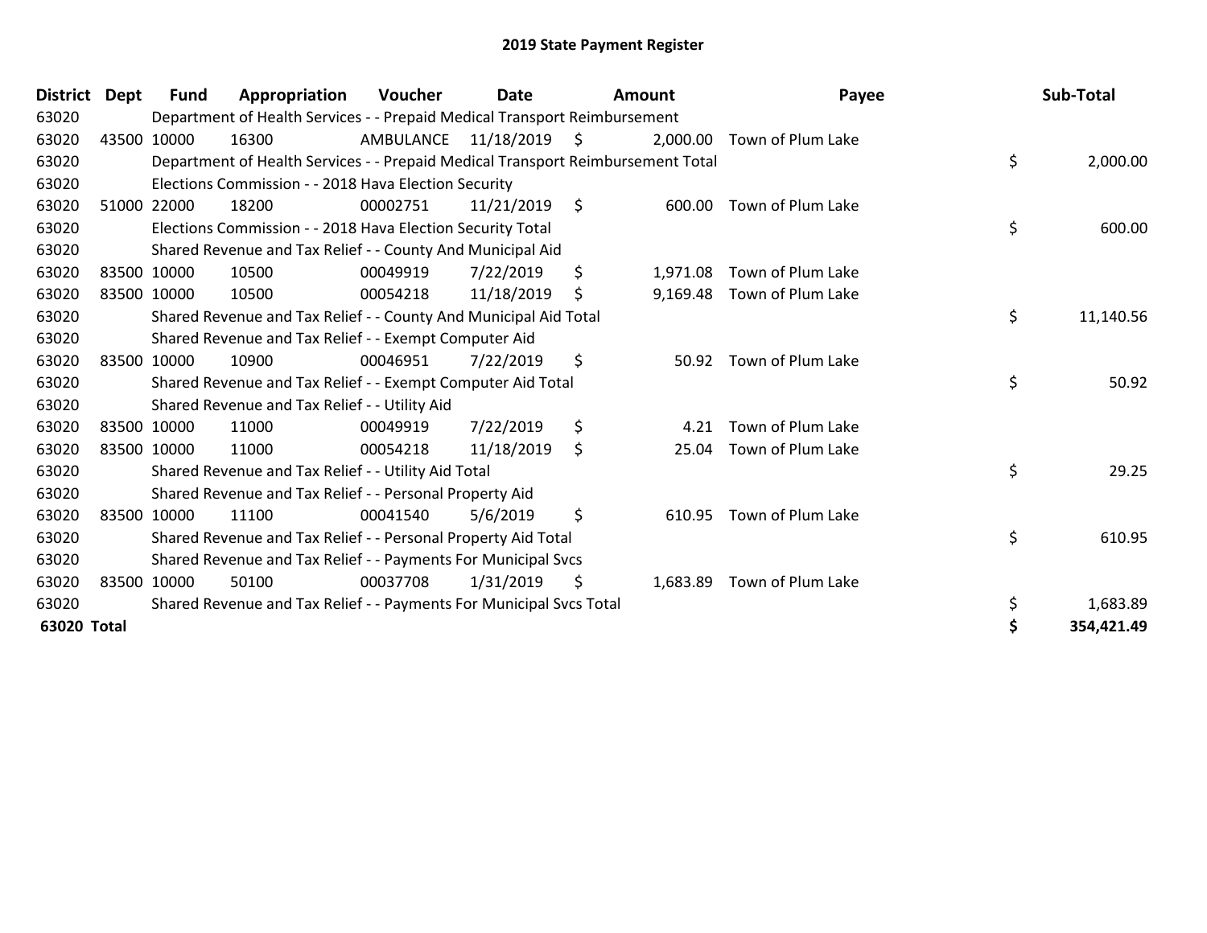# 2019 State Payment Register

| District | Dept | Fund | Appropriation | Voucher | Date | Amount | Payee | Sub-Total |
|---|---|---|---|---|---|---|---|---|
| 63020 | | Department of Health Services - - Prepaid Medical Transport Reimbursement | | | | | | |
| 63020 | 43500 | 10000 | 16300 | AMBULANCE | 11/18/2019 | $ 2,000.00 | Town of Plum Lake | |
| 63020 | | Department of Health Services - - Prepaid Medical Transport Reimbursement Total | | | | | | $ 2,000.00 |
| 63020 | | Elections Commission - - 2018 Hava Election Security | | | | | | |
| 63020 | 51000 | 22000 | 18200 | 00002751 | 11/21/2019 | $ 600.00 | Town of Plum Lake | |
| 63020 | | Elections Commission - - 2018 Hava Election Security Total | | | | | | $ 600.00 |
| 63020 | | Shared Revenue and Tax Relief - - County And Municipal Aid | | | | | | |
| 63020 | 83500 | 10000 | 10500 | 00049919 | 7/22/2019 | $ 1,971.08 | Town of Plum Lake | |
| 63020 | 83500 | 10000 | 10500 | 00054218 | 11/18/2019 | $ 9,169.48 | Town of Plum Lake | |
| 63020 | | Shared Revenue and Tax Relief - - County And Municipal Aid Total | | | | | | $ 11,140.56 |
| 63020 | | Shared Revenue and Tax Relief - - Exempt Computer Aid | | | | | | |
| 63020 | 83500 | 10000 | 10900 | 00046951 | 7/22/2019 | $ 50.92 | Town of Plum Lake | |
| 63020 | | Shared Revenue and Tax Relief - - Exempt Computer Aid Total | | | | | | $ 50.92 |
| 63020 | | Shared Revenue and Tax Relief - - Utility Aid | | | | | | |
| 63020 | 83500 | 10000 | 11000 | 00049919 | 7/22/2019 | $ 4.21 | Town of Plum Lake | |
| 63020 | 83500 | 10000 | 11000 | 00054218 | 11/18/2019 | $ 25.04 | Town of Plum Lake | |
| 63020 | | Shared Revenue and Tax Relief - - Utility Aid Total | | | | | | $ 29.25 |
| 63020 | | Shared Revenue and Tax Relief - - Personal Property Aid | | | | | | |
| 63020 | 83500 | 10000 | 11100 | 00041540 | 5/6/2019 | $ 610.95 | Town of Plum Lake | |
| 63020 | | Shared Revenue and Tax Relief - - Personal Property Aid Total | | | | | | $ 610.95 |
| 63020 | | Shared Revenue and Tax Relief - - Payments For Municipal Svcs | | | | | | |
| 63020 | 83500 | 10000 | 50100 | 00037708 | 1/31/2019 | $ 1,683.89 | Town of Plum Lake | |
| 63020 | | Shared Revenue and Tax Relief - - Payments For Municipal Svcs Total | | | | | | $ 1,683.89 |
| **63020 Total** | | | | | | | | **$ 354,421.49** |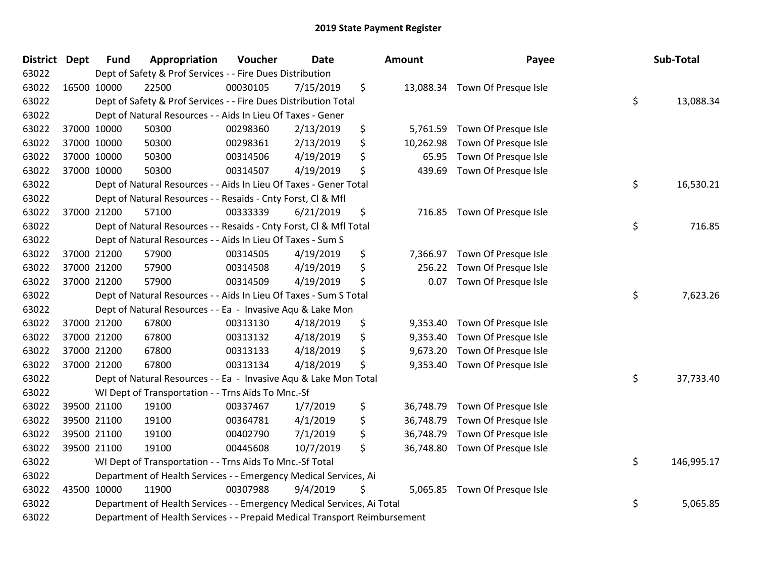# 2019 State Payment Register

| District | Dept | Fund | Appropriation | Voucher | Date | Amount | Payee | Sub-Total |
|---|---|---|---|---|---|---|---|---|
| 63022 | | Dept of Safety & Prof Services - - Fire Dues Distribution | | | | | | |
| 63022 | 16500 | 10000 | 22500 | 00030105 | 7/15/2019 | $ 13,088.34 | Town Of Presque Isle | |
| 63022 | | Dept of Safety & Prof Services - - Fire Dues Distribution Total | | | | | | $ 13,088.34 |
| 63022 | | Dept of Natural Resources - - Aids In Lieu Of Taxes - Gener | | | | | | |
| 63022 | 37000 | 10000 | 50300 | 00298360 | 2/13/2019 | $ 5,761.59 | Town Of Presque Isle | |
| 63022 | 37000 | 10000 | 50300 | 00298361 | 2/13/2019 | $ 10,262.98 | Town Of Presque Isle | |
| 63022 | 37000 | 10000 | 50300 | 00314506 | 4/19/2019 | $ 65.95 | Town Of Presque Isle | |
| 63022 | 37000 | 10000 | 50300 | 00314507 | 4/19/2019 | $ 439.69 | Town Of Presque Isle | |
| 63022 | | Dept of Natural Resources - - Aids In Lieu Of Taxes - Gener Total | | | | | | $ 16,530.21 |
| 63022 | | Dept of Natural Resources - - Resaids - Cnty Forst, Cl & Mfl | | | | | | |
| 63022 | 37000 | 21200 | 57100 | 00333339 | 6/21/2019 | $ 716.85 | Town Of Presque Isle | |
| 63022 | | Dept of Natural Resources - - Resaids - Cnty Forst, Cl & Mfl Total | | | | | | $ 716.85 |
| 63022 | | Dept of Natural Resources - - Aids In Lieu Of Taxes - Sum S | | | | | | |
| 63022 | 37000 | 21200 | 57900 | 00314505 | 4/19/2019 | $ 7,366.97 | Town Of Presque Isle | |
| 63022 | 37000 | 21200 | 57900 | 00314508 | 4/19/2019 | $ 256.22 | Town Of Presque Isle | |
| 63022 | 37000 | 21200 | 57900 | 00314509 | 4/19/2019 | $ 0.07 | Town Of Presque Isle | |
| 63022 | | Dept of Natural Resources - - Aids In Lieu Of Taxes - Sum S Total | | | | | | $ 7,623.26 |
| 63022 | | Dept of Natural Resources - - Ea - Invasive Aqu & Lake Mon | | | | | | |
| 63022 | 37000 | 21200 | 67800 | 00313130 | 4/18/2019 | $ 9,353.40 | Town Of Presque Isle | |
| 63022 | 37000 | 21200 | 67800 | 00313132 | 4/18/2019 | $ 9,353.40 | Town Of Presque Isle | |
| 63022 | 37000 | 21200 | 67800 | 00313133 | 4/18/2019 | $ 9,673.20 | Town Of Presque Isle | |
| 63022 | 37000 | 21200 | 67800 | 00313134 | 4/18/2019 | $ 9,353.40 | Town Of Presque Isle | |
| 63022 | | Dept of Natural Resources - - Ea - Invasive Aqu & Lake Mon Total | | | | | | $ 37,733.40 |
| 63022 | | WI Dept of Transportation - - Trns Aids To Mnc.-Sf | | | | | | |
| 63022 | 39500 | 21100 | 19100 | 00337467 | 1/7/2019 | $ 36,748.79 | Town Of Presque Isle | |
| 63022 | 39500 | 21100 | 19100 | 00364781 | 4/1/2019 | $ 36,748.79 | Town Of Presque Isle | |
| 63022 | 39500 | 21100 | 19100 | 00402790 | 7/1/2019 | $ 36,748.79 | Town Of Presque Isle | |
| 63022 | 39500 | 21100 | 19100 | 00445608 | 10/7/2019 | $ 36,748.80 | Town Of Presque Isle | |
| 63022 | | WI Dept of Transportation - - Trns Aids To Mnc.-Sf Total | | | | | | $ 146,995.17 |
| 63022 | | Department of Health Services - - Emergency Medical Services, Ai | | | | | | |
| 63022 | 43500 | 10000 | 11900 | 00307988 | 9/4/2019 | $ 5,065.85 | Town Of Presque Isle | |
| 63022 | | Department of Health Services - - Emergency Medical Services, Ai Total | | | | | | $ 5,065.85 |
| 63022 | | Department of Health Services - - Prepaid Medical Transport Reimbursement | | | | | | |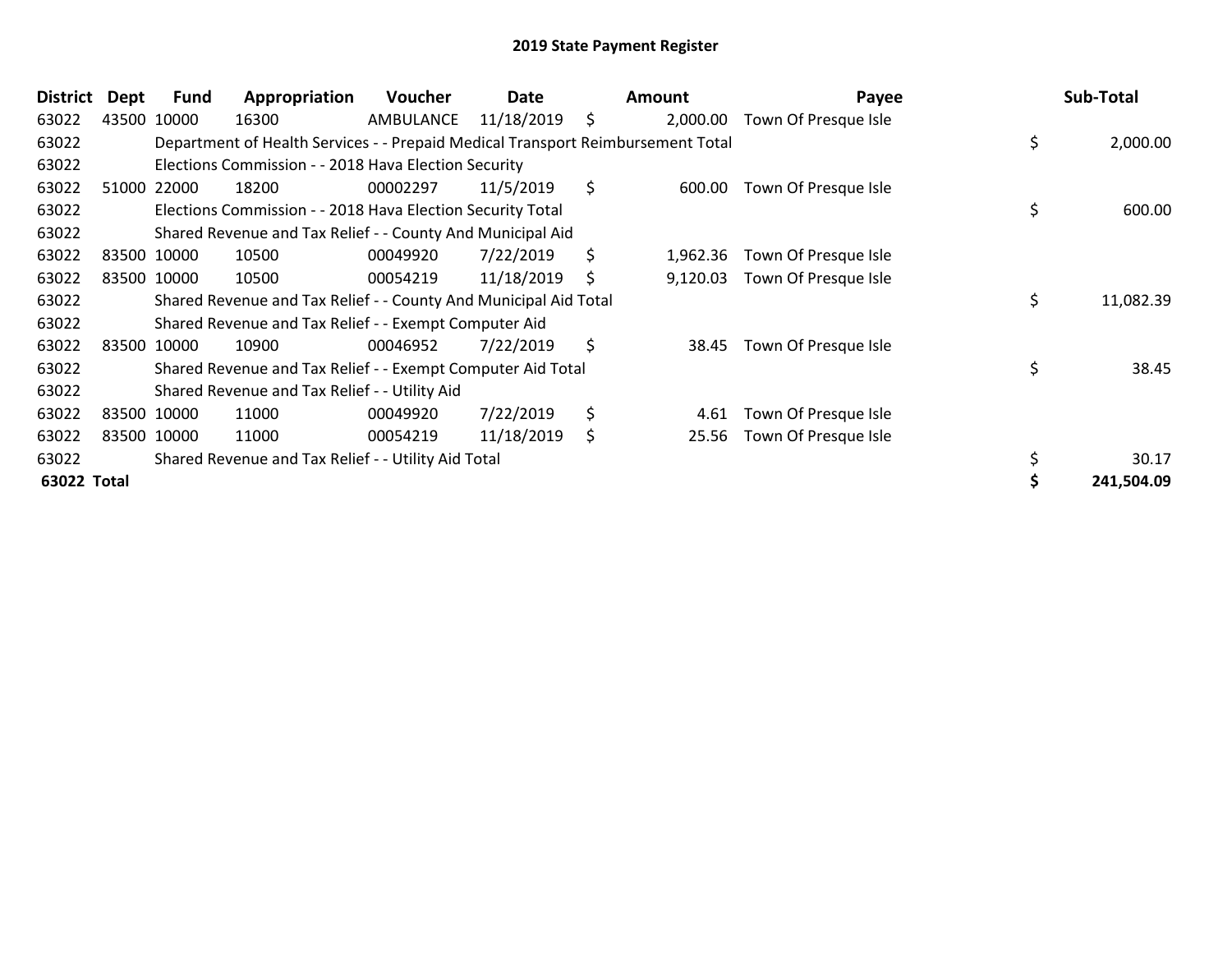# 2019 State Payment Register

| District | Dept | Fund | Appropriation | Voucher | Date | Amount | Payee | Sub-Total |
|---|---|---|---|---|---|---|---|---|
| 63022 | 43500 | 10000 | 16300 | AMBULANCE | 11/18/2019 | $ 2,000.00 | Town Of Presque Isle | |
| 63022 | | Department of Health Services - - Prepaid Medical Transport Reimbursement Total | | | | | | $ 2,000.00 |
| 63022 | | Elections Commission - - 2018 Hava Election Security | | | | | | |
| 63022 | 51000 | 22000 | 18200 | 00002297 | 11/5/2019 | $ 600.00 | Town Of Presque Isle | |
| 63022 | | Elections Commission - - 2018 Hava Election Security Total | | | | | | $ 600.00 |
| 63022 | | Shared Revenue and Tax Relief - - County And Municipal Aid | | | | | | |
| 63022 | 83500 | 10000 | 10500 | 00049920 | 7/22/2019 | $ 1,962.36 | Town Of Presque Isle | |
| 63022 | 83500 | 10000 | 10500 | 00054219 | 11/18/2019 | $ 9,120.03 | Town Of Presque Isle | |
| 63022 | | Shared Revenue and Tax Relief - - County And Municipal Aid Total | | | | | | $ 11,082.39 |
| 63022 | | Shared Revenue and Tax Relief - - Exempt Computer Aid | | | | | | |
| 63022 | 83500 | 10000 | 10900 | 00046952 | 7/22/2019 | $ 38.45 | Town Of Presque Isle | |
| 63022 | | Shared Revenue and Tax Relief - - Exempt Computer Aid Total | | | | | | $ 38.45 |
| 63022 | | Shared Revenue and Tax Relief - - Utility Aid | | | | | | |
| 63022 | 83500 | 10000 | 11000 | 00049920 | 7/22/2019 | $ 4.61 | Town Of Presque Isle | |
| 63022 | 83500 | 10000 | 11000 | 00054219 | 11/18/2019 | $ 25.56 | Town Of Presque Isle | |
| 63022 | | Shared Revenue and Tax Relief - - Utility Aid Total | | | | | | $ 30.17 |
| **63022 Total** | | | | | | | | **$ 241,504.09** |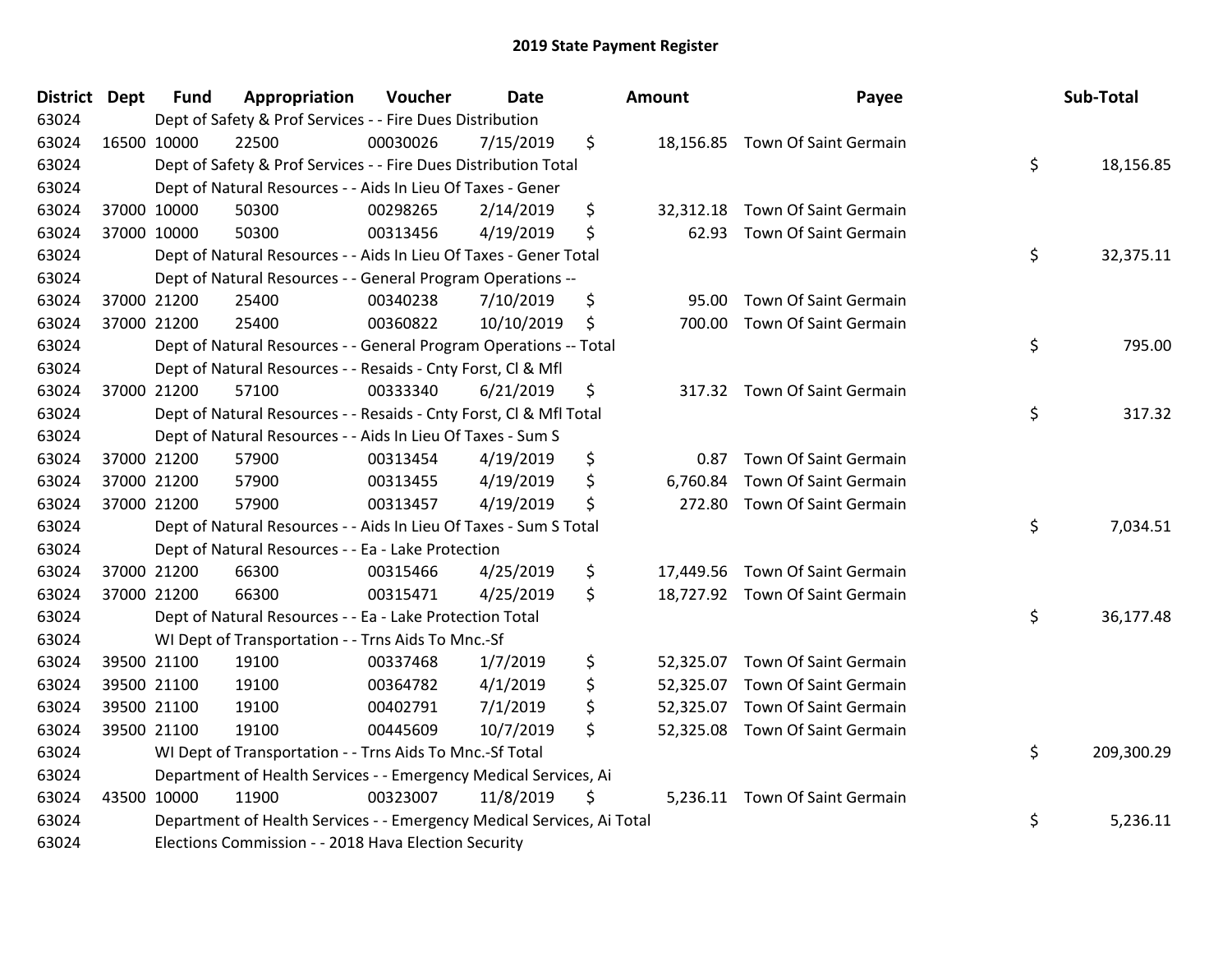# 2019 State Payment Register

| District | Dept | Fund | Appropriation | Voucher | Date | Amount | Payee | Sub-Total |
|---|---|---|---|---|---|---|---|---|
| 63024 | Dept of Safety & Prof Services - - Fire Dues Distribution | | | | | | | |
| 63024 | 16500 | 10000 | 22500 | 00030026 | 7/15/2019 | $ 18,156.85 | Town Of Saint Germain | |
| 63024 | Dept of Safety & Prof Services - - Fire Dues Distribution Total | | | | | | | $ 18,156.85 |
| 63024 | Dept of Natural Resources - - Aids In Lieu Of Taxes - Gener | | | | | | | |
| 63024 | 37000 | 10000 | 50300 | 00298265 | 2/14/2019 | $ 32,312.18 | Town Of Saint Germain | |
| 63024 | 37000 | 10000 | 50300 | 00313456 | 4/19/2019 | $ 62.93 | Town Of Saint Germain | |
| 63024 | Dept of Natural Resources - - Aids In Lieu Of Taxes - Gener Total | | | | | | | $ 32,375.11 |
| 63024 | Dept of Natural Resources - - General Program Operations -- | | | | | | | |
| 63024 | 37000 | 21200 | 25400 | 00340238 | 7/10/2019 | $ 95.00 | Town Of Saint Germain | |
| 63024 | 37000 | 21200 | 25400 | 00360822 | 10/10/2019 | $ 700.00 | Town Of Saint Germain | |
| 63024 | Dept of Natural Resources - - General Program Operations -- Total | | | | | | | $ 795.00 |
| 63024 | Dept of Natural Resources - - Resaids - Cnty Forst, Cl & Mfl | | | | | | | |
| 63024 | 37000 | 21200 | 57100 | 00333340 | 6/21/2019 | $ 317.32 | Town Of Saint Germain | |
| 63024 | Dept of Natural Resources - - Resaids - Cnty Forst, Cl & Mfl Total | | | | | | | $ 317.32 |
| 63024 | Dept of Natural Resources - - Aids In Lieu Of Taxes - Sum S | | | | | | | |
| 63024 | 37000 | 21200 | 57900 | 00313454 | 4/19/2019 | $ 0.87 | Town Of Saint Germain | |
| 63024 | 37000 | 21200 | 57900 | 00313455 | 4/19/2019 | $ 6,760.84 | Town Of Saint Germain | |
| 63024 | 37000 | 21200 | 57900 | 00313457 | 4/19/2019 | $ 272.80 | Town Of Saint Germain | |
| 63024 | Dept of Natural Resources - - Aids In Lieu Of Taxes - Sum S Total | | | | | | | $ 7,034.51 |
| 63024 | Dept of Natural Resources - - Ea - Lake Protection | | | | | | | |
| 63024 | 37000 | 21200 | 66300 | 00315466 | 4/25/2019 | $ 17,449.56 | Town Of Saint Germain | |
| 63024 | 37000 | 21200 | 66300 | 00315471 | 4/25/2019 | $ 18,727.92 | Town Of Saint Germain | |
| 63024 | Dept of Natural Resources - - Ea - Lake Protection Total | | | | | | | $ 36,177.48 |
| 63024 | WI Dept of Transportation - - Trns Aids To Mnc.-Sf | | | | | | | |
| 63024 | 39500 | 21100 | 19100 | 00337468 | 1/7/2019 | $ 52,325.07 | Town Of Saint Germain | |
| 63024 | 39500 | 21100 | 19100 | 00364782 | 4/1/2019 | $ 52,325.07 | Town Of Saint Germain | |
| 63024 | 39500 | 21100 | 19100 | 00402791 | 7/1/2019 | $ 52,325.07 | Town Of Saint Germain | |
| 63024 | 39500 | 21100 | 19100 | 00445609 | 10/7/2019 | $ 52,325.08 | Town Of Saint Germain | |
| 63024 | WI Dept of Transportation - - Trns Aids To Mnc.-Sf Total | | | | | | | $ 209,300.29 |
| 63024 | Department of Health Services - - Emergency Medical Services, Ai | | | | | | | |
| 63024 | 43500 | 10000 | 11900 | 00323007 | 11/8/2019 | $ 5,236.11 | Town Of Saint Germain | |
| 63024 | Department of Health Services - - Emergency Medical Services, Ai Total | | | | | | | $ 5,236.11 |
| 63024 | Elections Commission - - 2018 Hava Election Security | | | | | | | |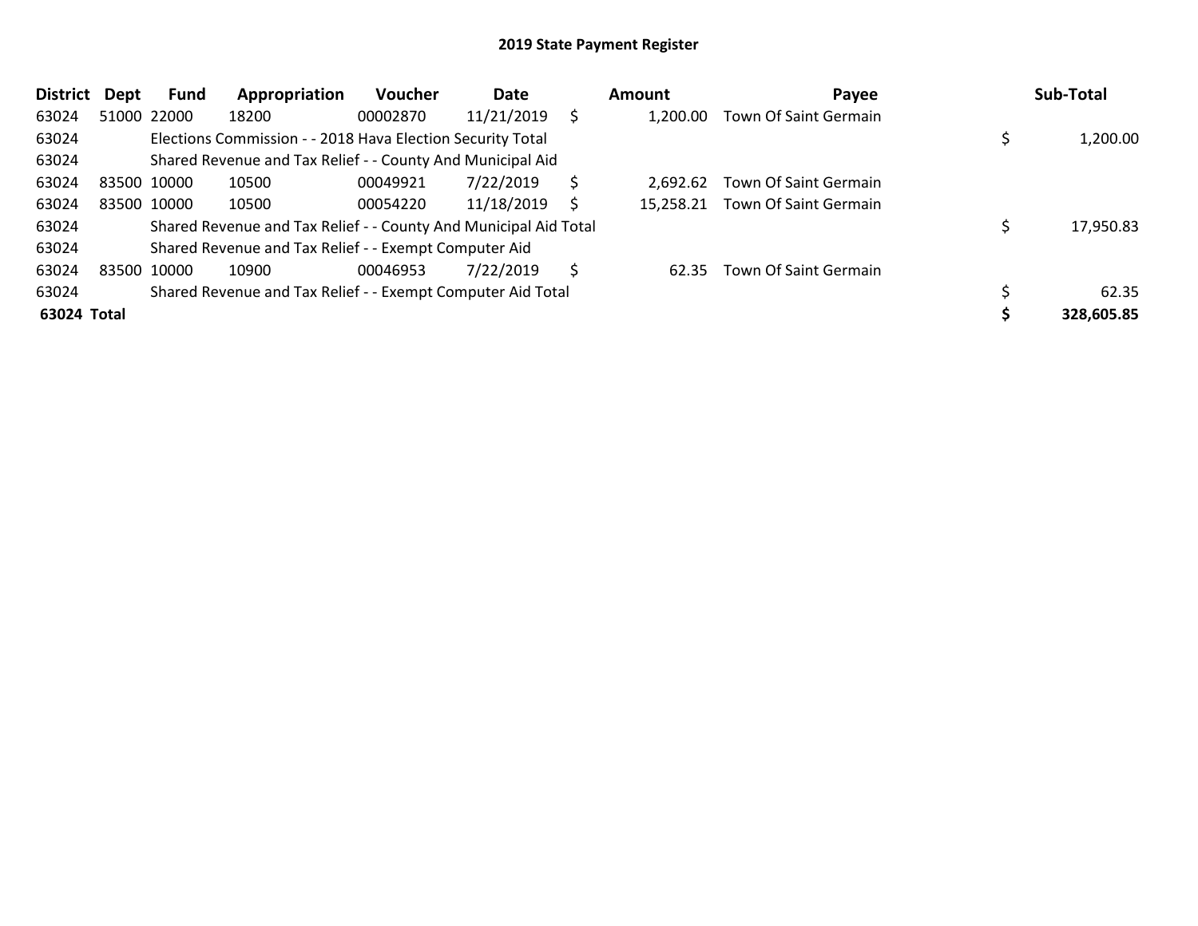# 2019 State Payment Register

| District | Dept | Fund | Appropriation | Voucher | Date | Amount | Payee | Sub-Total |
|---|---|---|---|---|---|---|---|---|
| 63024 | 51000 | 22000 | 18200 | 00002870 | 11/21/2019 | $ 1,200.00 | Town Of Saint Germain | |
| 63024 | | Elections Commission - - 2018 Hava Election Security Total | | | | | | $ 1,200.00 |
| 63024 | | Shared Revenue and Tax Relief - - County And Municipal Aid | | | | | | |
| 63024 | 83500 | 10000 | 10500 | 00049921 | 7/22/2019 | $ 2,692.62 | Town Of Saint Germain | |
| 63024 | 83500 | 10000 | 10500 | 00054220 | 11/18/2019 | $ 15,258.21 | Town Of Saint Germain | |
| 63024 | | Shared Revenue and Tax Relief - - County And Municipal Aid Total | | | | | | $ 17,950.83 |
| 63024 | | Shared Revenue and Tax Relief - - Exempt Computer Aid | | | | | | |
| 63024 | 83500 | 10000 | 10900 | 00046953 | 7/22/2019 | $ 62.35 | Town Of Saint Germain | |
| 63024 | | Shared Revenue and Tax Relief - - Exempt Computer Aid Total | | | | | | $ 62.35 |
| **63024 Total** | | | | | | | | **$ 328,605.85** |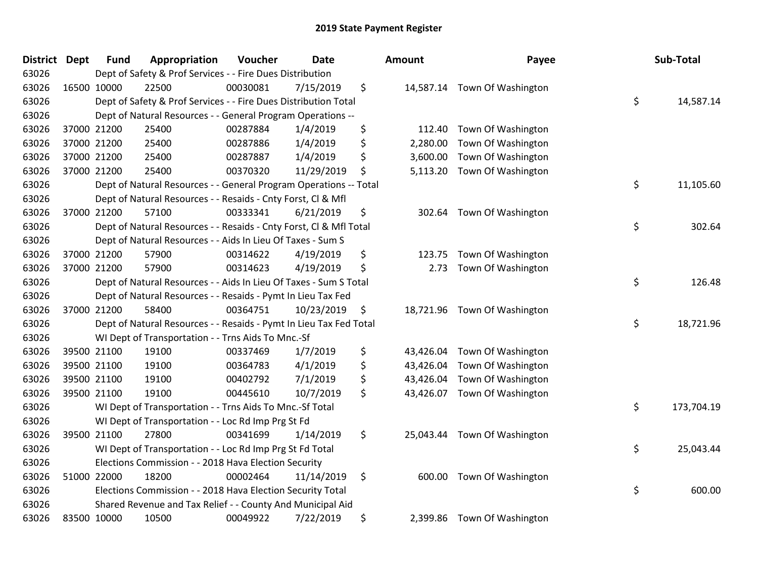# 2019 State Payment Register

| District | Dept | Fund | Appropriation | Voucher | Date | Amount | Payee | Sub-Total |
|---|---|---|---|---|---|---|---|---|
| 63026 | | Dept of Safety & Prof Services - - Fire Dues Distribution | | | | | | |
| 63026 | 16500 | 10000 | 22500 | 00030081 | 7/15/2019 | $ 14,587.14 | Town Of Washington | |
| 63026 | | Dept of Safety & Prof Services - - Fire Dues Distribution Total | | | | | | $ 14,587.14 |
| 63026 | | Dept of Natural Resources - - General Program Operations -- | | | | | | |
| 63026 | 37000 | 21200 | 25400 | 00287884 | 1/4/2019 | $ 112.40 | Town Of Washington | |
| 63026 | 37000 | 21200 | 25400 | 00287886 | 1/4/2019 | $ 2,280.00 | Town Of Washington | |
| 63026 | 37000 | 21200 | 25400 | 00287887 | 1/4/2019 | $ 3,600.00 | Town Of Washington | |
| 63026 | 37000 | 21200 | 25400 | 00370320 | 11/29/2019 | $ 5,113.20 | Town Of Washington | |
| 63026 | | Dept of Natural Resources - - General Program Operations -- Total | | | | | | $ 11,105.60 |
| 63026 | | Dept of Natural Resources - - Resaids - Cnty Forst, Cl & Mfl | | | | | | |
| 63026 | 37000 | 21200 | 57100 | 00333341 | 6/21/2019 | $ 302.64 | Town Of Washington | |
| 63026 | | Dept of Natural Resources - - Resaids - Cnty Forst, Cl & Mfl Total | | | | | | $ 302.64 |
| 63026 | | Dept of Natural Resources - - Aids In Lieu Of Taxes - Sum S | | | | | | |
| 63026 | 37000 | 21200 | 57900 | 00314622 | 4/19/2019 | $ 123.75 | Town Of Washington | |
| 63026 | 37000 | 21200 | 57900 | 00314623 | 4/19/2019 | $ 2.73 | Town Of Washington | |
| 63026 | | Dept of Natural Resources - - Aids In Lieu Of Taxes - Sum S Total | | | | | | $ 126.48 |
| 63026 | | Dept of Natural Resources - - Resaids - Pymt In Lieu Tax Fed | | | | | | |
| 63026 | 37000 | 21200 | 58400 | 00364751 | 10/23/2019 | $ 18,721.96 | Town Of Washington | |
| 63026 | | Dept of Natural Resources - - Resaids - Pymt In Lieu Tax Fed Total | | | | | | $ 18,721.96 |
| 63026 | | WI Dept of Transportation - - Trns Aids To Mnc.-Sf | | | | | | |
| 63026 | 39500 | 21100 | 19100 | 00337469 | 1/7/2019 | $ 43,426.04 | Town Of Washington | |
| 63026 | 39500 | 21100 | 19100 | 00364783 | 4/1/2019 | $ 43,426.04 | Town Of Washington | |
| 63026 | 39500 | 21100 | 19100 | 00402792 | 7/1/2019 | $ 43,426.04 | Town Of Washington | |
| 63026 | 39500 | 21100 | 19100 | 00445610 | 10/7/2019 | $ 43,426.07 | Town Of Washington | |
| 63026 | | WI Dept of Transportation - - Trns Aids To Mnc.-Sf Total | | | | | | $ 173,704.19 |
| 63026 | | WI Dept of Transportation - - Loc Rd Imp Prg St Fd | | | | | | |
| 63026 | 39500 | 21100 | 27800 | 00341699 | 1/14/2019 | $ 25,043.44 | Town Of Washington | |
| 63026 | | WI Dept of Transportation - - Loc Rd Imp Prg St Fd Total | | | | | | $ 25,043.44 |
| 63026 | | Elections Commission - - 2018 Hava Election Security | | | | | | |
| 63026 | 51000 | 22000 | 18200 | 00002464 | 11/14/2019 | $ 600.00 | Town Of Washington | |
| 63026 | | Elections Commission - - 2018 Hava Election Security Total | | | | | | $ 600.00 |
| 63026 | | Shared Revenue and Tax Relief - - County And Municipal Aid | | | | | | |
| 63026 | 83500 | 10000 | 10500 | 00049922 | 7/22/2019 | $ 2,399.86 | Town Of Washington | |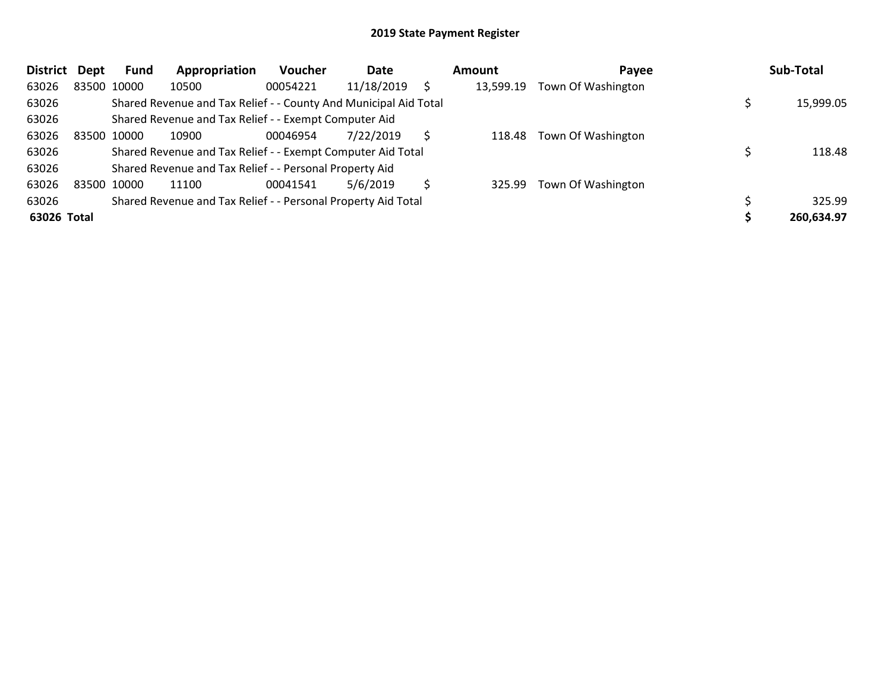## 2019 State Payment Register

| District | Dept | Fund | Appropriation | Voucher | Date | Amount | Payee | Sub-Total |
|---|---|---|---|---|---|---|---|---|
| 63026 | 83500 | 10000 | 10500 | 00054221 | 11/18/2019 | $ 13,599.19 | Town Of Washington | |
| 63026 | | Shared Revenue and Tax Relief - - County And Municipal Aid Total | | | | | | $ 15,999.05 |
| 63026 | | Shared Revenue and Tax Relief - - Exempt Computer Aid | | | | | | |
| 63026 | 83500 | 10000 | 10900 | 00046954 | 7/22/2019 | $ 118.48 | Town Of Washington | |
| 63026 | | Shared Revenue and Tax Relief - - Exempt Computer Aid Total | | | | | | $ 118.48 |
| 63026 | | Shared Revenue and Tax Relief - - Personal Property Aid | | | | | | |
| 63026 | 83500 | 10000 | 11100 | 00041541 | 5/6/2019 | $ 325.99 | Town Of Washington | |
| 63026 | | Shared Revenue and Tax Relief - - Personal Property Aid Total | | | | | | $ 325.99 |
| **63026 Total** | | | | | | | | **$ 260,634.97** |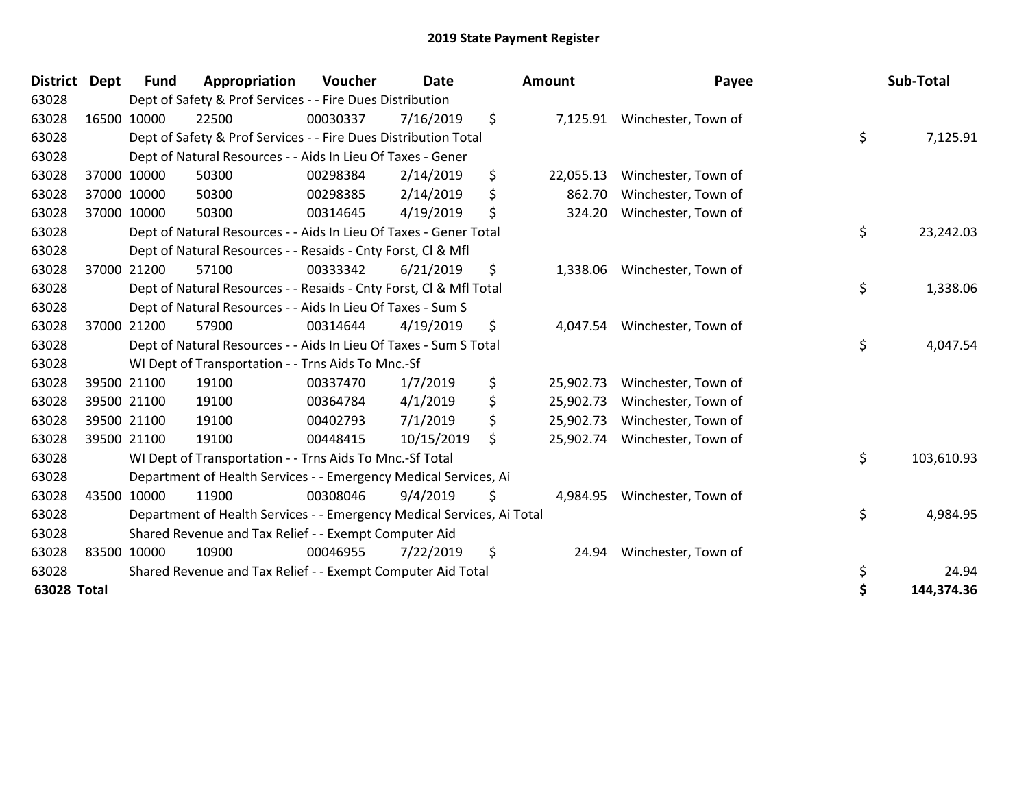# 2019 State Payment Register

| District | Dept | Fund | Appropriation | Voucher | Date | Amount | Payee | Sub-Total |
|---|---|---|---|---|---|---|---|---|
| 63028 | | Dept of Safety & Prof Services - - Fire Dues Distribution | | | | | | |
| 63028 | 16500 | 10000 | 22500 | 00030337 | 7/16/2019 | $ 7,125.91 | Winchester, Town of | |
| 63028 | | Dept of Safety & Prof Services - - Fire Dues Distribution Total | | | | | | $ 7,125.91 |
| 63028 | | Dept of Natural Resources - - Aids In Lieu Of Taxes - Gener | | | | | | |
| 63028 | 37000 | 10000 | 50300 | 00298384 | 2/14/2019 | $ 22,055.13 | Winchester, Town of | |
| 63028 | 37000 | 10000 | 50300 | 00298385 | 2/14/2019 | $ 862.70 | Winchester, Town of | |
| 63028 | 37000 | 10000 | 50300 | 00314645 | 4/19/2019 | $ 324.20 | Winchester, Town of | |
| 63028 | | Dept of Natural Resources - - Aids In Lieu Of Taxes - Gener Total | | | | | | $ 23,242.03 |
| 63028 | | Dept of Natural Resources - - Resaids - Cnty Forst, Cl & Mfl | | | | | | |
| 63028 | 37000 | 21200 | 57100 | 00333342 | 6/21/2019 | $ 1,338.06 | Winchester, Town of | |
| 63028 | | Dept of Natural Resources - - Resaids - Cnty Forst, Cl & Mfl Total | | | | | | $ 1,338.06 |
| 63028 | | Dept of Natural Resources - - Aids In Lieu Of Taxes - Sum S | | | | | | |
| 63028 | 37000 | 21200 | 57900 | 00314644 | 4/19/2019 | $ 4,047.54 | Winchester, Town of | |
| 63028 | | Dept of Natural Resources - - Aids In Lieu Of Taxes - Sum S Total | | | | | | $ 4,047.54 |
| 63028 | | WI Dept of Transportation - - Trns Aids To Mnc.-Sf | | | | | | |
| 63028 | 39500 | 21100 | 19100 | 00337470 | 1/7/2019 | $ 25,902.73 | Winchester, Town of | |
| 63028 | 39500 | 21100 | 19100 | 00364784 | 4/1/2019 | $ 25,902.73 | Winchester, Town of | |
| 63028 | 39500 | 21100 | 19100 | 00402793 | 7/1/2019 | $ 25,902.73 | Winchester, Town of | |
| 63028 | 39500 | 21100 | 19100 | 00448415 | 10/15/2019 | $ 25,902.74 | Winchester, Town of | |
| 63028 | | WI Dept of Transportation - - Trns Aids To Mnc.-Sf Total | | | | | | $ 103,610.93 |
| 63028 | | Department of Health Services - - Emergency Medical Services, Ai | | | | | | |
| 63028 | 43500 | 10000 | 11900 | 00308046 | 9/4/2019 | $ 4,984.95 | Winchester, Town of | |
| 63028 | | Department of Health Services - - Emergency Medical Services, Ai Total | | | | | | $ 4,984.95 |
| 63028 | | Shared Revenue and Tax Relief - - Exempt Computer Aid | | | | | | |
| 63028 | 83500 | 10000 | 10900 | 00046955 | 7/22/2019 | $ 24.94 | Winchester, Town of | |
| 63028 | | Shared Revenue and Tax Relief - - Exempt Computer Aid Total | | | | | | $ 24.94 |
| **63028 Total** | | | | | | | | **$ 144,374.36** |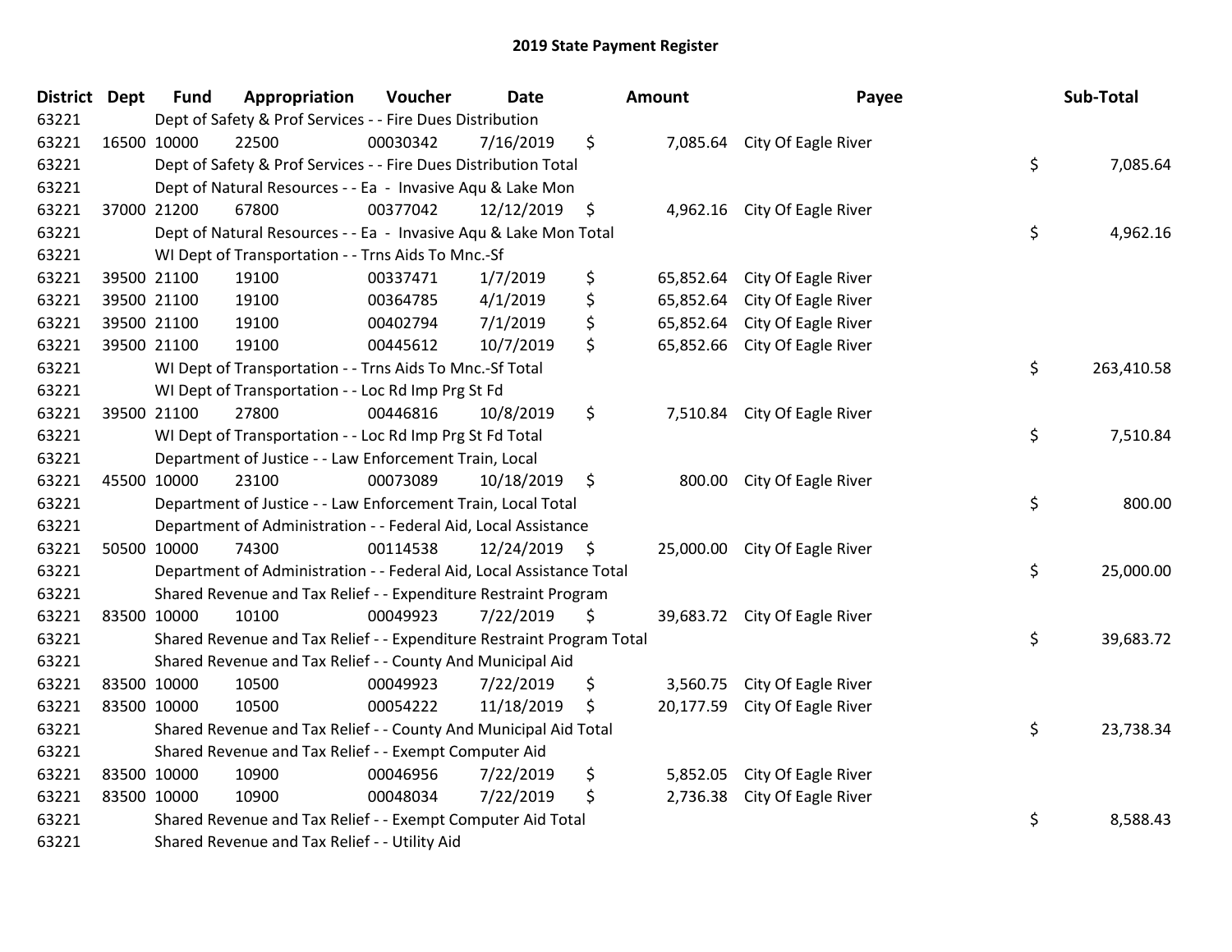# 2019 State Payment Register

| District | Dept | Fund | Appropriation | Voucher | Date | Amount | Payee | Sub-Total |
|---|---|---|---|---|---|---|---|---|
| 63221 | | Dept of Safety & Prof Services - - Fire Dues Distribution | | | | | | |
| 63221 | 16500 | 10000 | 22500 | 00030342 | 7/16/2019 | $ 7,085.64 | City Of Eagle River | |
| 63221 | | Dept of Safety & Prof Services - - Fire Dues Distribution Total | | | | | | $ 7,085.64 |
| 63221 | | Dept of Natural Resources - - Ea - Invasive Aqu & Lake Mon | | | | | | |
| 63221 | 37000 | 21200 | 67800 | 00377042 | 12/12/2019 | $ 4,962.16 | City Of Eagle River | |
| 63221 | | Dept of Natural Resources - - Ea - Invasive Aqu & Lake Mon Total | | | | | | $ 4,962.16 |
| 63221 | | WI Dept of Transportation - - Trns Aids To Mnc.-Sf | | | | | | |
| 63221 | 39500 | 21100 | 19100 | 00337471 | 1/7/2019 | $ 65,852.64 | City Of Eagle River | |
| 63221 | 39500 | 21100 | 19100 | 00364785 | 4/1/2019 | $ 65,852.64 | City Of Eagle River | |
| 63221 | 39500 | 21100 | 19100 | 00402794 | 7/1/2019 | $ 65,852.64 | City Of Eagle River | |
| 63221 | 39500 | 21100 | 19100 | 00445612 | 10/7/2019 | $ 65,852.66 | City Of Eagle River | |
| 63221 | | WI Dept of Transportation - - Trns Aids To Mnc.-Sf Total | | | | | | $ 263,410.58 |
| 63221 | | WI Dept of Transportation - - Loc Rd Imp Prg St Fd | | | | | | |
| 63221 | 39500 | 21100 | 27800 | 00446816 | 10/8/2019 | $ 7,510.84 | City Of Eagle River | |
| 63221 | | WI Dept of Transportation - - Loc Rd Imp Prg St Fd Total | | | | | | $ 7,510.84 |
| 63221 | | Department of Justice - - Law Enforcement Train, Local | | | | | | |
| 63221 | 45500 | 10000 | 23100 | 00073089 | 10/18/2019 | $ 800.00 | City Of Eagle River | |
| 63221 | | Department of Justice - - Law Enforcement Train, Local Total | | | | | | $ 800.00 |
| 63221 | | Department of Administration - - Federal Aid, Local Assistance | | | | | | |
| 63221 | 50500 | 10000 | 74300 | 00114538 | 12/24/2019 | $ 25,000.00 | City Of Eagle River | |
| 63221 | | Department of Administration - - Federal Aid, Local Assistance Total | | | | | | $ 25,000.00 |
| 63221 | | Shared Revenue and Tax Relief - - Expenditure Restraint Program | | | | | | |
| 63221 | 83500 | 10000 | 10100 | 00049923 | 7/22/2019 | $ 39,683.72 | City Of Eagle River | |
| 63221 | | Shared Revenue and Tax Relief - - Expenditure Restraint Program Total | | | | | | $ 39,683.72 |
| 63221 | | Shared Revenue and Tax Relief - - County And Municipal Aid | | | | | | |
| 63221 | 83500 | 10000 | 10500 | 00049923 | 7/22/2019 | $ 3,560.75 | City Of Eagle River | |
| 63221 | 83500 | 10000 | 10500 | 00054222 | 11/18/2019 | $ 20,177.59 | City Of Eagle River | |
| 63221 | | Shared Revenue and Tax Relief - - County And Municipal Aid Total | | | | | | $ 23,738.34 |
| 63221 | | Shared Revenue and Tax Relief - - Exempt Computer Aid | | | | | | |
| 63221 | 83500 | 10000 | 10900 | 00046956 | 7/22/2019 | $ 5,852.05 | City Of Eagle River | |
| 63221 | 83500 | 10000 | 10900 | 00048034 | 7/22/2019 | $ 2,736.38 | City Of Eagle River | |
| 63221 | | Shared Revenue and Tax Relief - - Exempt Computer Aid Total | | | | | | $ 8,588.43 |
| 63221 | | Shared Revenue and Tax Relief - - Utility Aid | | | | | | |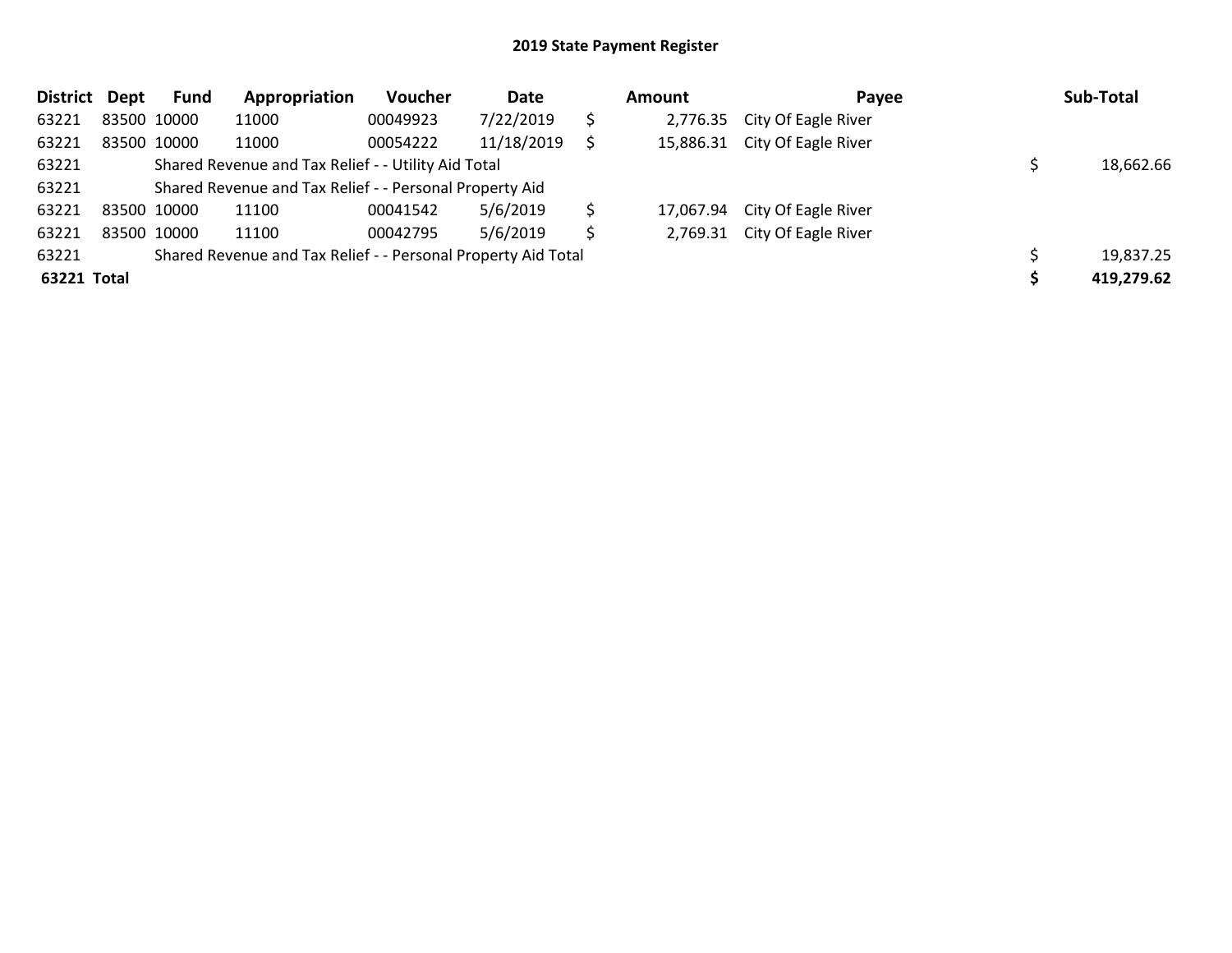# 2019 State Payment Register

| District | Dept | Fund | Appropriation | Voucher | Date | | Amount | Payee | | Sub-Total |
|---|---|---|---|---|---|---|---|---|---|---|
| 63221 | 83500 | 10000 | 11000 | 00049923 | 7/22/2019 | $ | 2,776.35 | City Of Eagle River | | |
| 63221 | 83500 | 10000 | 11000 | 00054222 | 11/18/2019 | $ | 15,886.31 | City Of Eagle River | | |
| 63221 | | Shared Revenue and Tax Relief - - Utility Aid Total | | | | | | | $ | 18,662.66 |
| 63221 | | Shared Revenue and Tax Relief - - Personal Property Aid | | | | | | | | |
| 63221 | 83500 | 10000 | 11100 | 00041542 | 5/6/2019 | $ | 17,067.94 | City Of Eagle River | | |
| 63221 | 83500 | 10000 | 11100 | 00042795 | 5/6/2019 | $ | 2,769.31 | City Of Eagle River | | |
| 63221 | | Shared Revenue and Tax Relief - - Personal Property Aid Total | | | | | | | $ | 19,837.25 |
| **63221 Total** | | | | | | | | | **$** | **419,279.62** |